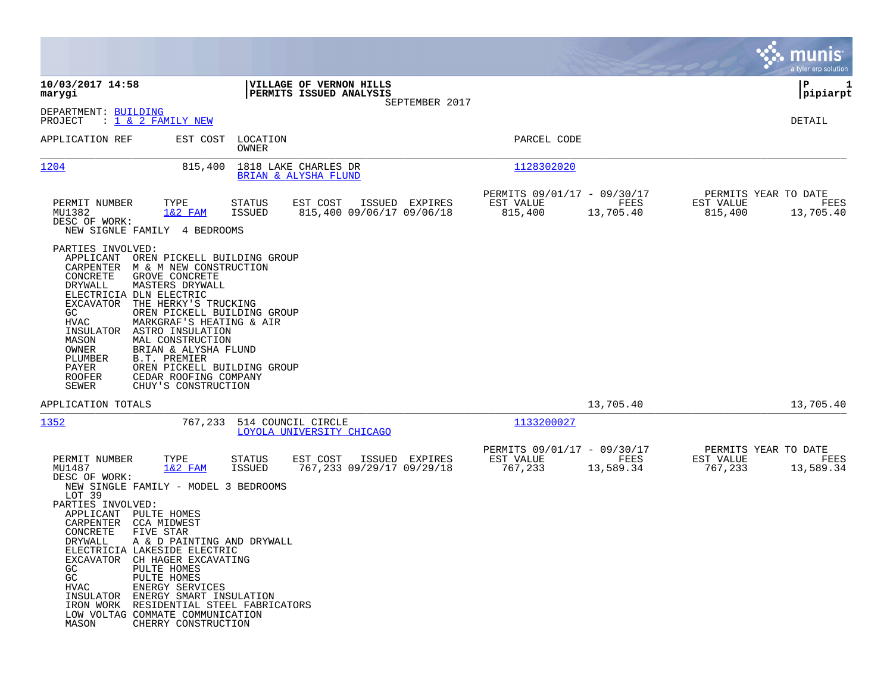**10/03/2017 14:58**
**marygi**

**VILLAGE OF VERNON HILLS**
**PERMITS ISSUED ANALYSIS**
SEPTEMBER 2017

**P 1**
**pipiarpt**

DEPARTMENT: BUILDING
PROJECT : 1 & 2 FAMILY NEW

DETAIL

| APPLICATION REF | EST COST | LOCATION / OWNER | PARCEL CODE |
|---|---|---|---|
| 1204 | 815,400 | 1818 LAKE CHARLES DR / BRIAN & ALYSHA FLUND | 1128302020 |

| PERMIT NUMBER | TYPE | STATUS | EST COST | ISSUED | EXPIRES | PERMITS 09/01/17 - 09/30/17 EST VALUE | FEES | PERMITS YEAR TO DATE EST VALUE | FEES |
|---|---|---|---|---|---|---|---|---|---|
| MU1382 | 1&2 FAM | ISSUED | 815,400 | 09/06/17 | 09/06/18 | 815,400 | 13,705.40 | 815,400 | 13,705.40 |

DESC OF WORK:
NEW SIGNLE FAMILY 4 BEDROOMS

PARTIES INVOLVED:

| | |
|---|---|
| APPLICANT | OREN PICKELL BUILDING GROUP |
| CARPENTER | M & M NEW CONSTRUCTION |
| CONCRETE | GROVE CONCRETE |
| DRYWALL | MASTERS DRYWALL |
| ELECTRICIA | DLN ELECTRIC |
| EXCAVATOR | THE HERKY'S TRUCKING |
| GC | OREN PICKELL BUILDING GROUP |
| HVAC | MARKGRAF'S HEATING & AIR |
| INSULATOR | ASTRO INSULATION |
| MASON | MAL CONSTRUCTION |
| OWNER | BRIAN & ALYSHA FLUND |
| PLUMBER | B.T. PREMIER |
| PAYER | OREN PICKELL BUILDING GROUP |
| ROOFER | CEDAR ROOFING COMPANY |
| SEWER | CHUY'S CONSTRUCTION |

APPLICATION TOTALS 13,705.40 13,705.40

| APPLICATION REF | EST COST | LOCATION / OWNER | PARCEL CODE |
|---|---|---|---|
| 1352 | 767,233 | 514 COUNCIL CIRCLE / LOYOLA UNIVERSITY CHICAGO | 1133200027 |

| PERMIT NUMBER | TYPE | STATUS | EST COST | ISSUED | EXPIRES | PERMITS 09/01/17 - 09/30/17 EST VALUE | FEES | PERMITS YEAR TO DATE EST VALUE | FEES |
|---|---|---|---|---|---|---|---|---|---|
| MU1487 | 1&2 FAM | ISSUED | 767,233 | 09/29/17 | 09/29/18 | 767,233 | 13,589.34 | 767,233 | 13,589.34 |

DESC OF WORK:
NEW SINGLE FAMILY - MODEL 3 BEDROOMS
LOT 39

PARTIES INVOLVED:

| | |
|---|---|
| APPLICANT | PULTE HOMES |
| CARPENTER | CCA MIDWEST |
| CONCRETE | FIVE STAR |
| DRYWALL | A & D PAINTING AND DRYWALL |
| ELECTRICIA | LAKESIDE ELECTRIC |
| EXCAVATOR | CH HAGER EXCAVATING |
| GC | PULTE HOMES |
| GC | PULTE HOMES |
| HVAC | ENERGY SERVICES |
| INSULATOR | ENERGY SMART INSULATION |
| IRON WORK | RESIDENTIAL STEEL FABRICATORS |
| LOW VOLTAG | COMMATE COMMUNICATION |
| MASON | CHERRY CONSTRUCTION |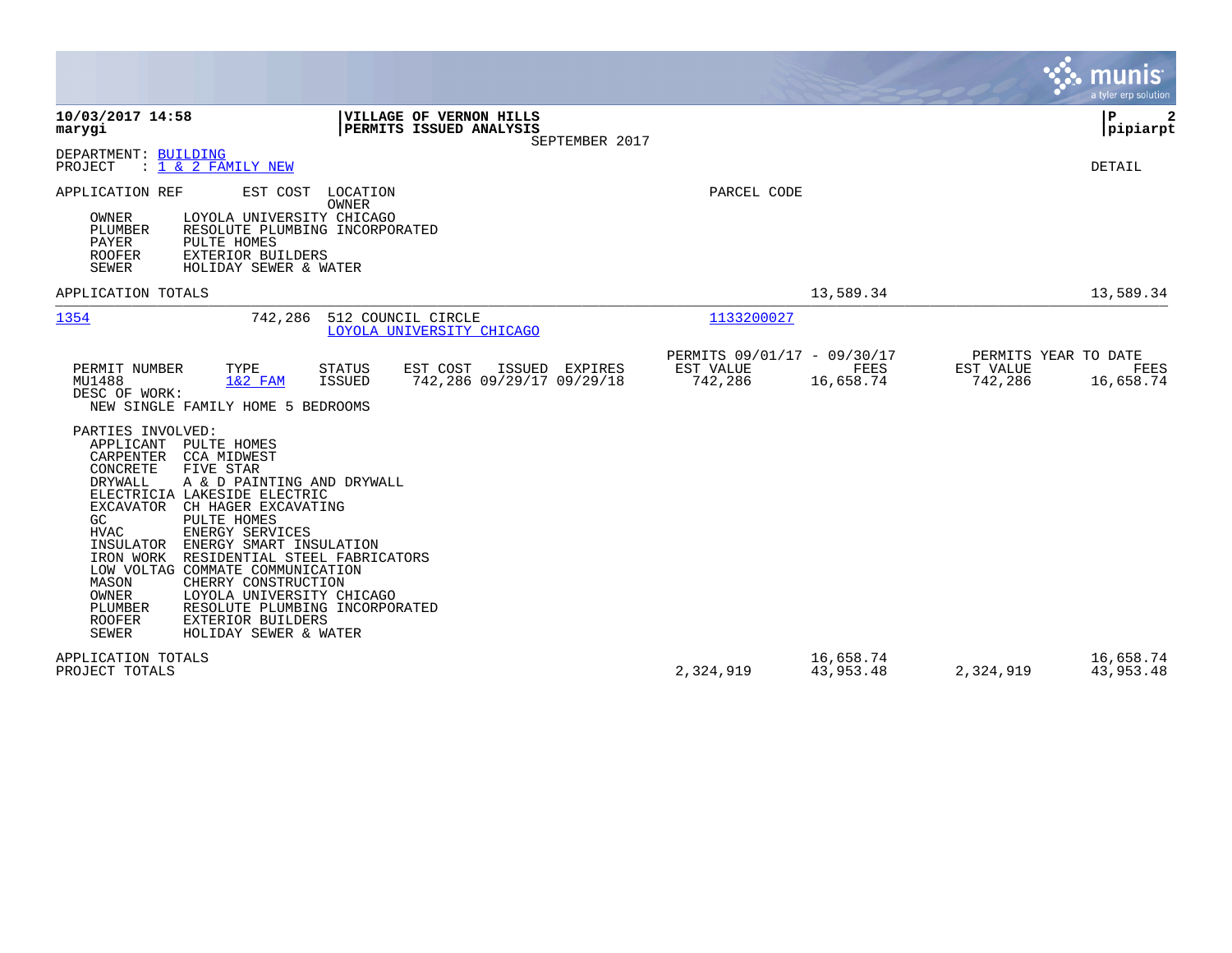**10/03/2017 14:58**
**marygi**

**VILLAGE OF VERNON HILLS**
**PERMITS ISSUED ANALYSIS**
SEPTEMBER 2017

**P 2**
**pipiarpt**

DEPARTMENT: BUILDING
PROJECT : 1 & 2 FAMILY NEW

DETAIL

APPLICATION REF    EST COST    LOCATION / OWNER    PARCEL CODE

OWNER LOYOLA UNIVERSITY CHICAGO
PLUMBER RESOLUTE PLUMBING INCORPORATED
PAYER PULTE HOMES
ROOFER EXTERIOR BUILDERS
SEWER HOLIDAY SEWER & WATER

APPLICATION TOTALS 13,589.34 13,589.34

1354    742,286    512 COUNCIL CIRCLE
LOYOLA UNIVERSITY CHICAGO    1133200027

| PERMIT NUMBER | TYPE | STATUS | EST COST | ISSUED | EXPIRES | PERMITS 09/01/17 - 09/30/17 EST VALUE | FEES | PERMITS YEAR TO DATE EST VALUE | FEES |
|---|---|---|---|---|---|---|---|---|---|
| MU1488 | 1&2 FAM | ISSUED | 742,286 | 09/29/17 | 09/29/18 | 742,286 | 16,658.74 | 742,286 | 16,658.74 |

DESC OF WORK:
NEW SINGLE FAMILY HOME 5 BEDROOMS

PARTIES INVOLVED:
APPLICANT PULTE HOMES
CARPENTER CCA MIDWEST
CONCRETE FIVE STAR
DRYWALL A & D PAINTING AND DRYWALL
ELECTRICIA LAKESIDE ELECTRIC
EXCAVATOR CH HAGER EXCAVATING
GC PULTE HOMES
HVAC ENERGY SERVICES
INSULATOR ENERGY SMART INSULATION
IRON WORK RESIDENTIAL STEEL FABRICATORS
LOW VOLTAG COMMATE COMMUNICATION
MASON CHERRY CONSTRUCTION
OWNER LOYOLA UNIVERSITY CHICAGO
PLUMBER RESOLUTE PLUMBING INCORPORATED
ROOFER EXTERIOR BUILDERS
SEWER HOLIDAY SEWER & WATER

| | EST VALUE | FEES | EST VALUE | FEES |
|---|---|---|---|---|
| APPLICATION TOTALS | | 16,658.74 | | 16,658.74 |
| PROJECT TOTALS | 2,324,919 | 43,953.48 | 2,324,919 | 43,953.48 |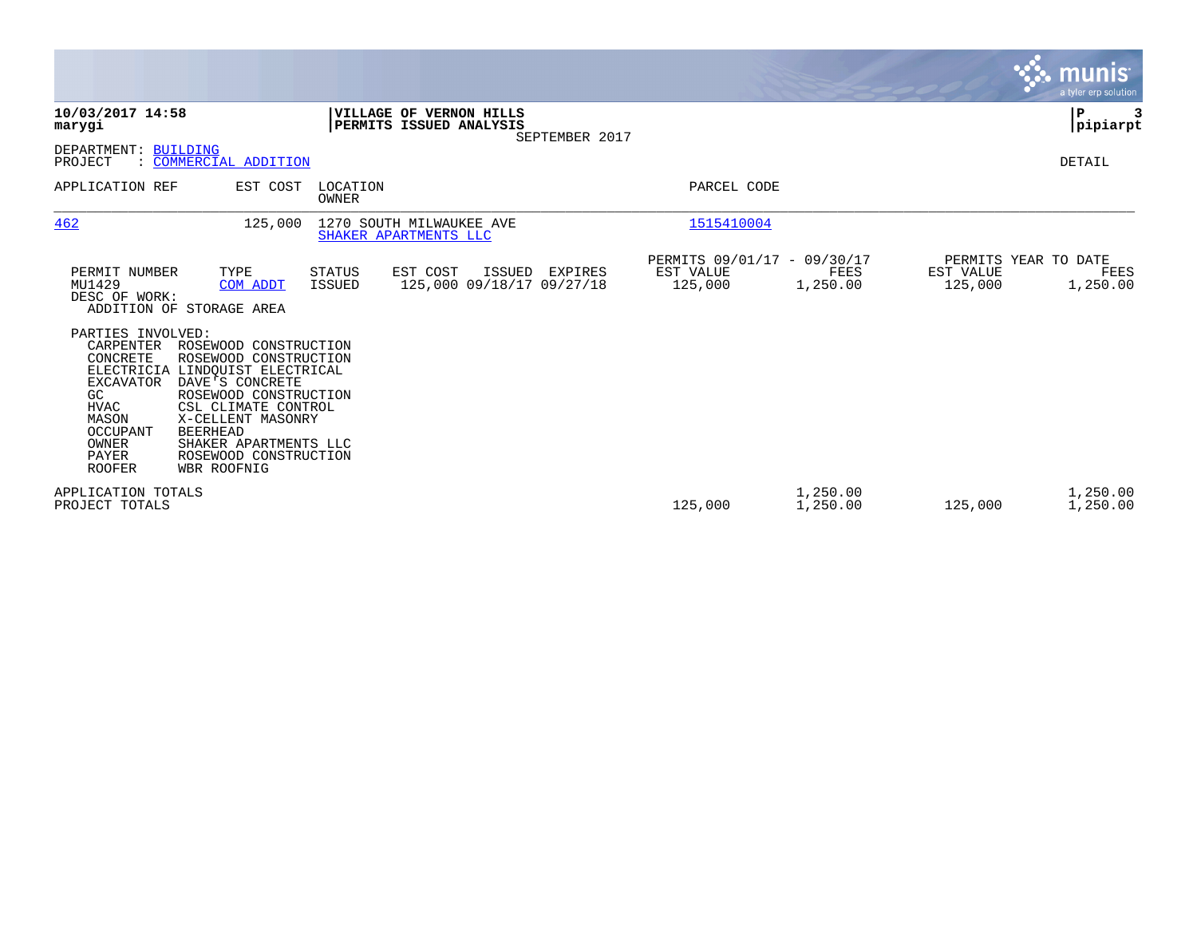10/03/2017 14:58
marygi

**VILLAGE OF VERNON HILLS**
**PERMITS ISSUED ANALYSIS**
SEPTEMBER 2017

P 3
pipiarpt

DEPARTMENT: BUILDING
PROJECT : COMMERCIAL ADDITION

DETAIL

| APPLICATION REF | EST COST | LOCATION / OWNER | PARCEL CODE |
|---|---|---|---|
| 462 | 125,000 | 1270 SOUTH MILWAUKEE AVE / SHAKER APARTMENTS LLC | 1515410004 |

| PERMIT NUMBER | TYPE | STATUS | EST COST | ISSUED | EXPIRES | PERMITS 09/01/17 - 09/30/17 EST VALUE | FEES | PERMITS YEAR TO DATE EST VALUE | FEES |
|---|---|---|---|---|---|---|---|---|---|
| MU1429 | COM ADDT | ISSUED | 125,000 | 09/18/17 | 09/27/18 | 125,000 | 1,250.00 | 125,000 | 1,250.00 |

DESC OF WORK:
ADDITION OF STORAGE AREA

PARTIES INVOLVED:

| | |
|---|---|
| CARPENTER | ROSEWOOD CONSTRUCTION |
| CONCRETE | ROSEWOOD CONSTRUCTION |
| ELECTRICIA | LINDQUIST ELECTRICAL |
| EXCAVATOR | DAVE'S CONCRETE |
| GC | ROSEWOOD CONSTRUCTION |
| HVAC | CSL CLIMATE CONTROL |
| MASON | X-CELLENT MASONRY |
| OCCUPANT | BEERHEAD |
| OWNER | SHAKER APARTMENTS LLC |
| PAYER | ROSEWOOD CONSTRUCTION |
| ROOFER | WBR ROOFNIG |

| | EST VALUE | FEES | YTD EST VALUE | YTD FEES |
|---|---|---|---|---|
| APPLICATION TOTALS | | 1,250.00 | | 1,250.00 |
| PROJECT TOTALS | 125,000 | 1,250.00 | 125,000 | 1,250.00 |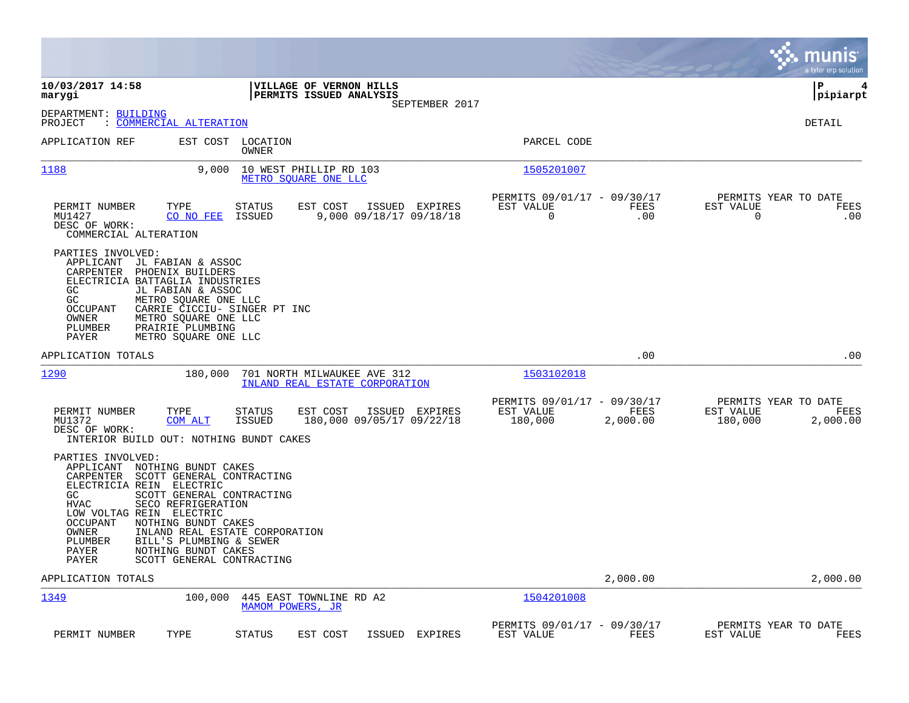**10/03/2017 14:58**
**marygi**

**VILLAGE OF VERNON HILLS**
**PERMITS ISSUED ANALYSIS**
SEPTEMBER 2017

**P 4**
**pipiarpt**

DEPARTMENT: BUILDING
PROJECT : COMMERCIAL ALTERATION

DETAIL

| APPLICATION REF | EST COST | LOCATION / OWNER | PARCEL CODE |
|---|---|---|---|
| 1188 | 9,000 | 10 WEST PHILLIP RD 103 / METRO SQUARE ONE LLC | 1505201007 |

| PERMIT NUMBER | TYPE | STATUS | EST COST | ISSUED | EXPIRES | PERMITS 09/01/17 - 09/30/17 EST VALUE | FEES | PERMITS YEAR TO DATE EST VALUE | FEES |
|---|---|---|---|---|---|---|---|---|---|
| MU1427 | CO NO FEE | ISSUED | 9,000 | 09/18/17 | 09/18/18 | 0 | .00 | 0 | .00 |

DESC OF WORK:
COMMERCIAL ALTERATION

PARTIES INVOLVED:
- APPLICANT JL FABIAN & ASSOC
- CARPENTER PHOENIX BUILDERS
- ELECTRICIA BATTAGLIA INDUSTRIES
- GC JL FABIAN & ASSOC
- GC METRO SQUARE ONE LLC
- OCCUPANT CARRIE CICCIU- SINGER PT INC
- OWNER METRO SQUARE ONE LLC
- PLUMBER PRAIRIE PLUMBING
- PAYER METRO SQUARE ONE LLC

APPLICATION TOTALS .00 .00

| APPLICATION REF | EST COST | LOCATION / OWNER | PARCEL CODE |
|---|---|---|---|
| 1290 | 180,000 | 701 NORTH MILWAUKEE AVE 312 / INLAND REAL ESTATE CORPORATION | 1503102018 |

| PERMIT NUMBER | TYPE | STATUS | EST COST | ISSUED | EXPIRES | PERMITS 09/01/17 - 09/30/17 EST VALUE | FEES | PERMITS YEAR TO DATE EST VALUE | FEES |
|---|---|---|---|---|---|---|---|---|---|
| MU1372 | COM ALT | ISSUED | 180,000 | 09/05/17 | 09/22/18 | 180,000 | 2,000.00 | 180,000 | 2,000.00 |

DESC OF WORK:
INTERIOR BUILD OUT: NOTHING BUNDT CAKES

PARTIES INVOLVED:
- APPLICANT NOTHING BUNDT CAKES
- CARPENTER SCOTT GENERAL CONTRACTING
- ELECTRICIA REIN ELECTRIC
- GC SCOTT GENERAL CONTRACTING
- HVAC SECO REFRIGERATION
- LOW VOLTAG REIN ELECTRIC
- OCCUPANT NOTHING BUNDT CAKES
- OWNER INLAND REAL ESTATE CORPORATION
- PLUMBER BILL'S PLUMBING & SEWER
- PAYER NOTHING BUNDT CAKES
- PAYER SCOTT GENERAL CONTRACTING

APPLICATION TOTALS 2,000.00 2,000.00

| APPLICATION REF | EST COST | LOCATION / OWNER | PARCEL CODE |
|---|---|---|---|
| 1349 | 100,000 | 445 EAST TOWNLINE RD A2 / MAMOM POWERS, JR | 1504201008 |

| PERMIT NUMBER | TYPE | STATUS | EST COST | ISSUED | EXPIRES | PERMITS 09/01/17 - 09/30/17 EST VALUE | FEES | PERMITS YEAR TO DATE EST VALUE | FEES |
|---|---|---|---|---|---|---|---|---|---|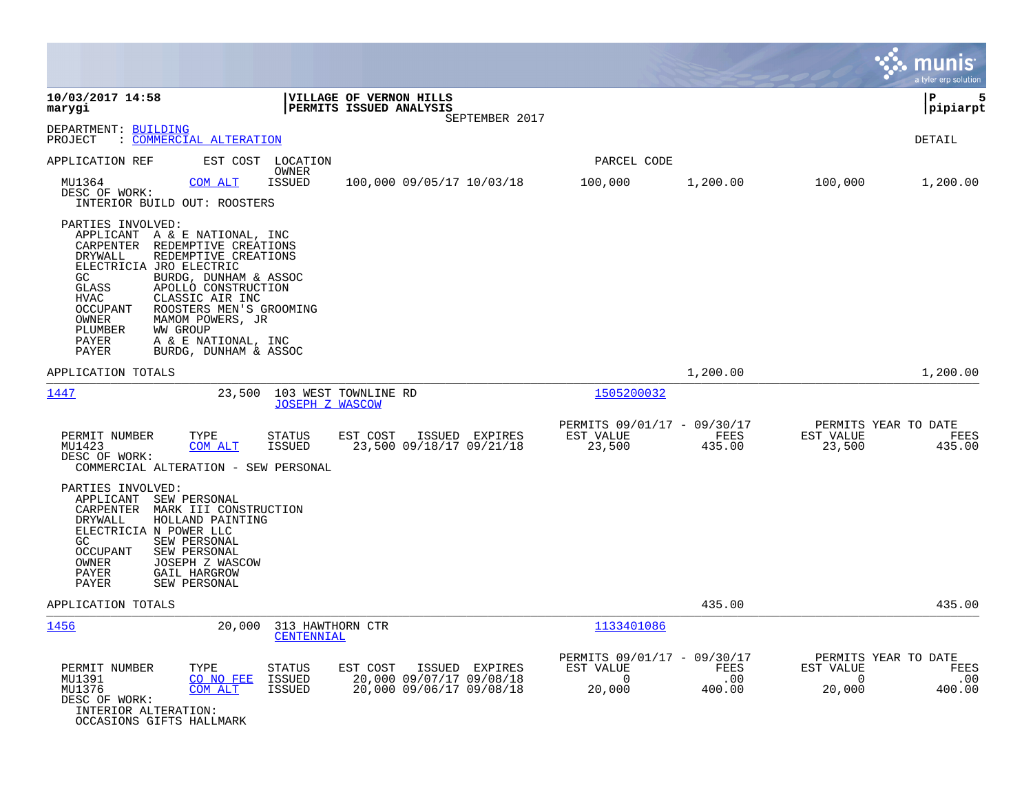**10/03/2017 14:58**
**marygi**

**VILLAGE OF VERNON HILLS**
**PERMITS ISSUED ANALYSIS**
SEPTEMBER 2017

**P 5**
**pipiarpt**

DEPARTMENT: BUILDING
PROJECT : COMMERCIAL ALTERATION

DETAIL

| APPLICATION REF | EST COST | LOCATION / OWNER | | PARCEL CODE | | | |
|---|---|---|---|---|---|---|---|
| MU1364 | COM ALT | ISSUED | 100,000 09/05/17 10/03/18 | 100,000 | 1,200.00 | 100,000 | 1,200.00 |

DESC OF WORK:
INTERIOR BUILD OUT: ROOSTERS

PARTIES INVOLVED:
- APPLICANT A & E NATIONAL, INC
- CARPENTER REDEMPTIVE CREATIONS
- DRYWALL REDEMPTIVE CREATIONS
- ELECTRICIA JRO ELECTRIC
- GC BURDG, DUNHAM & ASSOC
- GLASS APOLLO CONSTRUCTION
- HVAC CLASSIC AIR INC
- OCCUPANT ROOSTERS MEN'S GROOMING
- OWNER MAMOM POWERS, JR
- PLUMBER WW GROUP
- PAYER A & E NATIONAL, INC
- PAYER BURDG, DUNHAM & ASSOC

APPLICATION TOTALS 1,200.00 1,200.00

---

**1447** 23,500 103 WEST TOWNLINE RD — JOSEPH Z WASCOW — 1505200032

| PERMIT NUMBER | TYPE | STATUS | EST COST | ISSUED | EXPIRES | PERMITS 09/01/17 - 09/30/17 EST VALUE | FEES | PERMITS YEAR TO DATE EST VALUE | FEES |
|---|---|---|---|---|---|---|---|---|---|
| MU1423 | COM ALT | ISSUED | 23,500 | 09/18/17 | 09/21/18 | 23,500 | 435.00 | 23,500 | 435.00 |

DESC OF WORK:
COMMERCIAL ALTERATION - SEW PERSONAL

PARTIES INVOLVED:
- APPLICANT SEW PERSONAL
- CARPENTER MARK III CONSTRUCTION
- DRYWALL HOLLAND PAINTING
- ELECTRICIA N POWER LLC
- GC SEW PERSONAL
- OCCUPANT SEW PERSONAL
- OWNER JOSEPH Z WASCOW
- PAYER GAIL HARGROW
- PAYER SEW PERSONAL

APPLICATION TOTALS 435.00 435.00

---

**1456** 20,000 313 HAWTHORN CTR — CENTENNIAL — 1133401086

| PERMIT NUMBER | TYPE | STATUS | EST COST | ISSUED | EXPIRES | PERMITS 09/01/17 - 09/30/17 EST VALUE | FEES | PERMITS YEAR TO DATE EST VALUE | FEES |
|---|---|---|---|---|---|---|---|---|---|
| MU1391 | CO NO FEE | ISSUED | 20,000 | 09/07/17 | 09/08/18 | 0 | .00 | 0 | .00 |
| MU1376 | COM ALT | ISSUED | 20,000 | 09/06/17 | 09/08/18 | 20,000 | 400.00 | 20,000 | 400.00 |

DESC OF WORK:
INTERIOR ALTERATION:
OCCASIONS GIFTS HALLMARK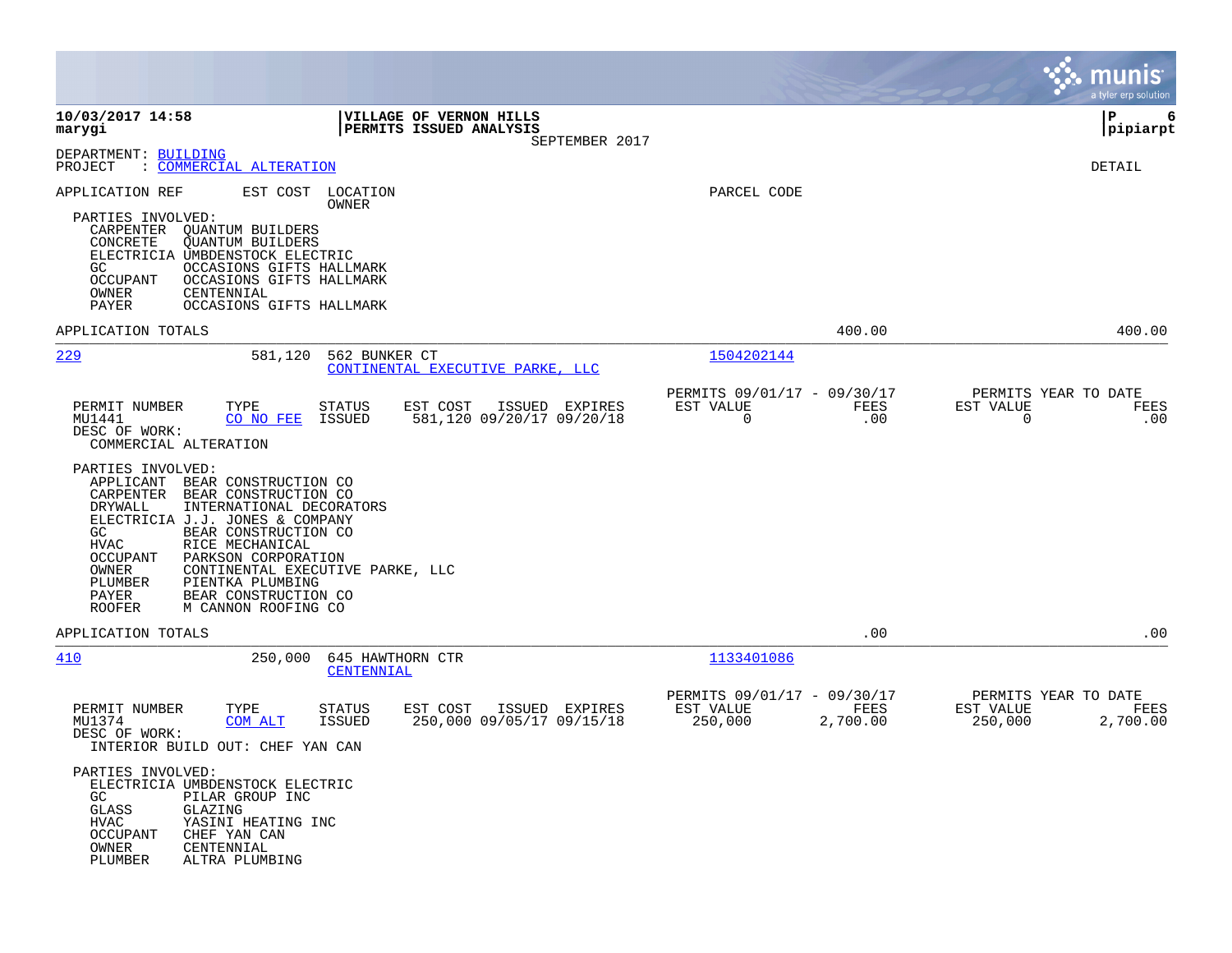**10/03/2017 14:58**
**marygi**

**VILLAGE OF VERNON HILLS**
**PERMITS ISSUED ANALYSIS**
SEPTEMBER 2017

**P 6**
**pipiarpt**

DEPARTMENT: BUILDING
PROJECT : COMMERCIAL ALTERATION

DETAIL

APPLICATION REF EST COST LOCATION PARCEL CODE
OWNER

PARTIES INVOLVED:

- CARPENTER QUANTUM BUILDERS
- CONCRETE QUANTUM BUILDERS
- ELECTRICIA UMBDENSTOCK ELECTRIC
- GC OCCASIONS GIFTS HALLMARK
- OCCUPANT OCCASIONS GIFTS HALLMARK
- OWNER CENTENNIAL
- PAYER OCCASIONS GIFTS HALLMARK

APPLICATION TOTALS 400.00 400.00

---

**229** 581,120 562 BUNKER CT 1504202144
CONTINENTAL EXECUTIVE PARKE, LLC

| PERMIT NUMBER | TYPE | STATUS | EST COST | ISSUED | EXPIRES | PERMITS 09/01/17 - 09/30/17 EST VALUE | FEES | PERMITS YEAR TO DATE EST VALUE | FEES |
|---|---|---|---|---|---|---|---|---|---|
| MU1441 | CO NO FEE | ISSUED | 581,120 | 09/20/17 | 09/20/18 | 0 | .00 | 0 | .00 |

DESC OF WORK:
COMMERCIAL ALTERATION

PARTIES INVOLVED:

- APPLICANT BEAR CONSTRUCTION CO
- CARPENTER BEAR CONSTRUCTION CO
- DRYWALL INTERNATIONAL DECORATORS
- ELECTRICIA J.J. JONES & COMPANY
- GC BEAR CONSTRUCTION CO
- HVAC RICE MECHANICAL
- OCCUPANT PARKSON CORPORATION
- OWNER CONTINENTAL EXECUTIVE PARKE, LLC
- PLUMBER PIENTKA PLUMBING
- PAYER BEAR CONSTRUCTION CO
- ROOFER M CANNON ROOFING CO

APPLICATION TOTALS .00 .00

---

**410** 250,000 645 HAWTHORN CTR 1133401086
CENTENNIAL

| PERMIT NUMBER | TYPE | STATUS | EST COST | ISSUED | EXPIRES | PERMITS 09/01/17 - 09/30/17 EST VALUE | FEES | PERMITS YEAR TO DATE EST VALUE | FEES |
|---|---|---|---|---|---|---|---|---|---|
| MU1374 | COM ALT | ISSUED | 250,000 | 09/05/17 | 09/15/18 | 250,000 | 2,700.00 | 250,000 | 2,700.00 |

DESC OF WORK:
INTERIOR BUILD OUT: CHEF YAN CAN

PARTIES INVOLVED:

- ELECTRICIA UMBDENSTOCK ELECTRIC
- GC PILAR GROUP INC
- GLASS GLAZING
- HVAC YASINI HEATING INC
- OCCUPANT CHEF YAN CAN
- OWNER CENTENNIAL
- PLUMBER ALTRA PLUMBING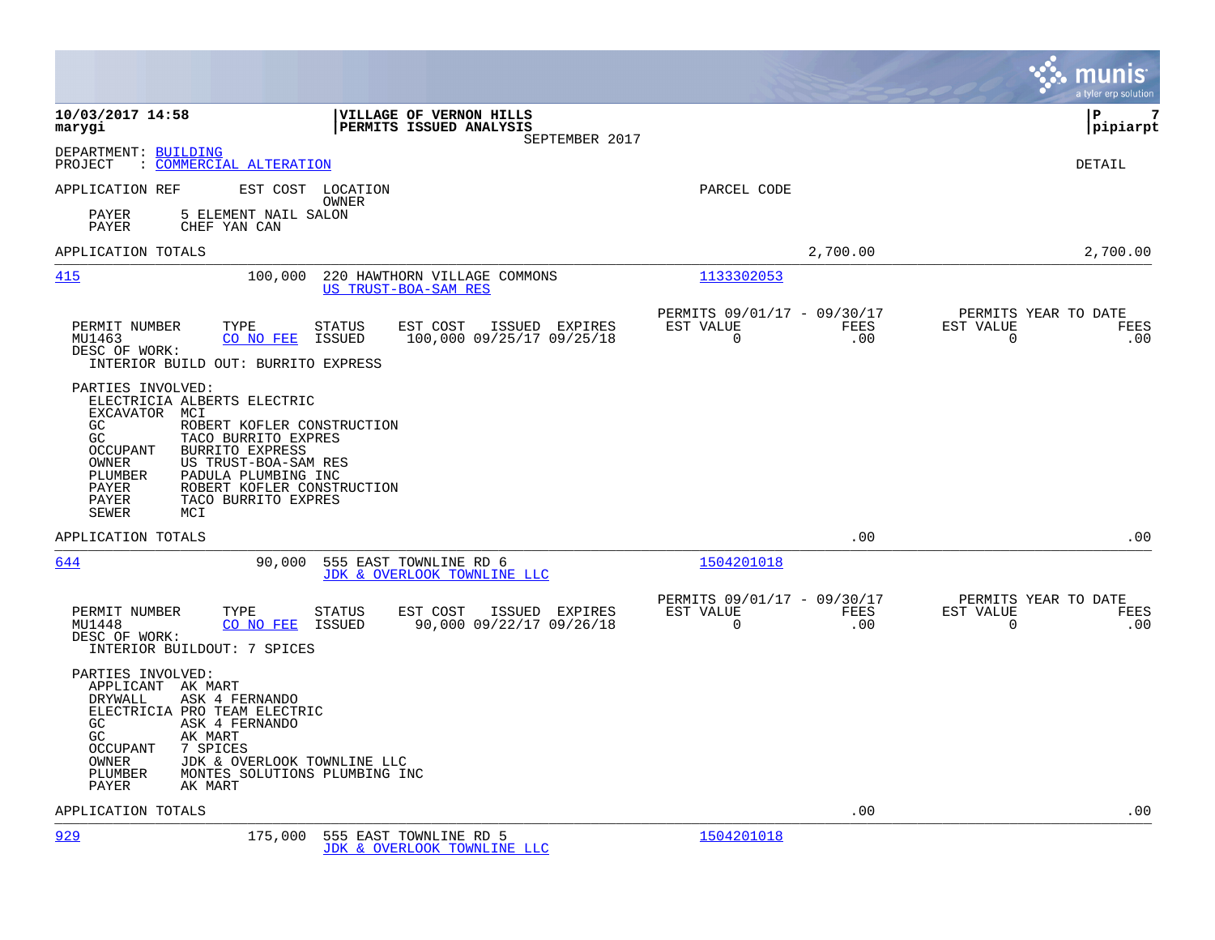10/03/2017 14:58 **VILLAGE OF VERNON HILLS**
marygi **PERMITS ISSUED ANALYSIS**
SEPTEMBER 2017
pipiarpt

DEPARTMENT: BUILDING
PROJECT : COMMERCIAL ALTERATION

DETAIL

| APPLICATION REF | EST COST | LOCATION / OWNER | PARCEL CODE |
|---|---|---|---|

PAYER 5 ELEMENT NAIL SALON
PAYER CHEF YAN CAN

APPLICATION TOTALS 2,700.00 2,700.00

---

**415** 100,000 220 HAWTHORN VILLAGE COMMONS 1133302053
US TRUST-BOA-SAM RES

| PERMIT NUMBER | TYPE | STATUS | EST COST | ISSUED | EXPIRES | PERMITS 09/01/17 - 09/30/17 EST VALUE | FEES | PERMITS YEAR TO DATE EST VALUE | FEES |
|---|---|---|---|---|---|---|---|---|---|
| MU1463 | CO NO FEE | ISSUED | 100,000 | 09/25/17 | 09/25/18 | 0 | .00 | 0 | .00 |

DESC OF WORK:
INTERIOR BUILD OUT: BURRITO EXPRESS

PARTIES INVOLVED:
ELECTRICIA ALBERTS ELECTRIC
EXCAVATOR MCI
GC ROBERT KOFLER CONSTRUCTION
GC TACO BURRITO EXPRES
OCCUPANT BURRITO EXPRESS
OWNER US TRUST-BOA-SAM RES
PLUMBER PADULA PLUMBING INC
PAYER ROBERT KOFLER CONSTRUCTION
PAYER TACO BURRITO EXPRES
SEWER MCI

APPLICATION TOTALS .00 .00

---

**644** 90,000 555 EAST TOWNLINE RD 6 1504201018
JDK & OVERLOOK TOWNLINE LLC

| PERMIT NUMBER | TYPE | STATUS | EST COST | ISSUED | EXPIRES | PERMITS 09/01/17 - 09/30/17 EST VALUE | FEES | PERMITS YEAR TO DATE EST VALUE | FEES |
|---|---|---|---|---|---|---|---|---|---|
| MU1448 | CO NO FEE | ISSUED | 90,000 | 09/22/17 | 09/26/18 | 0 | .00 | 0 | .00 |

DESC OF WORK:
INTERIOR BUILDOUT: 7 SPICES

PARTIES INVOLVED:
APPLICANT AK MART
DRYWALL ASK 4 FERNANDO
ELECTRICIA PRO TEAM ELECTRIC
GC ASK 4 FERNANDO
GC AK MART
OCCUPANT 7 SPICES
OWNER JDK & OVERLOOK TOWNLINE LLC
PLUMBER MONTES SOLUTIONS PLUMBING INC
PAYER AK MART

APPLICATION TOTALS .00 .00

---

**929** 175,000 555 EAST TOWNLINE RD 5 1504201018
JDK & OVERLOOK TOWNLINE LLC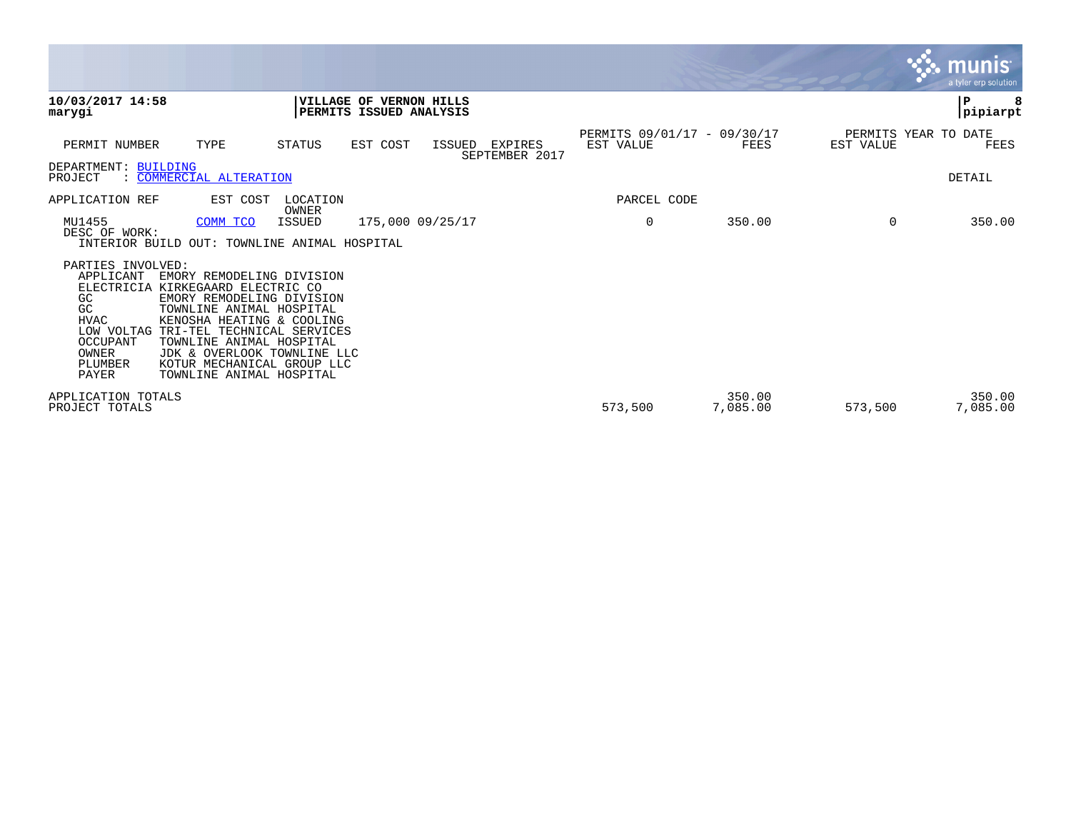**10/03/2017 14:58**
**marygi**

**VILLAGE OF VERNON HILLS**
**PERMITS ISSUED ANALYSIS**

**P 8**
**pipiarpt**

| PERMIT NUMBER | TYPE | STATUS | EST COST | ISSUED | EXPIRES | PERMITS 09/01/17 - 09/30/17 EST VALUE | FEES | PERMITS YEAR TO DATE EST VALUE | FEES |
|---|---|---|---|---|---|---|---|---|---|
| | | | | | SEPTEMBER 2017 | | | | |

DEPARTMENT: BUILDING
PROJECT : COMMERCIAL ALTERATION

DETAIL

APPLICATION REF   EST COST   LOCATION   OWNER   PARCEL CODE

| PERMIT NUMBER | TYPE | STATUS | EST COST | ISSUED | EXPIRES | EST VALUE | FEES | YTD EST VALUE | YTD FEES |
|---|---|---|---|---|---|---|---|---|---|
| MU1455 | COMM TCO | ISSUED | 175,000 | 09/25/17 | | 0 | 350.00 | 0 | 350.00 |

DESC OF WORK:
INTERIOR BUILD OUT: TOWNLINE ANIMAL HOSPITAL

PARTIES INVOLVED:

| | |
|---|---|
| APPLICANT | EMORY REMODELING DIVISION |
| ELECTRICIA | KIRKEGAARD ELECTRIC CO |
| GC | EMORY REMODELING DIVISION |
| GC | TOWNLINE ANIMAL HOSPITAL |
| HVAC | KENOSHA HEATING & COOLING |
| LOW VOLTAG | TRI-TEL TECHNICAL SERVICES |
| OCCUPANT | TOWNLINE ANIMAL HOSPITAL |
| OWNER | JDK & OVERLOOK TOWNLINE LLC |
| PLUMBER | KOTUR MECHANICAL GROUP LLC |
| PAYER | TOWNLINE ANIMAL HOSPITAL |

| | EST VALUE | FEES | YTD EST VALUE | YTD FEES |
|---|---|---|---|---|
| APPLICATION TOTALS | | 350.00 | | 350.00 |
| PROJECT TOTALS | 573,500 | 7,085.00 | 573,500 | 7,085.00 |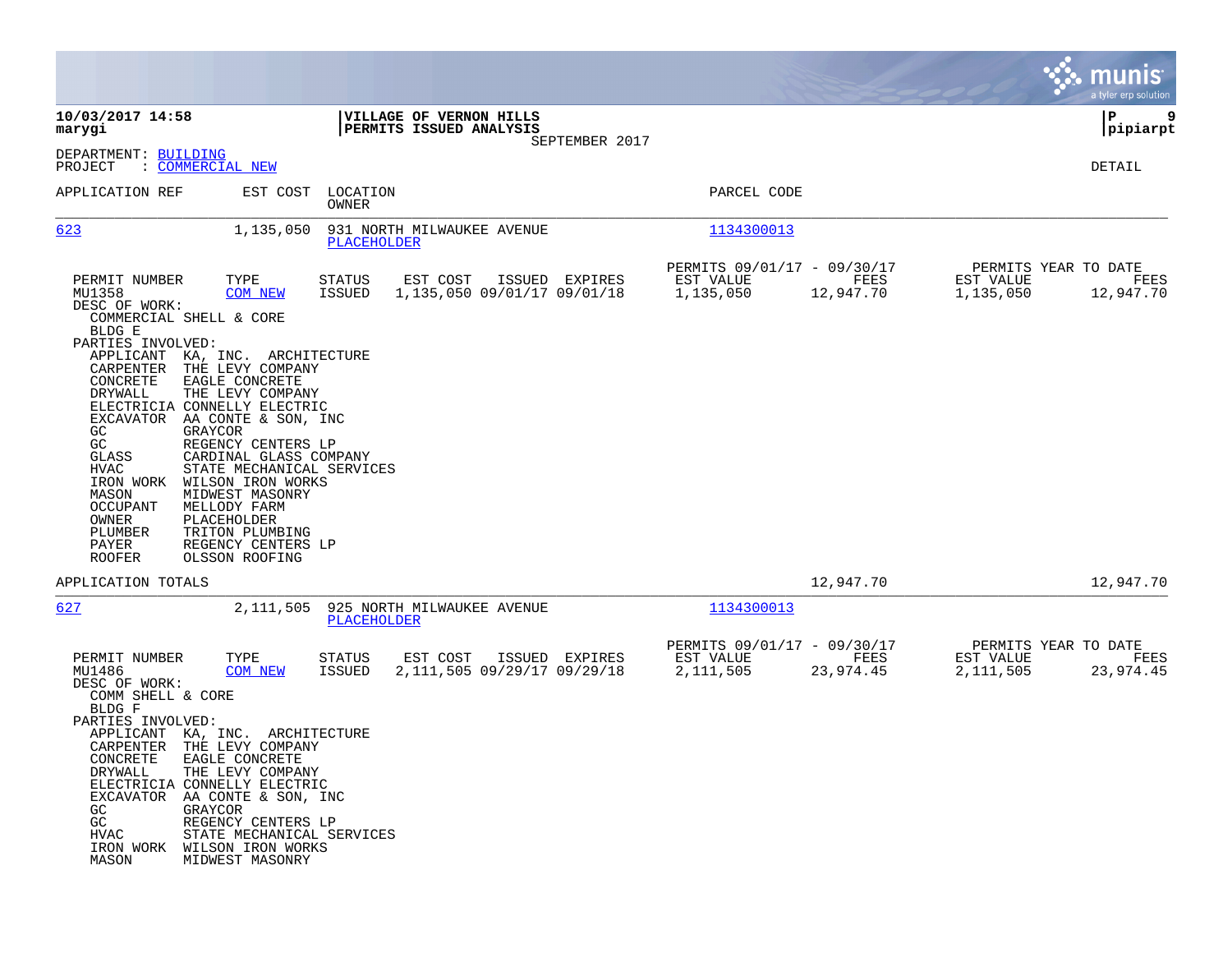10/03/2017 14:58
marygi

**VILLAGE OF VERNON HILLS**
**PERMITS ISSUED ANALYSIS**
SEPTEMBER 2017

pipiarpt

DEPARTMENT: BUILDING
PROJECT : COMMERCIAL NEW

DETAIL

| APPLICATION REF | EST COST | LOCATION / OWNER | PARCEL CODE |
|---|---|---|---|
| 623 | 1,135,050 | 931 NORTH MILWAUKEE AVENUE / PLACEHOLDER | 1134300013 |

| PERMIT NUMBER | TYPE | STATUS | EST COST | ISSUED | EXPIRES | PERMITS 09/01/17 - 09/30/17 EST VALUE | FEES | PERMITS YEAR TO DATE EST VALUE | FEES |
|---|---|---|---|---|---|---|---|---|---|
| MU1358 | COM NEW | ISSUED | 1,135,050 | 09/01/17 | 09/01/18 | 1,135,050 | 12,947.70 | 1,135,050 | 12,947.70 |

DESC OF WORK:
COMMERCIAL SHELL & CORE
BLDG E

PARTIES INVOLVED:

| | |
|---|---|
| APPLICANT | KA, INC. ARCHITECTURE |
| CARPENTER | THE LEVY COMPANY |
| CONCRETE | EAGLE CONCRETE |
| DRYWALL | THE LEVY COMPANY |
| ELECTRICIA | CONNELLY ELECTRIC |
| EXCAVATOR | AA CONTE & SON, INC |
| GC | GRAYCOR |
| GC | REGENCY CENTERS LP |
| GLASS | CARDINAL GLASS COMPANY |
| HVAC | STATE MECHANICAL SERVICES |
| IRON WORK | WILSON IRON WORKS |
| MASON | MIDWEST MASONRY |
| OCCUPANT | MELLODY FARM |
| OWNER | PLACEHOLDER |
| PLUMBER | TRITON PLUMBING |
| PAYER | REGENCY CENTERS LP |
| ROOFER | OLSSON ROOFING |

APPLICATION TOTALS 12,947.70 12,947.70

| APPLICATION REF | EST COST | LOCATION / OWNER | PARCEL CODE |
|---|---|---|---|
| 627 | 2,111,505 | 925 NORTH MILWAUKEE AVENUE / PLACEHOLDER | 1134300013 |

| PERMIT NUMBER | TYPE | STATUS | EST COST | ISSUED | EXPIRES | PERMITS 09/01/17 - 09/30/17 EST VALUE | FEES | PERMITS YEAR TO DATE EST VALUE | FEES |
|---|---|---|---|---|---|---|---|---|---|
| MU1486 | COM NEW | ISSUED | 2,111,505 | 09/29/17 | 09/29/18 | 2,111,505 | 23,974.45 | 2,111,505 | 23,974.45 |

DESC OF WORK:
COMM SHELL & CORE
BLDG F

PARTIES INVOLVED:

| | |
|---|---|
| APPLICANT | KA, INC. ARCHITECTURE |
| CARPENTER | THE LEVY COMPANY |
| CONCRETE | EAGLE CONCRETE |
| DRYWALL | THE LEVY COMPANY |
| ELECTRICIA | CONNELLY ELECTRIC |
| EXCAVATOR | AA CONTE & SON, INC |
| GC | GRAYCOR |
| GC | REGENCY CENTERS LP |
| HVAC | STATE MECHANICAL SERVICES |
| IRON WORK | WILSON IRON WORKS |
| MASON | MIDWEST MASONRY |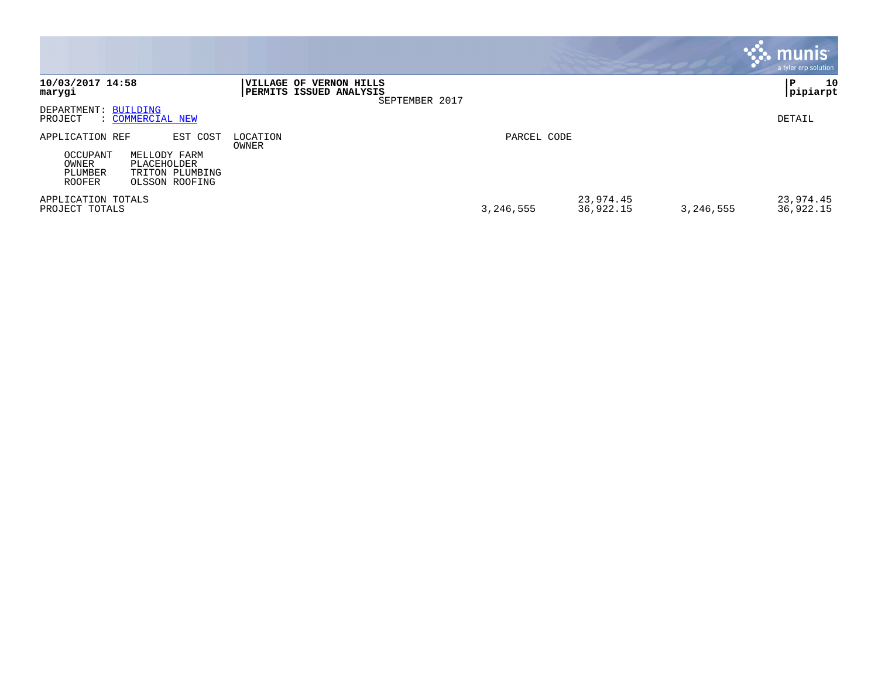**10/03/2017 14:58**
**marygi**

**VILLAGE OF VERNON HILLS**
**PERMITS ISSUED ANALYSIS**
SEPTEMBER 2017

**P 10**
**pipiarpt**

DEPARTMENT: BUILDING
PROJECT : COMMERCIAL NEW

DETAIL

| APPLICATION REF | EST COST | LOCATION / OWNER | PARCEL CODE | | | |
|---|---|---|---|---|---|---|
| OCCUPANT | MELLODY FARM | | | | | |
| OWNER | PLACEHOLDER | | | | | |
| PLUMBER | TRITON PLUMBING | | | | | |
| ROOFER | OLSSON ROOFING | | | | | |
| APPLICATION TOTALS | | | | 23,974.45 | | 23,974.45 |
| PROJECT TOTALS | | | 3,246,555 | 36,922.15 | 3,246,555 | 36,922.15 |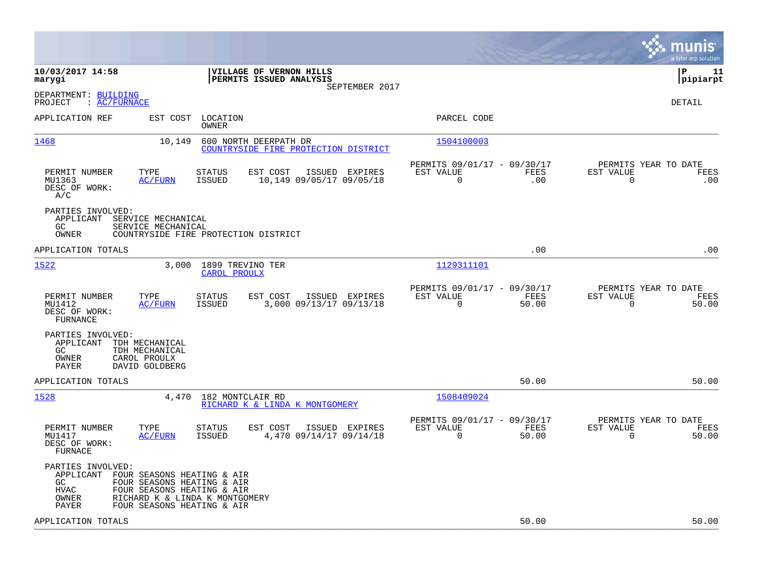10/03/2017 14:58
marygi

**VILLAGE OF VERNON HILLS**
**PERMITS ISSUED ANALYSIS**
SEPTEMBER 2017

P 11
pipiarpt

DEPARTMENT: BUILDING
PROJECT : AC/FURNACE

DETAIL

| APPLICATION REF | EST COST | LOCATION / OWNER | PARCEL CODE |
|---|---|---|---|
| 1468 | 10,149 | 600 NORTH DEERPATH DR / COUNTRYSIDE FIRE PROTECTION DISTRICT | 1504100003 |

| PERMIT NUMBER | TYPE | STATUS | EST COST | ISSUED | EXPIRES | PERMITS 09/01/17 - 09/30/17 EST VALUE | FEES | PERMITS YEAR TO DATE EST VALUE | FEES |
|---|---|---|---|---|---|---|---|---|---|
| MU1363 | AC/FURN | ISSUED | 10,149 | 09/05/17 | 09/05/18 | 0 | .00 | 0 | .00 |

DESC OF WORK:
A/C

PARTIES INVOLVED:
APPLICANT SERVICE MECHANICAL
GC SERVICE MECHANICAL
OWNER COUNTRYSIDE FIRE PROTECTION DISTRICT

APPLICATION TOTALS .00 .00

| APPLICATION REF | EST COST | LOCATION / OWNER | PARCEL CODE |
|---|---|---|---|
| 1522 | 3,000 | 1899 TREVINO TER / CAROL PROULX | 1129311101 |

| PERMIT NUMBER | TYPE | STATUS | EST COST | ISSUED | EXPIRES | PERMITS 09/01/17 - 09/30/17 EST VALUE | FEES | PERMITS YEAR TO DATE EST VALUE | FEES |
|---|---|---|---|---|---|---|---|---|---|
| MU1412 | AC/FURN | ISSUED | 3,000 | 09/13/17 | 09/13/18 | 0 | 50.00 | 0 | 50.00 |

DESC OF WORK:
FURNACE

PARTIES INVOLVED:
APPLICANT TDH MECHANICAL
GC TDH MECHANICAL
OWNER CAROL PROULX
PAYER DAVID GOLDBERG

APPLICATION TOTALS 50.00 50.00

| APPLICATION REF | EST COST | LOCATION / OWNER | PARCEL CODE |
|---|---|---|---|
| 1528 | 4,470 | 182 MONTCLAIR RD / RICHARD K & LINDA K MONTGOMERY | 1508409024 |

| PERMIT NUMBER | TYPE | STATUS | EST COST | ISSUED | EXPIRES | PERMITS 09/01/17 - 09/30/17 EST VALUE | FEES | PERMITS YEAR TO DATE EST VALUE | FEES |
|---|---|---|---|---|---|---|---|---|---|
| MU1417 | AC/FURN | ISSUED | 4,470 | 09/14/17 | 09/14/18 | 0 | 50.00 | 0 | 50.00 |

DESC OF WORK:
FURNACE

PARTIES INVOLVED:
APPLICANT FOUR SEASONS HEATING & AIR
GC FOUR SEASONS HEATING & AIR
HVAC FOUR SEASONS HEATING & AIR
OWNER RICHARD K & LINDA K MONTGOMERY
PAYER FOUR SEASONS HEATING & AIR

APPLICATION TOTALS 50.00 50.00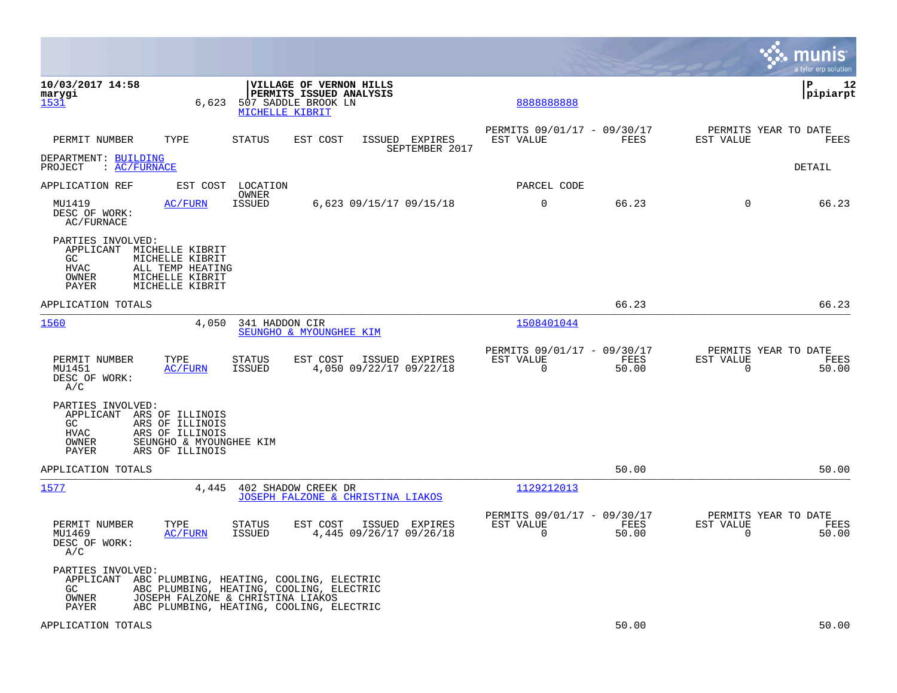**10/03/2017 14:58**
**marygi**

**VILLAGE OF VERNON HILLS**
**PERMITS ISSUED ANALYSIS**

**P 12**
**pipiarpt**

1531 — 6,623 — 507 SADDLE BROOK LN — MICHELLE KIBRIT — 8888888888

| PERMIT NUMBER | TYPE | STATUS | EST COST | ISSUED | EXPIRES | PERMITS 09/01/17 - 09/30/17 EST VALUE | FEES | PERMITS YEAR TO DATE EST VALUE | FEES |
|---|---|---|---|---|---|---|---|---|---|

SEPTEMBER 2017

DEPARTMENT: BUILDING
PROJECT : AC/FURNACE

DETAIL

| APPLICATION REF | EST COST | LOCATION / OWNER | | | PARCEL CODE | | | |
|---|---|---|---|---|---|---|---|---|
| MU1419 | AC/FURN | ISSUED | 6,623 09/15/17 09/15/18 | | 0 | 66.23 | 0 | 66.23 |

DESC OF WORK:
AC/FURNACE

PARTIES INVOLVED:
- APPLICANT MICHELLE KIBRIT
- GC MICHELLE KIBRIT
- HVAC ALL TEMP HEATING
- OWNER MICHELLE KIBRIT
- PAYER MICHELLE KIBRIT

APPLICATION TOTALS — 66.23 — 66.23

---

1560 — 4,050 — 341 HADDON CIR — SEUNGHO & MYOUNGHEE KIM — 1508401044

| PERMIT NUMBER | TYPE | STATUS | EST COST | ISSUED | EXPIRES | PERMITS 09/01/17 - 09/30/17 EST VALUE | FEES | PERMITS YEAR TO DATE EST VALUE | FEES |
|---|---|---|---|---|---|---|---|---|---|
| MU1451 | AC/FURN | ISSUED | 4,050 | 09/22/17 | 09/22/18 | 0 | 50.00 | 0 | 50.00 |

DESC OF WORK:
A/C

PARTIES INVOLVED:
- APPLICANT ARS OF ILLINOIS
- GC ARS OF ILLINOIS
- HVAC ARS OF ILLINOIS
- OWNER SEUNGHO & MYOUNGHEE KIM
- PAYER ARS OF ILLINOIS

APPLICATION TOTALS — 50.00 — 50.00

---

1577 — 4,445 — 402 SHADOW CREEK DR — JOSEPH FALZONE & CHRISTINA LIAKOS — 1129212013

| PERMIT NUMBER | TYPE | STATUS | EST COST | ISSUED | EXPIRES | PERMITS 09/01/17 - 09/30/17 EST VALUE | FEES | PERMITS YEAR TO DATE EST VALUE | FEES |
|---|---|---|---|---|---|---|---|---|---|
| MU1469 | AC/FURN | ISSUED | 4,445 | 09/26/17 | 09/26/18 | 0 | 50.00 | 0 | 50.00 |

DESC OF WORK:
A/C

PARTIES INVOLVED:
- APPLICANT ABC PLUMBING, HEATING, COOLING, ELECTRIC
- GC ABC PLUMBING, HEATING, COOLING, ELECTRIC
- OWNER JOSEPH FALZONE & CHRISTINA LIAKOS
- PAYER ABC PLUMBING, HEATING, COOLING, ELECTRIC

APPLICATION TOTALS — 50.00 — 50.00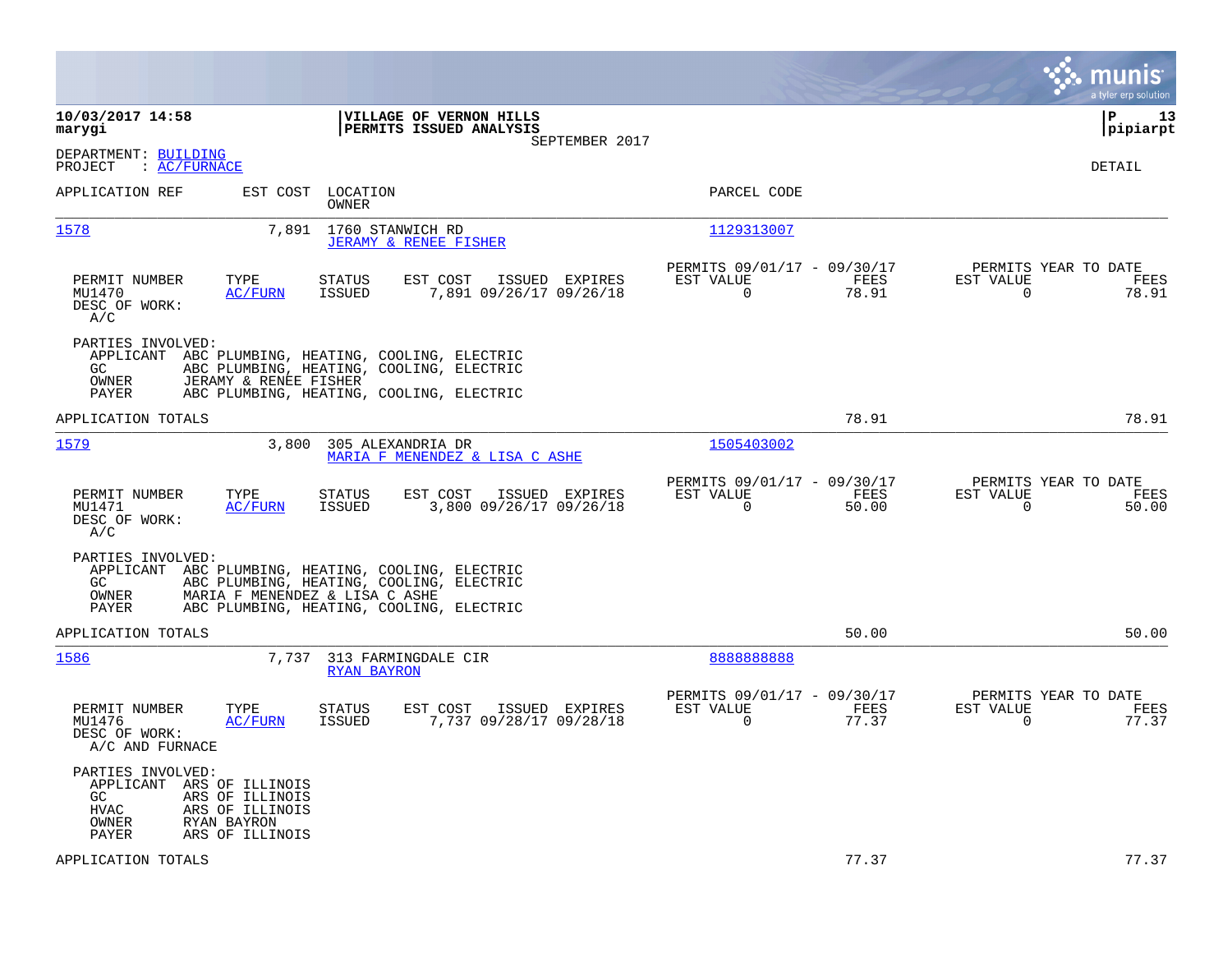**10/03/2017 14:58**
**marygi**

**VILLAGE OF VERNON HILLS**
**PERMITS ISSUED ANALYSIS**
SEPTEMBER 2017

**P 13**
**pipiarpt**

DEPARTMENT: BUILDING
PROJECT : AC/FURNACE

DETAIL

| APPLICATION REF | EST COST | LOCATION / OWNER | PARCEL CODE |
|---|---|---|---|
| 1578 | 7,891 | 1760 STANWICH RD / JERAMY & RENEE FISHER | 1129313007 |

| PERMIT NUMBER | TYPE | STATUS | EST COST | ISSUED | EXPIRES | PERMITS 09/01/17 - 09/30/17 EST VALUE | FEES | PERMITS YEAR TO DATE EST VALUE | FEES |
|---|---|---|---|---|---|---|---|---|---|
| MU1470 | AC/FURN | ISSUED | 7,891 | 09/26/17 | 09/26/18 | 0 | 78.91 | 0 | 78.91 |

DESC OF WORK:
A/C

PARTIES INVOLVED:
APPLICANT ABC PLUMBING, HEATING, COOLING, ELECTRIC
GC ABC PLUMBING, HEATING, COOLING, ELECTRIC
OWNER JERAMY & RENEE FISHER
PAYER ABC PLUMBING, HEATING, COOLING, ELECTRIC

APPLICATION TOTALS 78.91 78.91

| APPLICATION REF | EST COST | LOCATION / OWNER | PARCEL CODE |
|---|---|---|---|
| 1579 | 3,800 | 305 ALEXANDRIA DR / MARIA F MENENDEZ & LISA C ASHE | 1505403002 |

| PERMIT NUMBER | TYPE | STATUS | EST COST | ISSUED | EXPIRES | PERMITS 09/01/17 - 09/30/17 EST VALUE | FEES | PERMITS YEAR TO DATE EST VALUE | FEES |
|---|---|---|---|---|---|---|---|---|---|
| MU1471 | AC/FURN | ISSUED | 3,800 | 09/26/17 | 09/26/18 | 0 | 50.00 | 0 | 50.00 |

DESC OF WORK:
A/C

PARTIES INVOLVED:
APPLICANT ABC PLUMBING, HEATING, COOLING, ELECTRIC
GC ABC PLUMBING, HEATING, COOLING, ELECTRIC
OWNER MARIA F MENENDEZ & LISA C ASHE
PAYER ABC PLUMBING, HEATING, COOLING, ELECTRIC

APPLICATION TOTALS 50.00 50.00

| APPLICATION REF | EST COST | LOCATION / OWNER | PARCEL CODE |
|---|---|---|---|
| 1586 | 7,737 | 313 FARMINGDALE CIR / RYAN BAYRON | 8888888888 |

| PERMIT NUMBER | TYPE | STATUS | EST COST | ISSUED | EXPIRES | PERMITS 09/01/17 - 09/30/17 EST VALUE | FEES | PERMITS YEAR TO DATE EST VALUE | FEES |
|---|---|---|---|---|---|---|---|---|---|
| MU1476 | AC/FURN | ISSUED | 7,737 | 09/28/17 | 09/28/18 | 0 | 77.37 | 0 | 77.37 |

DESC OF WORK:
A/C AND FURNACE

PARTIES INVOLVED:
APPLICANT ARS OF ILLINOIS
GC ARS OF ILLINOIS
HVAC ARS OF ILLINOIS
OWNER RYAN BAYRON
PAYER ARS OF ILLINOIS

APPLICATION TOTALS 77.37 77.37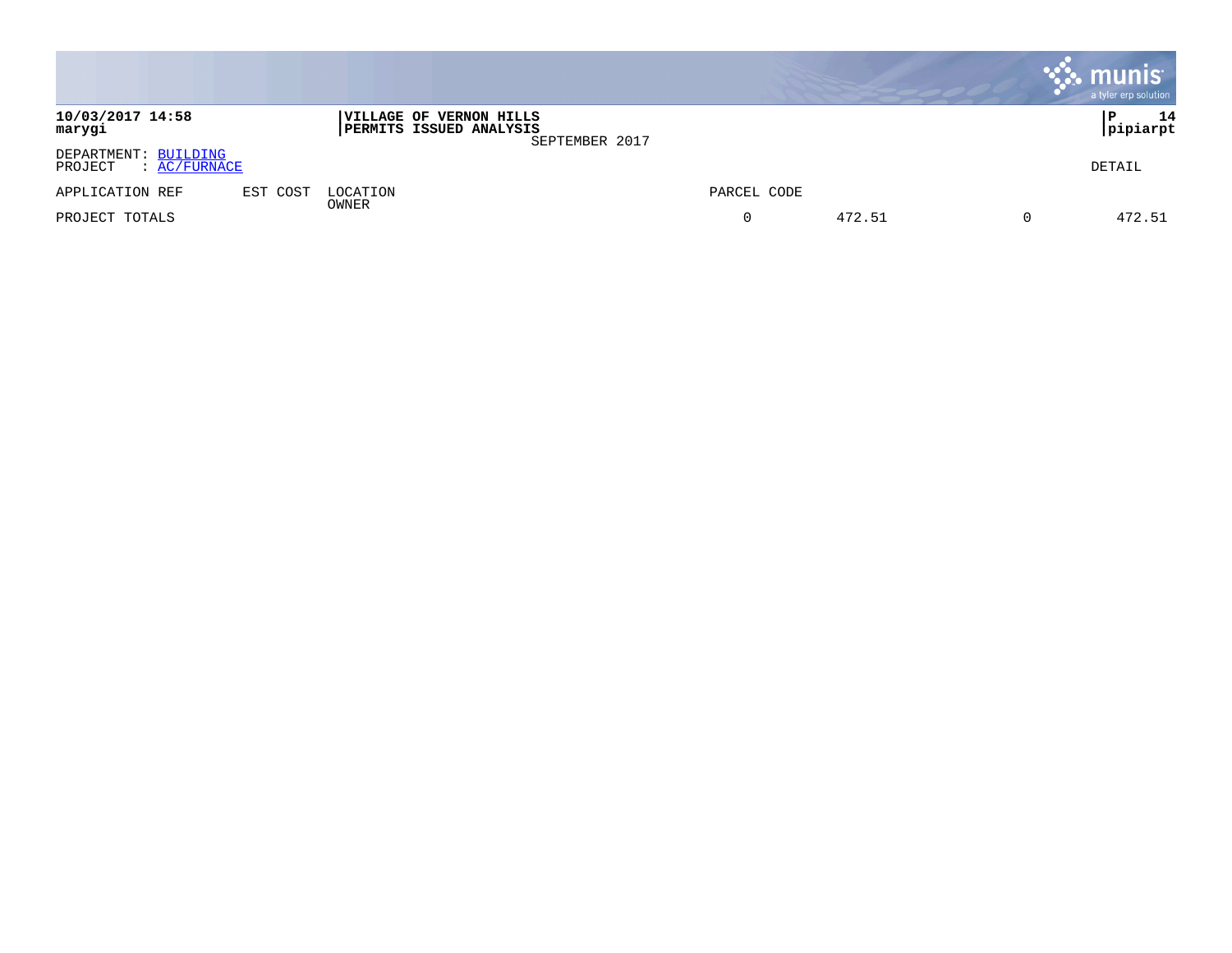10/03/2017 14:58 | VILLAGE OF VERNON HILLS | P 14
marygi | PERMITS ISSUED ANALYSIS | pipiarpt

SEPTEMBER 2017

DEPARTMENT: BUILDING
PROJECT : AC/FURNACE

DETAIL

| APPLICATION REF | EST COST | LOCATION OWNER | PARCEL CODE | | | |
|---|---|---|---|---|---|---|
| PROJECT TOTALS | | | 0 | 472.51 | 0 | 472.51 |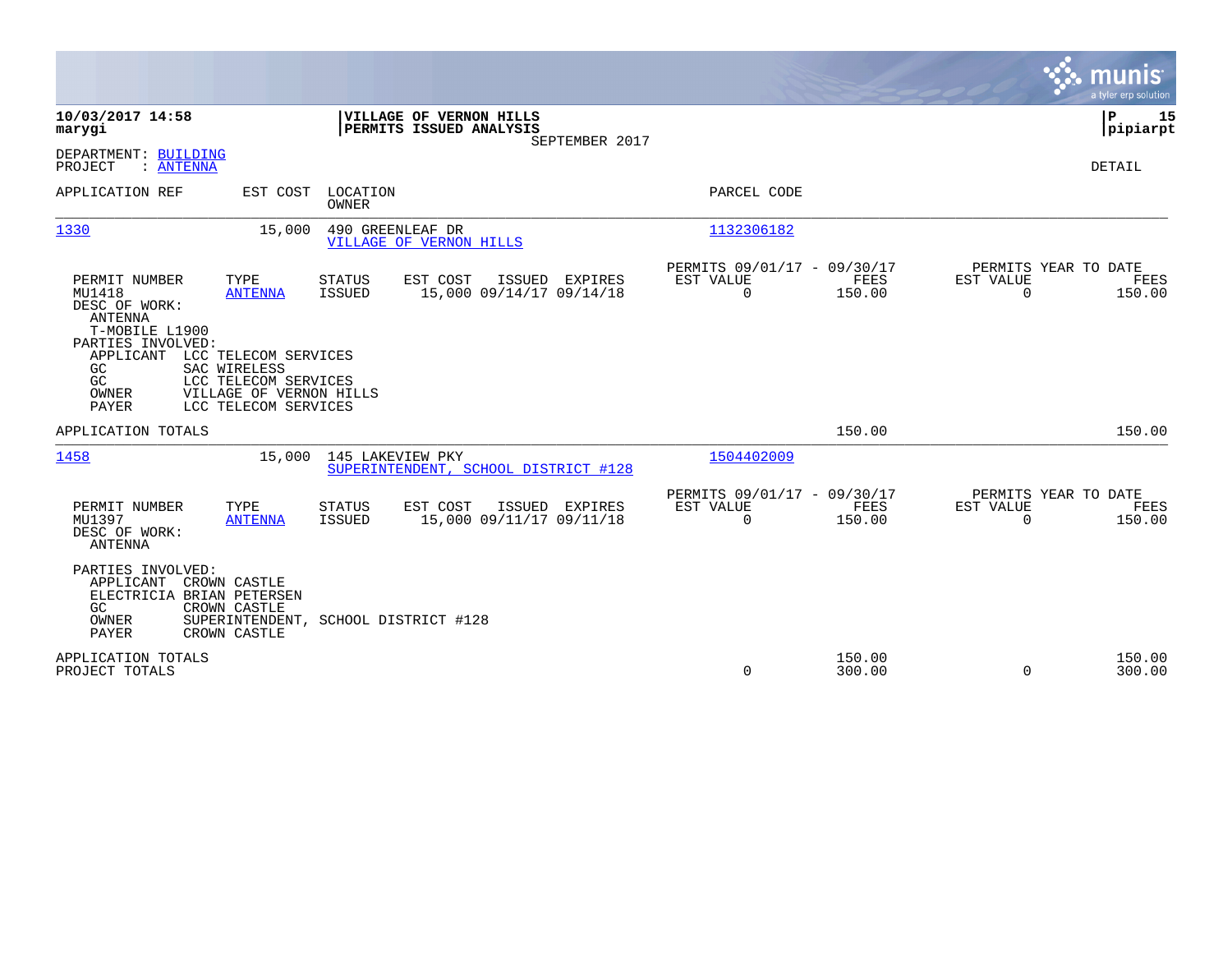10/03/2017 14:58
marygi

**VILLAGE OF VERNON HILLS**
**PERMITS ISSUED ANALYSIS**
SEPTEMBER 2017

P 15
pipiarpt

DEPARTMENT: BUILDING
PROJECT : ANTENNA

DETAIL

| APPLICATION REF | EST COST | LOCATION / OWNER | PARCEL CODE |
|---|---|---|---|
| 1330 | 15,000 | 490 GREENLEAF DR / VILLAGE OF VERNON HILLS | 1132306182 |

| PERMIT NUMBER | TYPE | STATUS | EST COST | ISSUED | EXPIRES | PERMITS 09/01/17 - 09/30/17 EST VALUE | FEES | PERMITS YEAR TO DATE EST VALUE | FEES |
|---|---|---|---|---|---|---|---|---|---|
| MU1418 | ANTENNA | ISSUED | 15,000 | 09/14/17 | 09/14/18 | 0 | 150.00 | 0 | 150.00 |

DESC OF WORK:
ANTENNA
T-MOBILE L1900

PARTIES INVOLVED:

| | |
|---|---|
| APPLICANT | LCC TELECOM SERVICES |
| GC | SAC WIRELESS |
| GC | LCC TELECOM SERVICES |
| OWNER | VILLAGE OF VERNON HILLS |
| PAYER | LCC TELECOM SERVICES |

APPLICATION TOTALS — 150.00 — 150.00

| APPLICATION REF | EST COST | LOCATION / OWNER | PARCEL CODE |
|---|---|---|---|
| 1458 | 15,000 | 145 LAKEVIEW PKY / SUPERINTENDENT, SCHOOL DISTRICT #128 | 1504402009 |

| PERMIT NUMBER | TYPE | STATUS | EST COST | ISSUED | EXPIRES | PERMITS 09/01/17 - 09/30/17 EST VALUE | FEES | PERMITS YEAR TO DATE EST VALUE | FEES |
|---|---|---|---|---|---|---|---|---|---|
| MU1397 | ANTENNA | ISSUED | 15,000 | 09/11/17 | 09/11/18 | 0 | 150.00 | 0 | 150.00 |

DESC OF WORK:
ANTENNA

PARTIES INVOLVED:

| | |
|---|---|
| APPLICANT | CROWN CASTLE |
| ELECTRICIA | BRIAN PETERSEN |
| GC | CROWN CASTLE |
| OWNER | SUPERINTENDENT, SCHOOL DISTRICT #128 |
| PAYER | CROWN CASTLE |

| | EST VALUE | FEES | YTD EST VALUE | YTD FEES |
|---|---|---|---|---|
| APPLICATION TOTALS | | 150.00 | | 150.00 |
| PROJECT TOTALS | 0 | 300.00 | 0 | 300.00 |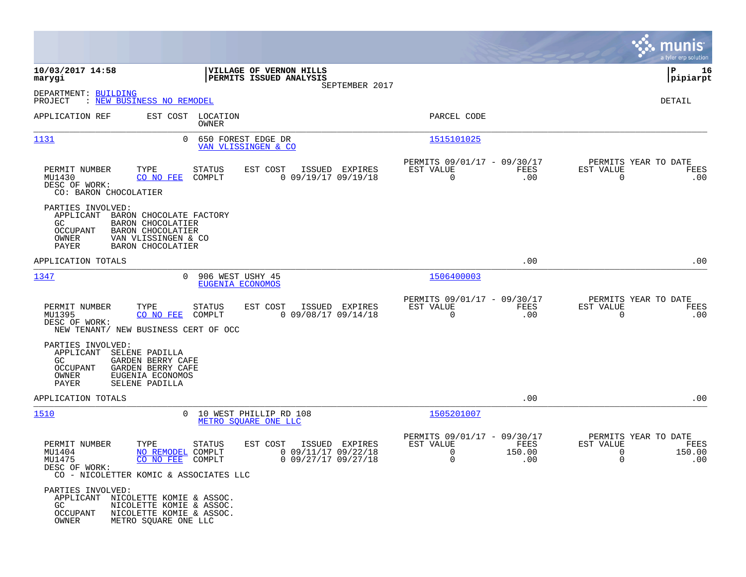10/03/2017 14:58
marygi

**VILLAGE OF VERNON HILLS**
**PERMITS ISSUED ANALYSIS**
SEPTEMBER 2017

P 16
pipiarpt

DEPARTMENT: BUILDING
PROJECT : NEW BUSINESS NO REMODEL

DETAIL

| APPLICATION REF | EST COST | LOCATION / OWNER | PARCEL CODE |
|---|---|---|---|
| 1131 | 0 | 650 FOREST EDGE DR / VAN VLISSINGEN & CO | 1515101025 |

| PERMIT NUMBER | TYPE | STATUS | EST COST | ISSUED | EXPIRES | PERMITS 09/01/17 - 09/30/17 EST VALUE | FEES | PERMITS YEAR TO DATE EST VALUE | FEES |
|---|---|---|---|---|---|---|---|---|---|
| MU1430 | CO NO FEE | COMPLT | 0 | 09/19/17 | 09/19/18 | 0 | .00 | 0 | .00 |

DESC OF WORK:
CO: BARON CHOCOLATIER

PARTIES INVOLVED:
- APPLICANT BARON CHOCOLATE FACTORY
- GC BARON CHOCOLATIER
- OCCUPANT BARON CHOCOLATIER
- OWNER VAN VLISSINGEN & CO
- PAYER BARON CHOCOLATIER

APPLICATION TOTALS .00 .00

| APPLICATION REF | EST COST | LOCATION / OWNER | PARCEL CODE |
|---|---|---|---|
| 1347 | 0 | 906 WEST USHY 45 / EUGENIA ECONOMOS | 1506400003 |

| PERMIT NUMBER | TYPE | STATUS | EST COST | ISSUED | EXPIRES | PERMITS 09/01/17 - 09/30/17 EST VALUE | FEES | PERMITS YEAR TO DATE EST VALUE | FEES |
|---|---|---|---|---|---|---|---|---|---|
| MU1395 | CO NO FEE | COMPLT | 0 | 09/08/17 | 09/14/18 | 0 | .00 | 0 | .00 |

DESC OF WORK:
NEW TENANT/ NEW BUSINESS CERT OF OCC

PARTIES INVOLVED:
- APPLICANT SELENE PADILLA
- GC GARDEN BERRY CAFE
- OCCUPANT GARDEN BERRY CAFE
- OWNER EUGENIA ECONOMOS
- PAYER SELENE PADILLA

APPLICATION TOTALS .00 .00

| APPLICATION REF | EST COST | LOCATION / OWNER | PARCEL CODE |
|---|---|---|---|
| 1510 | 0 | 10 WEST PHILLIP RD 108 / METRO SQUARE ONE LLC | 1505201007 |

| PERMIT NUMBER | TYPE | STATUS | EST COST | ISSUED | EXPIRES | PERMITS 09/01/17 - 09/30/17 EST VALUE | FEES | PERMITS YEAR TO DATE EST VALUE | FEES |
|---|---|---|---|---|---|---|---|---|---|
| MU1404 | NO REMODEL | COMPLT | 0 | 09/11/17 | 09/22/18 | 0 | 150.00 | 0 | 150.00 |
| MU1475 | CO NO FEE | COMPLT | 0 | 09/27/17 | 09/27/18 | 0 | .00 | 0 | .00 |

DESC OF WORK:
CO - NICOLETTER KOMIC & ASSOCIATES LLC

PARTIES INVOLVED:
- APPLICANT NICOLETTE KOMIE & ASSOC.
- GC NICOLETTE KOMIE & ASSOC.
- OCCUPANT NICOLETTE KOMIE & ASSOC.
- OWNER METRO SQUARE ONE LLC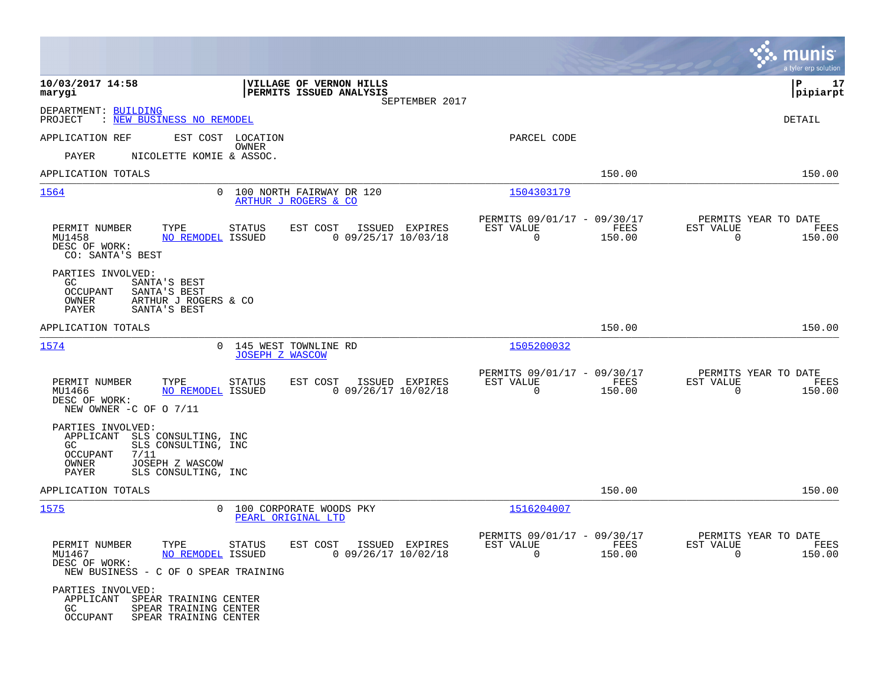**10/03/2017 14:58** | **VILLAGE OF VERNON HILLS** | **P 17**
**marygi** | **PERMITS ISSUED ANALYSIS** | **pipiarpt**

SEPTEMBER 2017

DEPARTMENT: BUILDING
PROJECT : NEW BUSINESS NO REMODEL

DETAIL

APPLICATION REF    EST COST    LOCATION    PARCEL CODE
OWNER

PAYER    NICOLETTE KOMIE & ASSOC.

APPLICATION TOTALS    150.00    150.00

---

**1564**    0    100 NORTH FAIRWAY DR 120    1504303179
ARTHUR J ROGERS & CO

| PERMIT NUMBER | TYPE | STATUS | EST COST | ISSUED | EXPIRES | PERMITS 09/01/17 - 09/30/17 EST VALUE | FEES | PERMITS YEAR TO DATE EST VALUE | FEES |
|---|---|---|---|---|---|---|---|---|---|
| MU1458 | NO REMODEL | ISSUED | 0 | 09/25/17 | 10/03/18 | 0 | 150.00 | 0 | 150.00 |

DESC OF WORK:
CO: SANTA'S BEST

PARTIES INVOLVED:
GC    SANTA'S BEST
OCCUPANT    SANTA'S BEST
OWNER    ARTHUR J ROGERS & CO
PAYER    SANTA'S BEST

APPLICATION TOTALS    150.00    150.00

---

**1574**    0    145 WEST TOWNLINE RD    1505200032
JOSEPH Z WASCOW

| PERMIT NUMBER | TYPE | STATUS | EST COST | ISSUED | EXPIRES | PERMITS 09/01/17 - 09/30/17 EST VALUE | FEES | PERMITS YEAR TO DATE EST VALUE | FEES |
|---|---|---|---|---|---|---|---|---|---|
| MU1466 | NO REMODEL | ISSUED | 0 | 09/26/17 | 10/02/18 | 0 | 150.00 | 0 | 150.00 |

DESC OF WORK:
NEW OWNER -C OF O 7/11

PARTIES INVOLVED:
APPLICANT    SLS CONSULTING, INC
GC    SLS CONSULTING, INC
OCCUPANT    7/11
OWNER    JOSEPH Z WASCOW
PAYER    SLS CONSULTING, INC

APPLICATION TOTALS    150.00    150.00

---

**1575**    0    100 CORPORATE WOODS PKY    1516204007
PEARL ORIGINAL LTD

| PERMIT NUMBER | TYPE | STATUS | EST COST | ISSUED | EXPIRES | PERMITS 09/01/17 - 09/30/17 EST VALUE | FEES | PERMITS YEAR TO DATE EST VALUE | FEES |
|---|---|---|---|---|---|---|---|---|---|
| MU1467 | NO REMODEL | ISSUED | 0 | 09/26/17 | 10/02/18 | 0 | 150.00 | 0 | 150.00 |

DESC OF WORK:
NEW BUSINESS - C OF O SPEAR TRAINING

PARTIES INVOLVED:
APPLICANT    SPEAR TRAINING CENTER
GC    SPEAR TRAINING CENTER
OCCUPANT    SPEAR TRAINING CENTER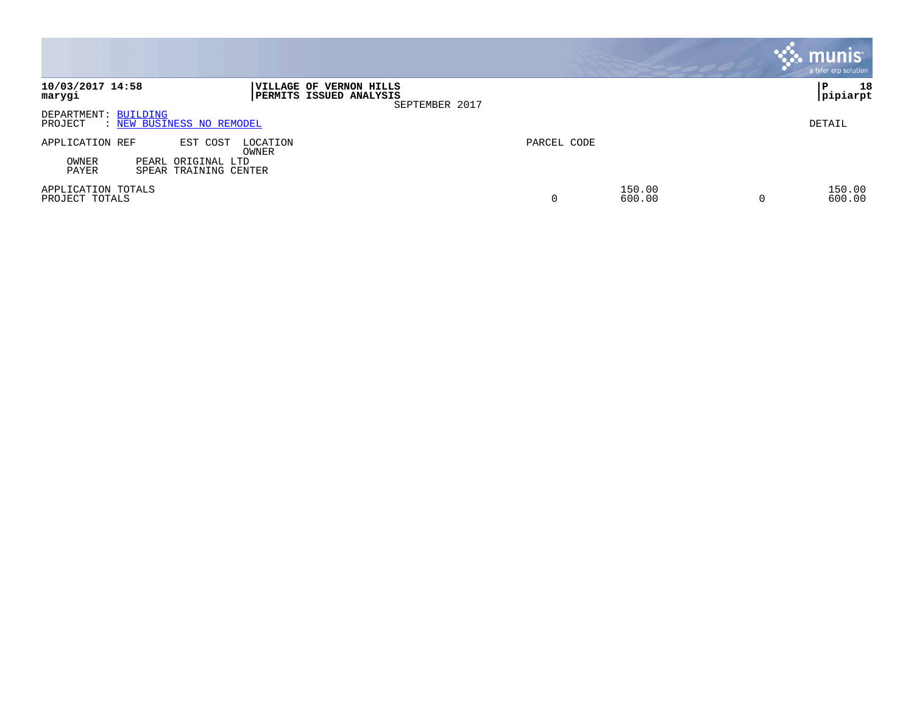**10/03/2017 14:58**
**marygi**

**VILLAGE OF VERNON HILLS**
**PERMITS ISSUED ANALYSIS**
SEPTEMBER 2017

**P 18**
**pipiarpt**

DEPARTMENT: BUILDING
PROJECT : NEW BUSINESS NO REMODEL

DETAIL

| APPLICATION REF | EST COST | LOCATION / OWNER | PARCEL CODE | | | |
|---|---|---|---|---|---|---|
| OWNER | PEARL ORIGINAL LTD | | | | | |
| PAYER | SPEAR TRAINING CENTER | | | | | |
| APPLICATION TOTALS | | | | 150.00 | | 150.00 |
| PROJECT TOTALS | | | 0 | 600.00 | 0 | 600.00 |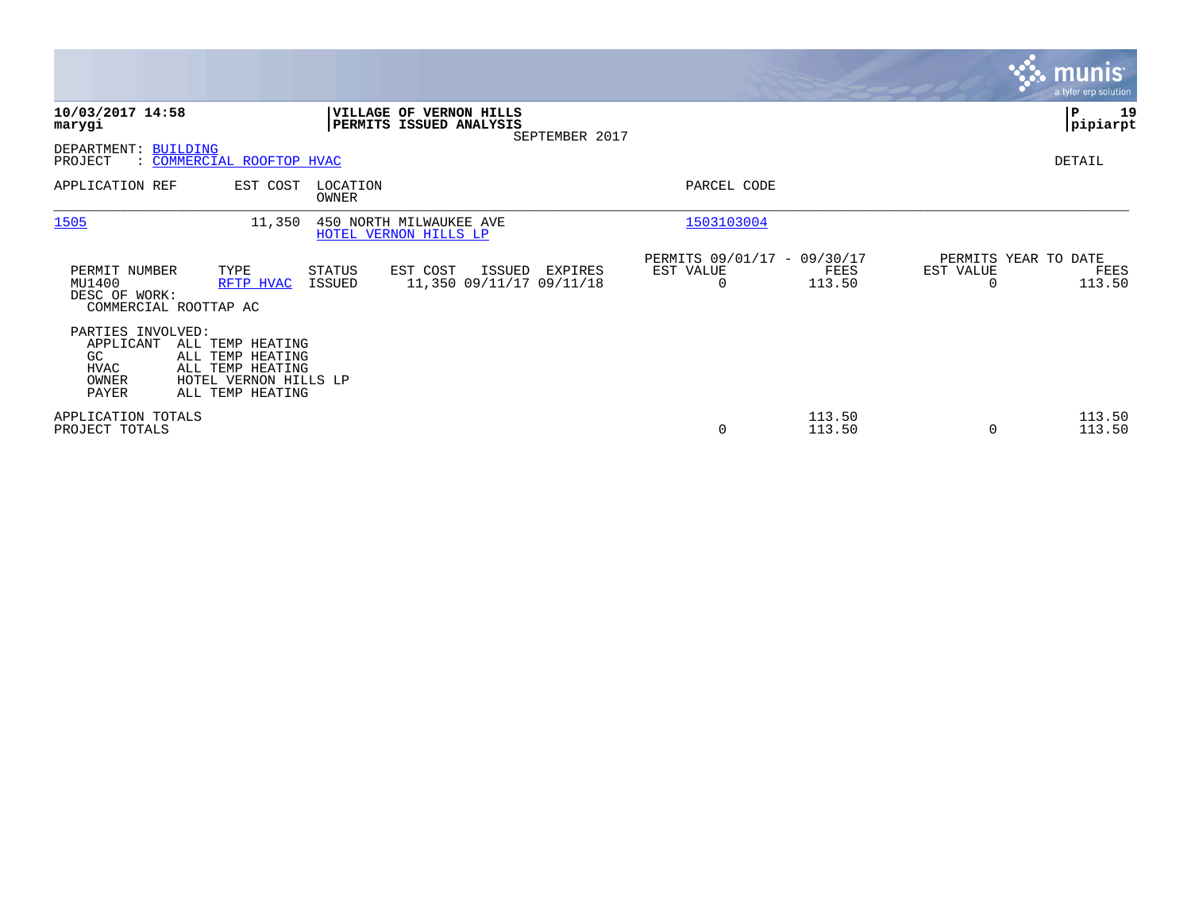**10/03/2017 14:58**
**marygi**

**VILLAGE OF VERNON HILLS**
**PERMITS ISSUED ANALYSIS**
SEPTEMBER 2017

**P 19**
**pipiarpt**

DEPARTMENT: BUILDING
PROJECT : COMMERCIAL ROOFTOP HVAC

DETAIL

| APPLICATION REF | EST COST | LOCATION / OWNER | PARCEL CODE |
|---|---|---|---|
| 1505 | 11,350 | 450 NORTH MILWAUKEE AVE / HOTEL VERNON HILLS LP | 1503103004 |

| PERMIT NUMBER | TYPE | STATUS | EST COST | ISSUED | EXPIRES | PERMITS 09/01/17 - 09/30/17 EST VALUE | FEES | PERMITS YEAR TO DATE EST VALUE | FEES |
|---|---|---|---|---|---|---|---|---|---|
| MU1400 | RFTP HVAC | ISSUED | 11,350 | 09/11/17 | 09/11/18 | 0 | 113.50 | 0 | 113.50 |

DESC OF WORK:
COMMERCIAL ROOTTAP AC

PARTIES INVOLVED:

| | |
|---|---|
| APPLICANT | ALL TEMP HEATING |
| GC | ALL TEMP HEATING |
| HVAC | ALL TEMP HEATING |
| OWNER | HOTEL VERNON HILLS LP |
| PAYER | ALL TEMP HEATING |

| | EST VALUE | FEES | YTD EST VALUE | YTD FEES |
|---|---|---|---|---|
| APPLICATION TOTALS | | 113.50 | | 113.50 |
| PROJECT TOTALS | 0 | 113.50 | 0 | 113.50 |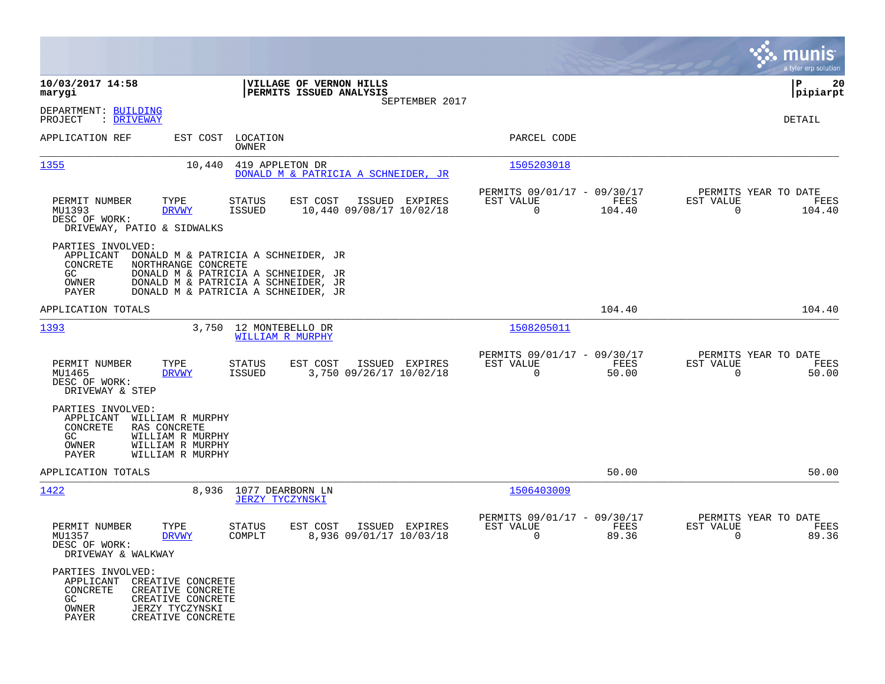**10/03/2017 14:58**
**marygi**

**VILLAGE OF VERNON HILLS**
**PERMITS ISSUED ANALYSIS**
SEPTEMBER 2017

**P 20**
**pipiarpt**

DEPARTMENT: BUILDING
PROJECT : DRIVEWAY

DETAIL

| APPLICATION REF | EST COST | LOCATION / OWNER | PARCEL CODE |
|---|---|---|---|
| 1355 | 10,440 | 419 APPLETON DR / DONALD M & PATRICIA A SCHNEIDER, JR | 1505203018 |

| PERMIT NUMBER | TYPE | STATUS | EST COST | ISSUED | EXPIRES | PERMITS 09/01/17 - 09/30/17 EST VALUE | FEES | PERMITS YEAR TO DATE EST VALUE | FEES |
|---|---|---|---|---|---|---|---|---|---|
| MU1393 | DRVWY | ISSUED | 10,440 | 09/08/17 | 10/02/18 | 0 | 104.40 | 0 | 104.40 |

DESC OF WORK:
DRIVEWAY, PATIO & SIDWALKS

PARTIES INVOLVED:
APPLICANT DONALD M & PATRICIA A SCHNEIDER, JR
CONCRETE NORTHRANGE CONCRETE
GC DONALD M & PATRICIA A SCHNEIDER, JR
OWNER DONALD M & PATRICIA A SCHNEIDER, JR
PAYER DONALD M & PATRICIA A SCHNEIDER, JR

APPLICATION TOTALS 104.40 104.40

| APPLICATION REF | EST COST | LOCATION / OWNER | PARCEL CODE |
|---|---|---|---|
| 1393 | 3,750 | 12 MONTEBELLO DR / WILLIAM R MURPHY | 1508205011 |

| PERMIT NUMBER | TYPE | STATUS | EST COST | ISSUED | EXPIRES | PERMITS 09/01/17 - 09/30/17 EST VALUE | FEES | PERMITS YEAR TO DATE EST VALUE | FEES |
|---|---|---|---|---|---|---|---|---|---|
| MU1465 | DRVWY | ISSUED | 3,750 | 09/26/17 | 10/02/18 | 0 | 50.00 | 0 | 50.00 |

DESC OF WORK:
DRIVEWAY & STEP

PARTIES INVOLVED:
APPLICANT WILLIAM R MURPHY
CONCRETE RAS CONCRETE
GC WILLIAM R MURPHY
OWNER WILLIAM R MURPHY
PAYER WILLIAM R MURPHY

APPLICATION TOTALS 50.00 50.00

| APPLICATION REF | EST COST | LOCATION / OWNER | PARCEL CODE |
|---|---|---|---|
| 1422 | 8,936 | 1077 DEARBORN LN / JERZY TYCZYNSKI | 1506403009 |

| PERMIT NUMBER | TYPE | STATUS | EST COST | ISSUED | EXPIRES | PERMITS 09/01/17 - 09/30/17 EST VALUE | FEES | PERMITS YEAR TO DATE EST VALUE | FEES |
|---|---|---|---|---|---|---|---|---|---|
| MU1357 | DRVWY | COMPLT | 8,936 | 09/01/17 | 10/03/18 | 0 | 89.36 | 0 | 89.36 |

DESC OF WORK:
DRIVEWAY & WALKWAY

PARTIES INVOLVED:
APPLICANT CREATIVE CONCRETE
CONCRETE CREATIVE CONCRETE
GC CREATIVE CONCRETE
OWNER JERZY TYCZYNSKI
PAYER CREATIVE CONCRETE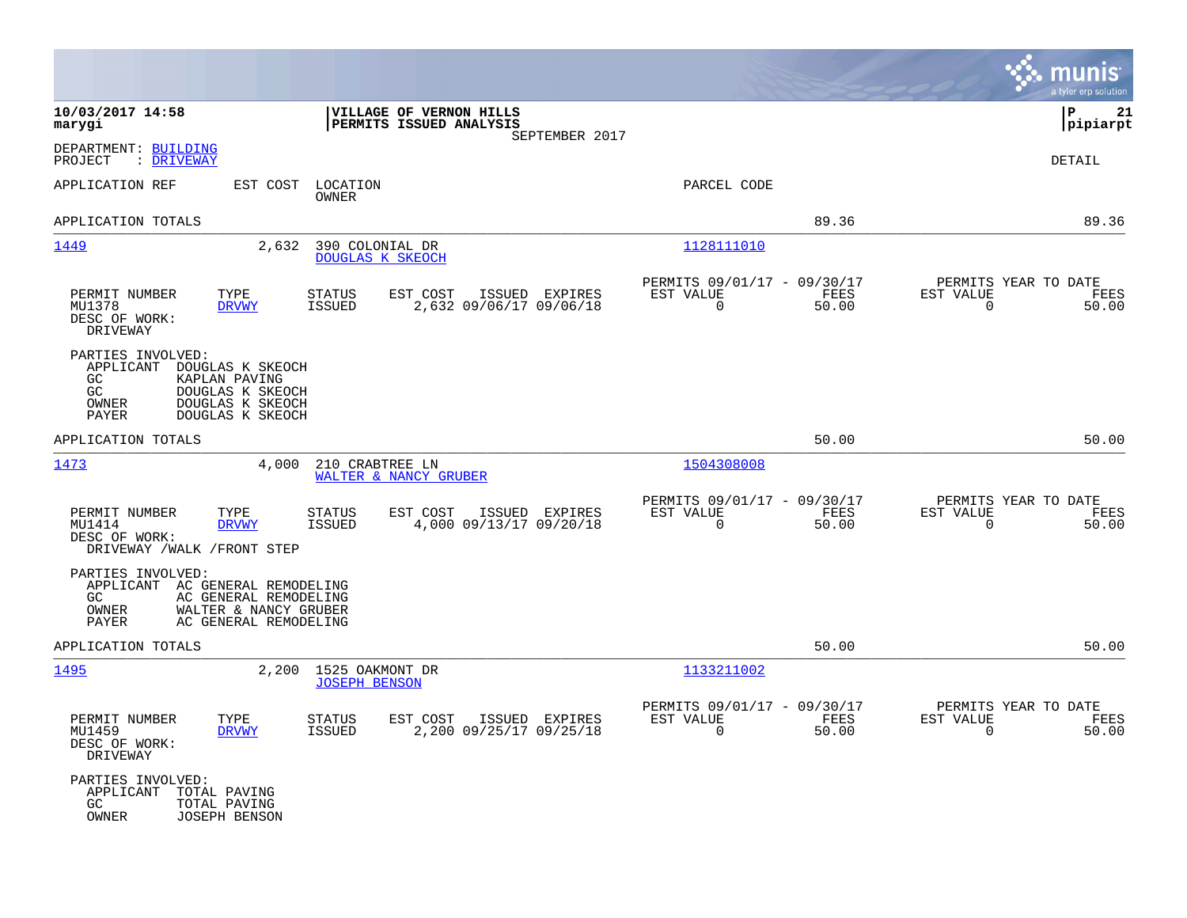**10/03/2017 14:58**
**marygi**

**VILLAGE OF VERNON HILLS**
**PERMITS ISSUED ANALYSIS**
SEPTEMBER 2017

**P 21**
**pipiarpt**

DEPARTMENT: BUILDING
PROJECT : DRIVEWAY

DETAIL

APPLICATION REF | EST COST | LOCATION / OWNER | PARCEL CODE

APPLICATION TOTALS — 89.36 — 89.36

---

**1449** — 2,632 — 390 COLONIAL DR — DOUGLAS K SKEOCH — 1128111010

| PERMIT NUMBER | TYPE | STATUS | EST COST | ISSUED | EXPIRES | PERMITS 09/01/17 - 09/30/17 EST VALUE | FEES | PERMITS YEAR TO DATE EST VALUE | FEES |
|---|---|---|---|---|---|---|---|---|---|
| MU1378 | DRVWY | ISSUED | 2,632 | 09/06/17 | 09/06/18 | 0 | 50.00 | 0 | 50.00 |

DESC OF WORK:
DRIVEWAY

PARTIES INVOLVED:
- APPLICANT DOUGLAS K SKEOCH
- GC KAPLAN PAVING
- GC DOUGLAS K SKEOCH
- OWNER DOUGLAS K SKEOCH
- PAYER DOUGLAS K SKEOCH

APPLICATION TOTALS — 50.00 — 50.00

---

**1473** — 4,000 — 210 CRABTREE LN — WALTER & NANCY GRUBER — 1504308008

| PERMIT NUMBER | TYPE | STATUS | EST COST | ISSUED | EXPIRES | PERMITS 09/01/17 - 09/30/17 EST VALUE | FEES | PERMITS YEAR TO DATE EST VALUE | FEES |
|---|---|---|---|---|---|---|---|---|---|
| MU1414 | DRVWY | ISSUED | 4,000 | 09/13/17 | 09/20/18 | 0 | 50.00 | 0 | 50.00 |

DESC OF WORK:
DRIVEWAY /WALK /FRONT STEP

PARTIES INVOLVED:
- APPLICANT AC GENERAL REMODELING
- GC AC GENERAL REMODELING
- OWNER WALTER & NANCY GRUBER
- PAYER AC GENERAL REMODELING

APPLICATION TOTALS — 50.00 — 50.00

---

**1495** — 2,200 — 1525 OAKMONT DR — JOSEPH BENSON — 1133211002

| PERMIT NUMBER | TYPE | STATUS | EST COST | ISSUED | EXPIRES | PERMITS 09/01/17 - 09/30/17 EST VALUE | FEES | PERMITS YEAR TO DATE EST VALUE | FEES |
|---|---|---|---|---|---|---|---|---|---|
| MU1459 | DRVWY | ISSUED | 2,200 | 09/25/17 | 09/25/18 | 0 | 50.00 | 0 | 50.00 |

DESC OF WORK:
DRIVEWAY

PARTIES INVOLVED:
- APPLICANT TOTAL PAVING
- GC TOTAL PAVING
- OWNER JOSEPH BENSON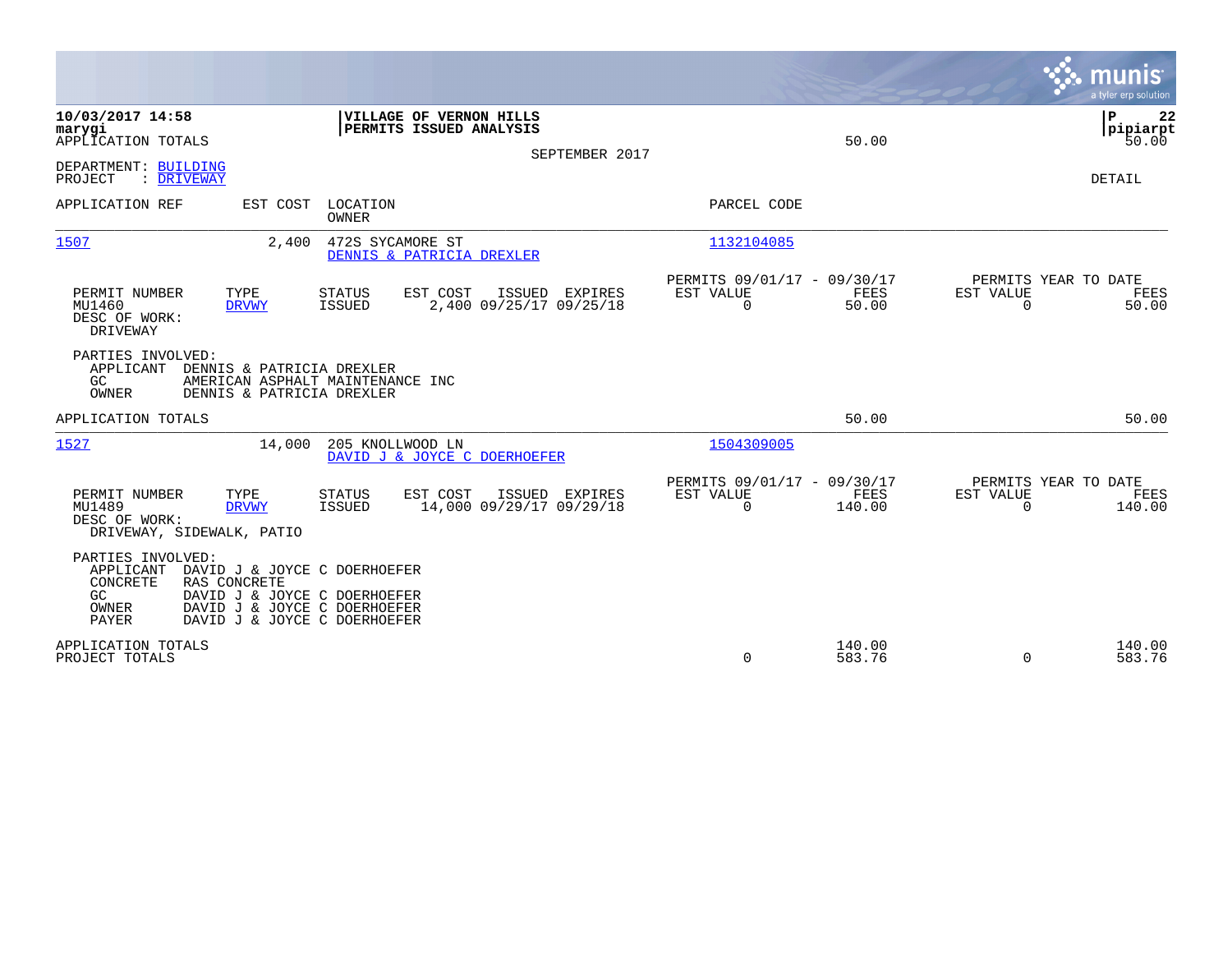10/03/2017 14:58
marygi
APPLICATION TOTALS 50.00 50.00

**VILLAGE OF VERNON HILLS**
**PERMITS ISSUED ANALYSIS**

SEPTEMBER 2017

P 22
pipiarpt

DEPARTMENT: BUILDING
PROJECT : DRIVEWAY

DETAIL

| APPLICATION REF | EST COST | LOCATION / OWNER | PARCEL CODE |
|---|---|---|---|
| 1507 | 2,400 | 472S SYCAMORE ST / DENNIS & PATRICIA DREXLER | 1132104085 |

| PERMIT NUMBER | TYPE | STATUS | EST COST | ISSUED | EXPIRES | PERMITS 09/01/17 - 09/30/17 EST VALUE | FEES | PERMITS YEAR TO DATE EST VALUE | FEES |
|---|---|---|---|---|---|---|---|---|---|
| MU1460 | DRVWY | ISSUED | 2,400 | 09/25/17 | 09/25/18 | 0 | 50.00 | 0 | 50.00 |

DESC OF WORK:
DRIVEWAY

PARTIES INVOLVED:
APPLICANT DENNIS & PATRICIA DREXLER
GC AMERICAN ASPHALT MAINTENANCE INC
OWNER DENNIS & PATRICIA DREXLER

APPLICATION TOTALS 50.00 50.00

| APPLICATION REF | EST COST | LOCATION / OWNER | PARCEL CODE |
|---|---|---|---|
| 1527 | 14,000 | 205 KNOLLWOOD LN / DAVID J & JOYCE C DOERHOEFER | 1504309005 |

| PERMIT NUMBER | TYPE | STATUS | EST COST | ISSUED | EXPIRES | PERMITS 09/01/17 - 09/30/17 EST VALUE | FEES | PERMITS YEAR TO DATE EST VALUE | FEES |
|---|---|---|---|---|---|---|---|---|---|
| MU1489 | DRVWY | ISSUED | 14,000 | 09/29/17 | 09/29/18 | 0 | 140.00 | 0 | 140.00 |

DESC OF WORK:
DRIVEWAY, SIDEWALK, PATIO

PARTIES INVOLVED:
APPLICANT DAVID J & JOYCE C DOERHOEFER
CONCRETE RAS CONCRETE
GC DAVID J & JOYCE C DOERHOEFER
OWNER DAVID J & JOYCE C DOERHOEFER
PAYER DAVID J & JOYCE C DOERHOEFER

| | EST VALUE | FEES | EST VALUE | FEES |
|---|---|---|---|---|
| APPLICATION TOTALS | | 140.00 | | 140.00 |
| PROJECT TOTALS | 0 | 583.76 | 0 | 583.76 |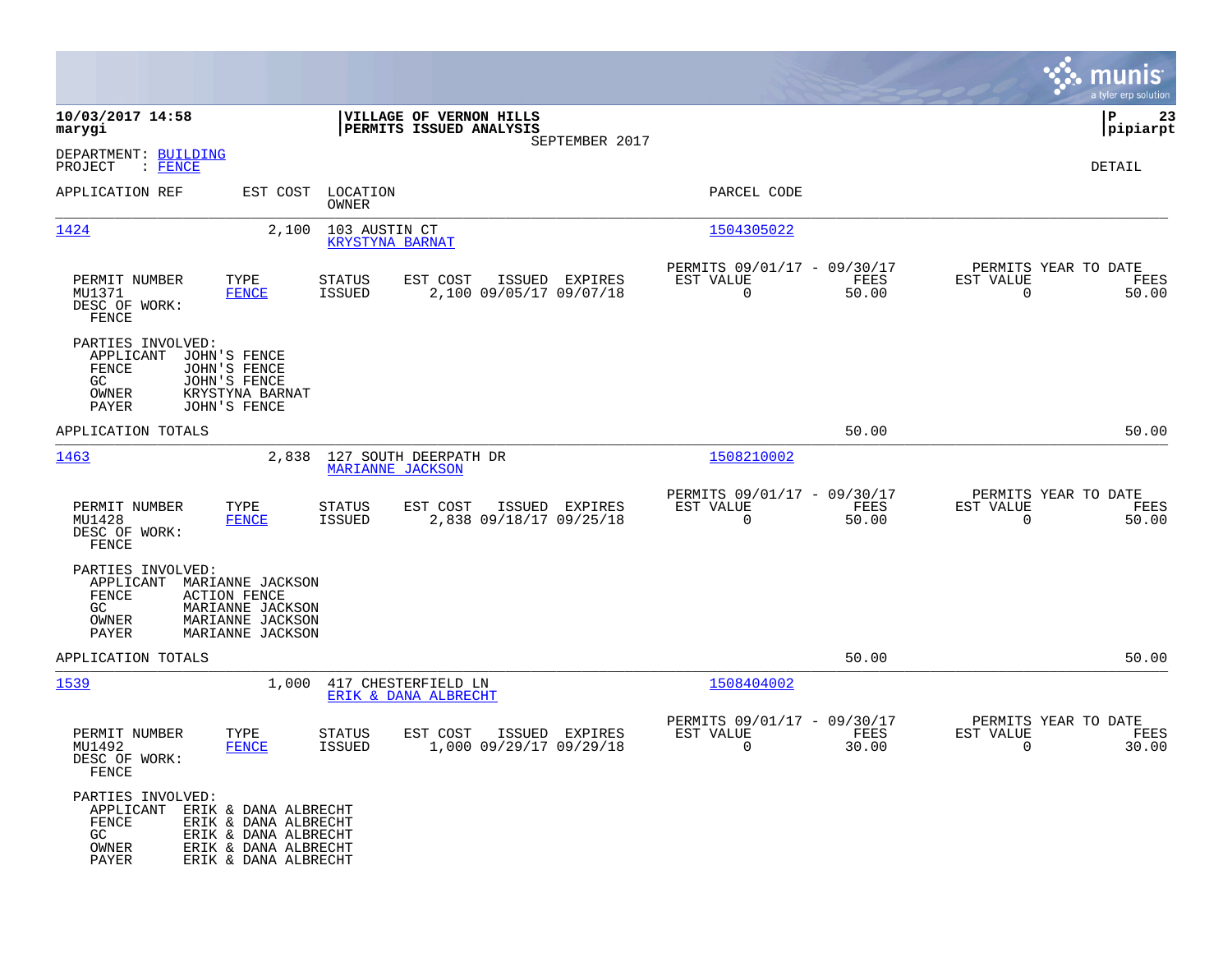10/03/2017 14:58
marygi

**VILLAGE OF VERNON HILLS**
**PERMITS ISSUED ANALYSIS**
SEPTEMBER 2017

P 23
pipiarpt

DEPARTMENT: BUILDING
PROJECT : FENCE

DETAIL

| APPLICATION REF | EST COST | LOCATION / OWNER | PARCEL CODE |
|---|---|---|---|
| 1424 | 2,100 | 103 AUSTIN CT / KRYSTYNA BARNAT | 1504305022 |

| PERMIT NUMBER | TYPE | STATUS | EST COST | ISSUED | EXPIRES | PERMITS 09/01/17 - 09/30/17 EST VALUE | FEES | PERMITS YEAR TO DATE EST VALUE | FEES |
|---|---|---|---|---|---|---|---|---|---|
| MU1371 | FENCE | ISSUED | 2,100 | 09/05/17 | 09/07/18 | 0 | 50.00 | 0 | 50.00 |

DESC OF WORK:
FENCE

PARTIES INVOLVED:
- APPLICANT JOHN'S FENCE
- FENCE JOHN'S FENCE
- GC JOHN'S FENCE
- OWNER KRYSTYNA BARNAT
- PAYER JOHN'S FENCE

APPLICATION TOTALS 50.00 50.00

| APPLICATION REF | EST COST | LOCATION / OWNER | PARCEL CODE |
|---|---|---|---|
| 1463 | 2,838 | 127 SOUTH DEERPATH DR / MARIANNE JACKSON | 1508210002 |

| PERMIT NUMBER | TYPE | STATUS | EST COST | ISSUED | EXPIRES | PERMITS 09/01/17 - 09/30/17 EST VALUE | FEES | PERMITS YEAR TO DATE EST VALUE | FEES |
|---|---|---|---|---|---|---|---|---|---|
| MU1428 | FENCE | ISSUED | 2,838 | 09/18/17 | 09/25/18 | 0 | 50.00 | 0 | 50.00 |

DESC OF WORK:
FENCE

PARTIES INVOLVED:
- APPLICANT MARIANNE JACKSON
- FENCE ACTION FENCE
- GC MARIANNE JACKSON
- OWNER MARIANNE JACKSON
- PAYER MARIANNE JACKSON

APPLICATION TOTALS 50.00 50.00

| APPLICATION REF | EST COST | LOCATION / OWNER | PARCEL CODE |
|---|---|---|---|
| 1539 | 1,000 | 417 CHESTERFIELD LN / ERIK & DANA ALBRECHT | 1508404002 |

| PERMIT NUMBER | TYPE | STATUS | EST COST | ISSUED | EXPIRES | PERMITS 09/01/17 - 09/30/17 EST VALUE | FEES | PERMITS YEAR TO DATE EST VALUE | FEES |
|---|---|---|---|---|---|---|---|---|---|
| MU1492 | FENCE | ISSUED | 1,000 | 09/29/17 | 09/29/18 | 0 | 30.00 | 0 | 30.00 |

DESC OF WORK:
FENCE

PARTIES INVOLVED:
- APPLICANT ERIK & DANA ALBRECHT
- FENCE ERIK & DANA ALBRECHT
- GC ERIK & DANA ALBRECHT
- OWNER ERIK & DANA ALBRECHT
- PAYER ERIK & DANA ALBRECHT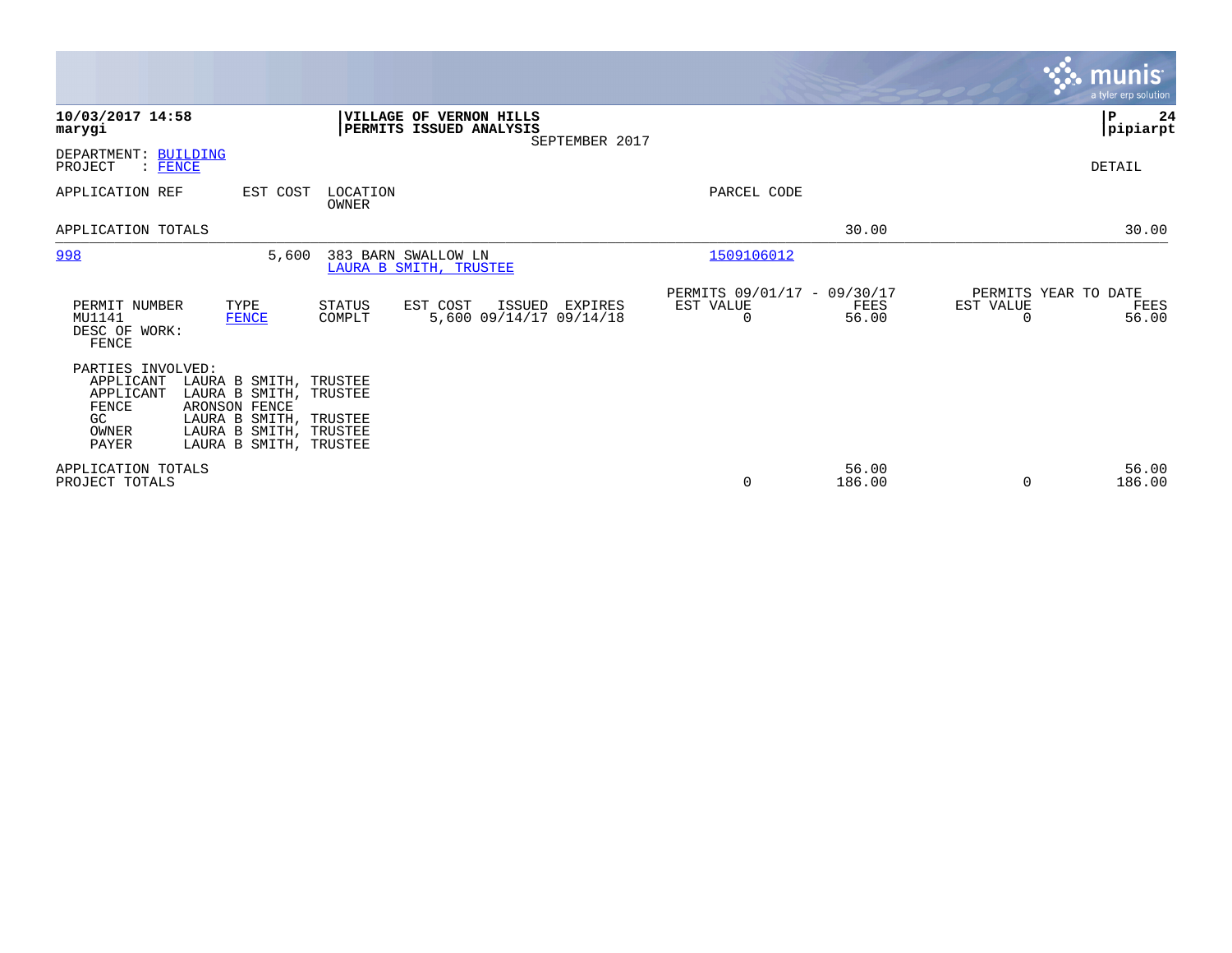**10/03/2017 14:58**
**marygi**

**VILLAGE OF VERNON HILLS**
**PERMITS ISSUED ANALYSIS**
SEPTEMBER 2017

**P 24**
**pipiarpt**

DEPARTMENT: BUILDING
PROJECT : FENCE

DETAIL

| APPLICATION REF | EST COST | LOCATION / OWNER | PARCEL CODE | | |
|---|---|---|---|---|---|
| APPLICATION TOTALS | | | | 30.00 | 30.00 |
| 998 | 5,600 | 383 BARN SWALLOW LN / LAURA B SMITH, TRUSTEE | 1509106012 | | |

| PERMIT NUMBER | TYPE | STATUS | EST COST | ISSUED | EXPIRES | PERMITS 09/01/17 - 09/30/17 EST VALUE | FEES | PERMITS YEAR TO DATE EST VALUE | FEES |
|---|---|---|---|---|---|---|---|---|---|
| MU1141 | FENCE | COMPLT | 5,600 | 09/14/17 | 09/14/18 | 0 | 56.00 | 0 | 56.00 |

DESC OF WORK:
FENCE

PARTIES INVOLVED:

| | |
|---|---|
| APPLICANT | LAURA B SMITH, TRUSTEE |
| APPLICANT | LAURA B SMITH, TRUSTEE |
| FENCE | ARONSON FENCE |
| GC | LAURA B SMITH, TRUSTEE |
| OWNER | LAURA B SMITH, TRUSTEE |
| PAYER | LAURA B SMITH, TRUSTEE |

| | EST VALUE | FEES | EST VALUE | FEES |
|---|---|---|---|---|
| APPLICATION TOTALS | | 56.00 | | 56.00 |
| PROJECT TOTALS | 0 | 186.00 | 0 | 186.00 |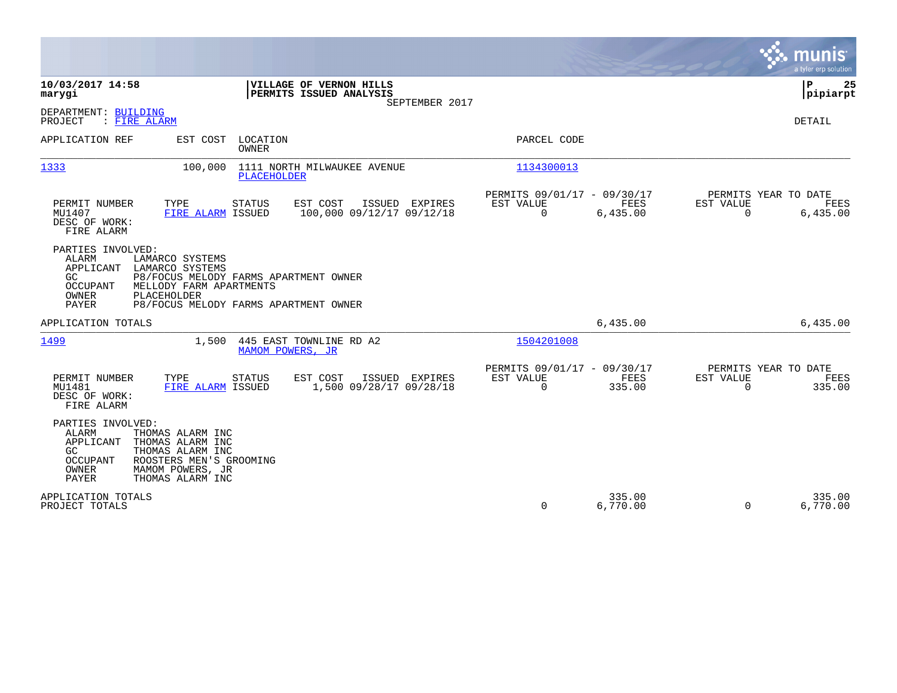**10/03/2017 14:58**
**marygi**

**VILLAGE OF VERNON HILLS**
**PERMITS ISSUED ANALYSIS**
SEPTEMBER 2017

**P 25**
**pipiarpt**

DEPARTMENT: BUILDING
PROJECT : FIRE ALARM

DETAIL

| APPLICATION REF | EST COST | LOCATION / OWNER | PARCEL CODE |
|---|---|---|---|
| 1333 | 100,000 | 1111 NORTH MILWAUKEE AVENUE / PLACEHOLDER | 1134300013 |

| PERMIT NUMBER | TYPE | STATUS | EST COST | ISSUED | EXPIRES | PERMITS 09/01/17 - 09/30/17 EST VALUE | FEES | PERMITS YEAR TO DATE EST VALUE | FEES |
|---|---|---|---|---|---|---|---|---|---|
| MU1407 | FIRE ALARM | ISSUED | 100,000 | 09/12/17 | 09/12/18 | 0 | 6,435.00 | 0 | 6,435.00 |

DESC OF WORK:
FIRE ALARM

PARTIES INVOLVED:
- ALARM: LAMARCO SYSTEMS
- APPLICANT: LAMARCO SYSTEMS
- GC: P8/FOCUS MELODY FARMS APARTMENT OWNER
- OCCUPANT: MELLODY FARM APARTMENTS
- OWNER: PLACEHOLDER
- PAYER: P8/FOCUS MELODY FARMS APARTMENT OWNER

APPLICATION TOTALS: 6,435.00 | 6,435.00

| APPLICATION REF | EST COST | LOCATION / OWNER | PARCEL CODE |
|---|---|---|---|
| 1499 | 1,500 | 445 EAST TOWNLINE RD A2 / MAMOM POWERS, JR | 1504201008 |

| PERMIT NUMBER | TYPE | STATUS | EST COST | ISSUED | EXPIRES | PERMITS 09/01/17 - 09/30/17 EST VALUE | FEES | PERMITS YEAR TO DATE EST VALUE | FEES |
|---|---|---|---|---|---|---|---|---|---|
| MU1481 | FIRE ALARM | ISSUED | 1,500 | 09/28/17 | 09/28/18 | 0 | 335.00 | 0 | 335.00 |

DESC OF WORK:
FIRE ALARM

PARTIES INVOLVED:
- ALARM: THOMAS ALARM INC
- APPLICANT: THOMAS ALARM INC
- GC: THOMAS ALARM INC
- OCCUPANT: ROOSTERS MEN'S GROOMING
- OWNER: MAMOM POWERS, JR
- PAYER: THOMAS ALARM INC

| | EST VALUE | FEES | EST VALUE (YTD) | FEES (YTD) |
|---|---|---|---|---|
| APPLICATION TOTALS | | 335.00 | | 335.00 |
| PROJECT TOTALS | 0 | 6,770.00 | 0 | 6,770.00 |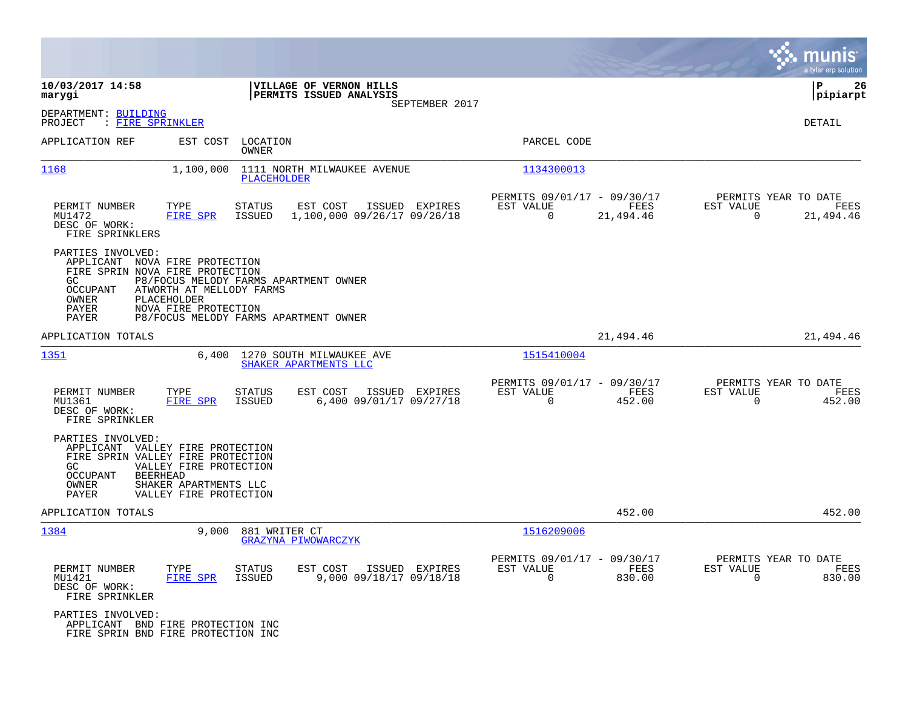**10/03/2017 14:58**
**marygi**

**VILLAGE OF VERNON HILLS**
**PERMITS ISSUED ANALYSIS**
SEPTEMBER 2017

**P 26**
**pipiarpt**

DEPARTMENT: BUILDING
PROJECT : FIRE SPRINKLER

DETAIL

| APPLICATION REF | EST COST | LOCATION / OWNER | PARCEL CODE |
|---|---|---|---|
| 1168 | 1,100,000 | 1111 NORTH MILWAUKEE AVENUE / PLACEHOLDER | 1134300013 |

| PERMIT NUMBER | TYPE | STATUS | EST COST | ISSUED | EXPIRES | PERMITS 09/01/17 - 09/30/17 EST VALUE | FEES | PERMITS YEAR TO DATE EST VALUE | FEES |
|---|---|---|---|---|---|---|---|---|---|
| MU1472 | FIRE SPR | ISSUED | 1,100,000 | 09/26/17 | 09/26/18 | 0 | 21,494.46 | 0 | 21,494.46 |

DESC OF WORK:
FIRE SPRINKLERS

PARTIES INVOLVED:
- APPLICANT NOVA FIRE PROTECTION
- FIRE SPRIN NOVA FIRE PROTECTION
- GC P8/FOCUS MELODY FARMS APARTMENT OWNER
- OCCUPANT ATWORTH AT MELLODY FARMS
- OWNER PLACEHOLDER
- PAYER NOVA FIRE PROTECTION
- PAYER P8/FOCUS MELODY FARMS APARTMENT OWNER

APPLICATION TOTALS 21,494.46 21,494.46

| APPLICATION REF | EST COST | LOCATION / OWNER | PARCEL CODE |
|---|---|---|---|
| 1351 | 6,400 | 1270 SOUTH MILWAUKEE AVE / SHAKER APARTMENTS LLC | 1515410004 |

| PERMIT NUMBER | TYPE | STATUS | EST COST | ISSUED | EXPIRES | PERMITS 09/01/17 - 09/30/17 EST VALUE | FEES | PERMITS YEAR TO DATE EST VALUE | FEES |
|---|---|---|---|---|---|---|---|---|---|
| MU1361 | FIRE SPR | ISSUED | 6,400 | 09/01/17 | 09/27/18 | 0 | 452.00 | 0 | 452.00 |

DESC OF WORK:
FIRE SPRINKLER

PARTIES INVOLVED:
- APPLICANT VALLEY FIRE PROTECTION
- FIRE SPRIN VALLEY FIRE PROTECTION
- GC VALLEY FIRE PROTECTION
- OCCUPANT BEERHEAD
- OWNER SHAKER APARTMENTS LLC
- PAYER VALLEY FIRE PROTECTION

APPLICATION TOTALS 452.00 452.00

| APPLICATION REF | EST COST | LOCATION / OWNER | PARCEL CODE |
|---|---|---|---|
| 1384 | 9,000 | 881 WRITER CT / GRAZYNA PIWOWARCZYK | 1516209006 |

| PERMIT NUMBER | TYPE | STATUS | EST COST | ISSUED | EXPIRES | PERMITS 09/01/17 - 09/30/17 EST VALUE | FEES | PERMITS YEAR TO DATE EST VALUE | FEES |
|---|---|---|---|---|---|---|---|---|---|
| MU1421 | FIRE SPR | ISSUED | 9,000 | 09/18/17 | 09/18/18 | 0 | 830.00 | 0 | 830.00 |

DESC OF WORK:
FIRE SPRINKLER

PARTIES INVOLVED:
- APPLICANT BND FIRE PROTECTION INC
- FIRE SPRIN BND FIRE PROTECTION INC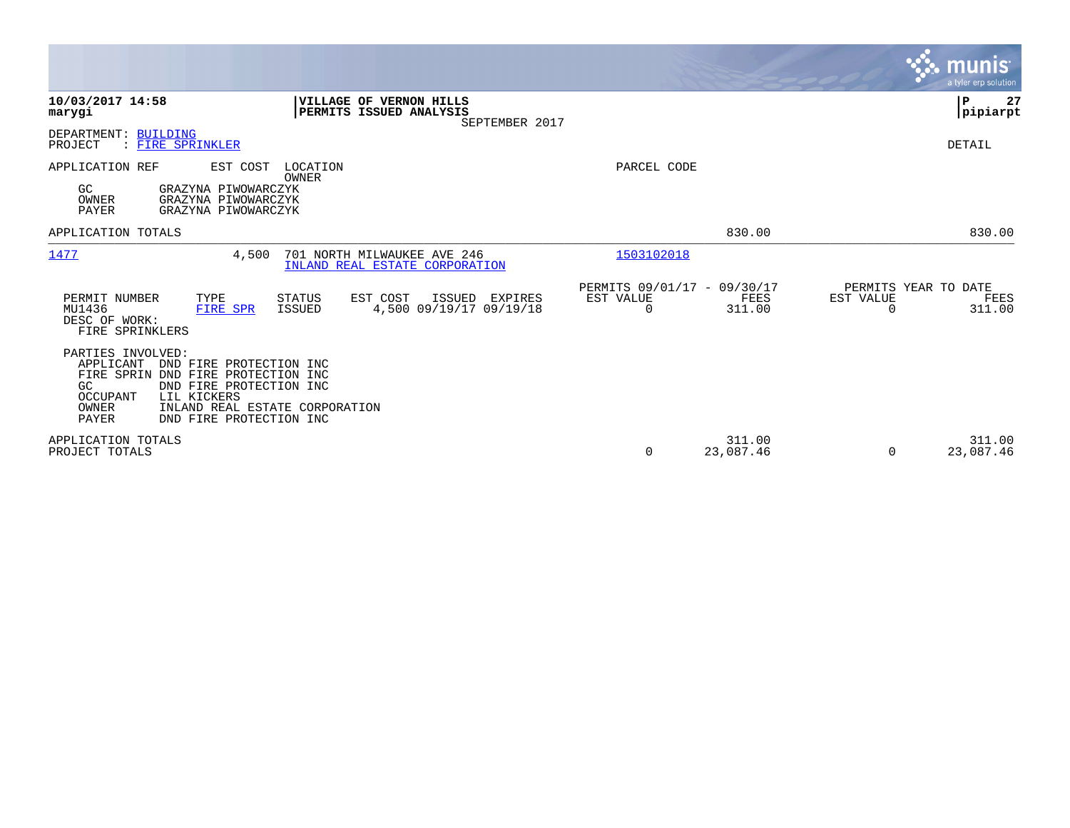**10/03/2017 14:58**
**marygi**

**VILLAGE OF VERNON HILLS**
**PERMITS ISSUED ANALYSIS**
SEPTEMBER 2017

**P 27**
**pipiarpt**

DEPARTMENT: BUILDING
PROJECT : FIRE SPRINKLER

DETAIL

APPLICATION REF    EST COST    LOCATION
                               OWNER
PARCEL CODE

GC      GRAZYNA PIWOWARCZYK
OWNER   GRAZYNA PIWOWARCZYK
PAYER   GRAZYNA PIWOWARCZYK

APPLICATION TOTALS    830.00    830.00

---

1477    4,500    701 NORTH MILWAUKEE AVE 246
                 INLAND REAL ESTATE CORPORATION
1503102018

| PERMIT NUMBER | TYPE | STATUS | EST COST | ISSUED | EXPIRES | PERMITS 09/01/17 - 09/30/17 EST VALUE | FEES | PERMITS YEAR TO DATE EST VALUE | FEES |
|---|---|---|---|---|---|---|---|---|---|
| MU1436 | FIRE SPR | ISSUED | 4,500 | 09/19/17 | 09/19/18 | 0 | 311.00 | 0 | 311.00 |

DESC OF WORK:
FIRE SPRINKLERS

PARTIES INVOLVED:
APPLICANT   DND FIRE PROTECTION INC
FIRE SPRIN  DND FIRE PROTECTION INC
GC          DND FIRE PROTECTION INC
OCCUPANT    LIL KICKERS
OWNER       INLAND REAL ESTATE CORPORATION
PAYER       DND FIRE PROTECTION INC

| | EST VALUE | FEES | EST VALUE | FEES |
|---|---|---|---|---|
| APPLICATION TOTALS | | 311.00 | | 311.00 |
| PROJECT TOTALS | 0 | 23,087.46 | 0 | 23,087.46 |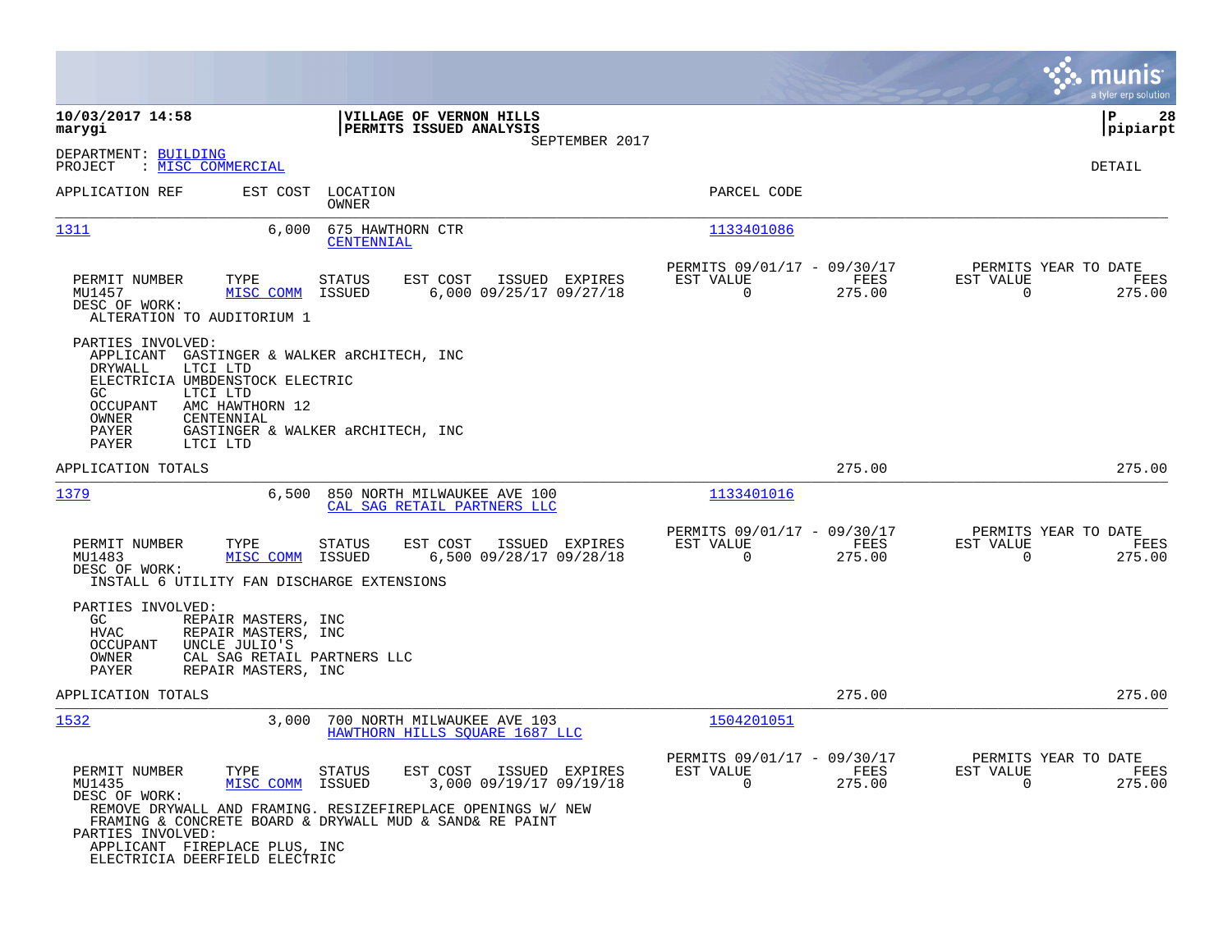**10/03/2017 14:58** | **VILLAGE OF VERNON HILLS**
**marygi** | **PERMITS ISSUED ANALYSIS**
SEPTEMBER 2017
**P 28**
**pipiarpt**

DEPARTMENT: BUILDING
PROJECT : MISC COMMERCIAL

DETAIL

| APPLICATION REF | EST COST | LOCATION / OWNER | PARCEL CODE |
|---|---|---|---|
| 1311 | 6,000 | 675 HAWTHORN CTR / CENTENNIAL | 1133401086 |

| PERMIT NUMBER | TYPE | STATUS | EST COST | ISSUED | EXPIRES | PERMITS 09/01/17 - 09/30/17 EST VALUE | FEES | PERMITS YEAR TO DATE EST VALUE | FEES |
|---|---|---|---|---|---|---|---|---|---|
| MU1457 | MISC COMM | ISSUED | 6,000 | 09/25/17 | 09/27/18 | 0 | 275.00 | 0 | 275.00 |

DESC OF WORK:
ALTERATION TO AUDITORIUM 1

PARTIES INVOLVED:
- APPLICANT GASTINGER & WALKER aRCHITECH, INC
- DRYWALL LTCI LTD
- ELECTRICIA UMBDENSTOCK ELECTRIC
- GC LTCI LTD
- OCCUPANT AMC HAWTHORN 12
- OWNER CENTENNIAL
- PAYER GASTINGER & WALKER aRCHITECH, INC
- PAYER LTCI LTD

APPLICATION TOTALS 275.00 275.00

| APPLICATION REF | EST COST | LOCATION / OWNER | PARCEL CODE |
|---|---|---|---|
| 1379 | 6,500 | 850 NORTH MILWAUKEE AVE 100 / CAL SAG RETAIL PARTNERS LLC | 1133401016 |

| PERMIT NUMBER | TYPE | STATUS | EST COST | ISSUED | EXPIRES | PERMITS 09/01/17 - 09/30/17 EST VALUE | FEES | PERMITS YEAR TO DATE EST VALUE | FEES |
|---|---|---|---|---|---|---|---|---|---|
| MU1483 | MISC COMM | ISSUED | 6,500 | 09/28/17 | 09/28/18 | 0 | 275.00 | 0 | 275.00 |

DESC OF WORK:
INSTALL 6 UTILITY FAN DISCHARGE EXTENSIONS

PARTIES INVOLVED:
- GC REPAIR MASTERS, INC
- HVAC REPAIR MASTERS, INC
- OCCUPANT UNCLE JULIO'S
- OWNER CAL SAG RETAIL PARTNERS LLC
- PAYER REPAIR MASTERS, INC

APPLICATION TOTALS 275.00 275.00

| APPLICATION REF | EST COST | LOCATION / OWNER | PARCEL CODE |
|---|---|---|---|
| 1532 | 3,000 | 700 NORTH MILWAUKEE AVE 103 / HAWTHORN HILLS SQUARE 1687 LLC | 1504201051 |

| PERMIT NUMBER | TYPE | STATUS | EST COST | ISSUED | EXPIRES | PERMITS 09/01/17 - 09/30/17 EST VALUE | FEES | PERMITS YEAR TO DATE EST VALUE | FEES |
|---|---|---|---|---|---|---|---|---|---|
| MU1435 | MISC COMM | ISSUED | 3,000 | 09/19/17 | 09/19/18 | 0 | 275.00 | 0 | 275.00 |

DESC OF WORK:
REMOVE DRYWALL AND FRAMING. RESIZEFIREPLACE OPENINGS W/ NEW FRAMING & CONCRETE BOARD & DRYWALL MUD & SAND& RE PAINT

PARTIES INVOLVED:
- APPLICANT FIREPLACE PLUS, INC
- ELECTRICIA DEERFIELD ELECTRIC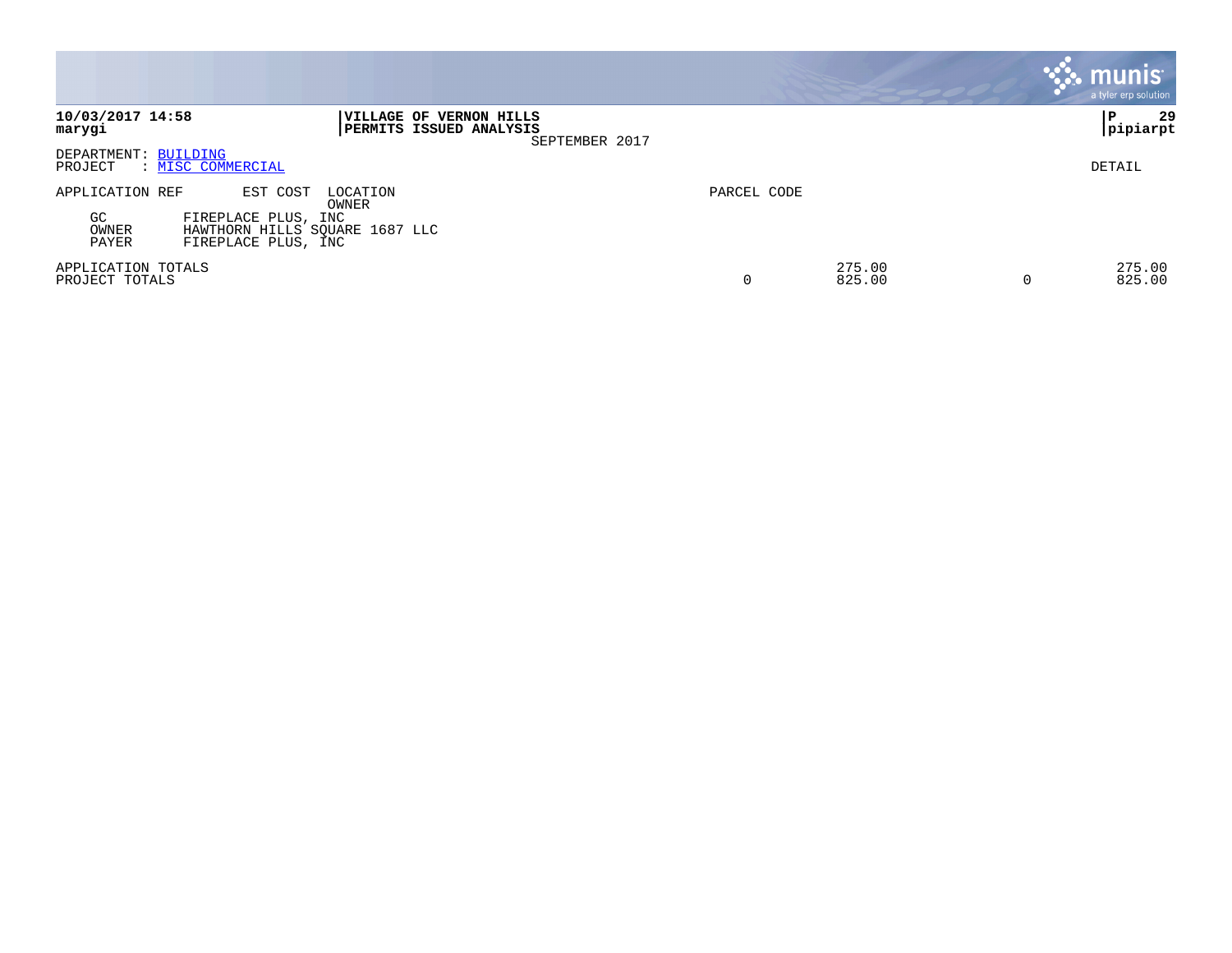**10/03/2017 14:58**
**marygi**

**VILLAGE OF VERNON HILLS**
**PERMITS ISSUED ANALYSIS**
SEPTEMBER 2017

**pipiarpt**

DEPARTMENT: BUILDING
PROJECT : MISC COMMERCIAL

DETAIL

| APPLICATION REF | EST COST | LOCATION / OWNER | PARCEL CODE | | | |
|---|---|---|---|---|---|---|
| GC | FIREPLACE PLUS, INC | | | | | |
| OWNER | HAWTHORN HILLS SQUARE 1687 LLC | | | | | |
| PAYER | FIREPLACE PLUS, INC | | | | | |
| APPLICATION TOTALS | | | | 275.00 | | 275.00 |
| PROJECT TOTALS | | | 0 | 825.00 | 0 | 825.00 |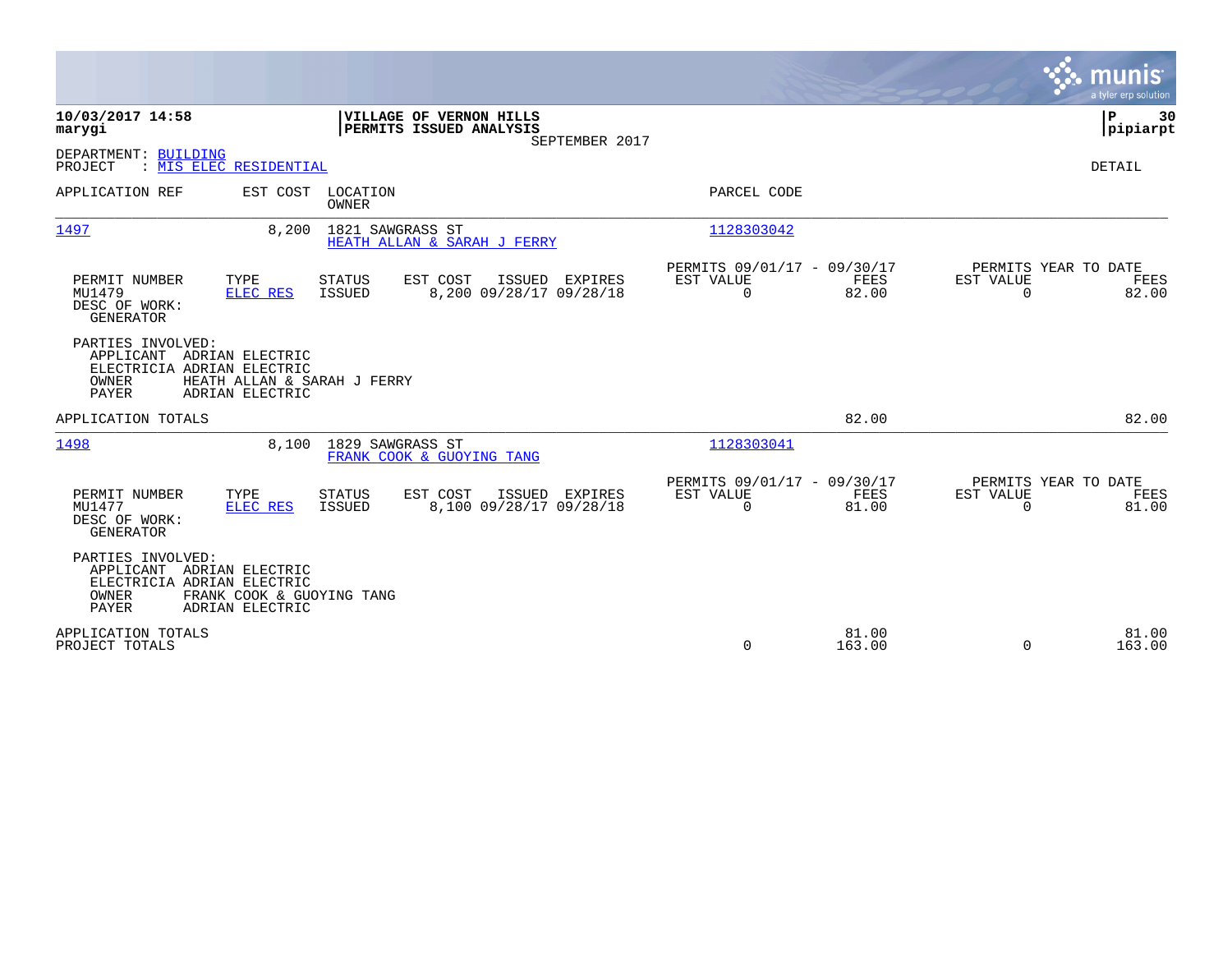**10/03/2017 14:58**
**marygi**

**VILLAGE OF VERNON HILLS**
**PERMITS ISSUED ANALYSIS**
SEPTEMBER 2017

**P 30**
**pipiarpt**

DEPARTMENT: BUILDING
PROJECT : MIS ELEC RESIDENTIAL

DETAIL

| APPLICATION REF | EST COST | LOCATION / OWNER | PARCEL CODE |
|---|---|---|---|
| 1497 | 8,200 | 1821 SAWGRASS ST / HEATH ALLAN & SARAH J FERRY | 1128303042 |

| PERMIT NUMBER | TYPE | STATUS | EST COST | ISSUED | EXPIRES | PERMITS 09/01/17 - 09/30/17 EST VALUE | FEES | PERMITS YEAR TO DATE EST VALUE | FEES |
|---|---|---|---|---|---|---|---|---|---|
| MU1479 | ELEC RES | ISSUED | 8,200 | 09/28/17 | 09/28/18 | 0 | 82.00 | 0 | 82.00 |

DESC OF WORK:
GENERATOR

PARTIES INVOLVED:
- APPLICANT ADRIAN ELECTRIC
- ELECTRICIA ADRIAN ELECTRIC
- OWNER HEATH ALLAN & SARAH J FERRY
- PAYER ADRIAN ELECTRIC

APPLICATION TOTALS 82.00 82.00

| APPLICATION REF | EST COST | LOCATION / OWNER | PARCEL CODE |
|---|---|---|---|
| 1498 | 8,100 | 1829 SAWGRASS ST / FRANK COOK & GUOYING TANG | 1128303041 |

| PERMIT NUMBER | TYPE | STATUS | EST COST | ISSUED | EXPIRES | PERMITS 09/01/17 - 09/30/17 EST VALUE | FEES | PERMITS YEAR TO DATE EST VALUE | FEES |
|---|---|---|---|---|---|---|---|---|---|
| MU1477 | ELEC RES | ISSUED | 8,100 | 09/28/17 | 09/28/18 | 0 | 81.00 | 0 | 81.00 |

DESC OF WORK:
GENERATOR

PARTIES INVOLVED:
- APPLICANT ADRIAN ELECTRIC
- ELECTRICIA ADRIAN ELECTRIC
- OWNER FRANK COOK & GUOYING TANG
- PAYER ADRIAN ELECTRIC

| | EST VALUE | FEES | EST VALUE | FEES |
|---|---|---|---|---|
| APPLICATION TOTALS | | 81.00 | | 81.00 |
| PROJECT TOTALS | 0 | 163.00 | 0 | 163.00 |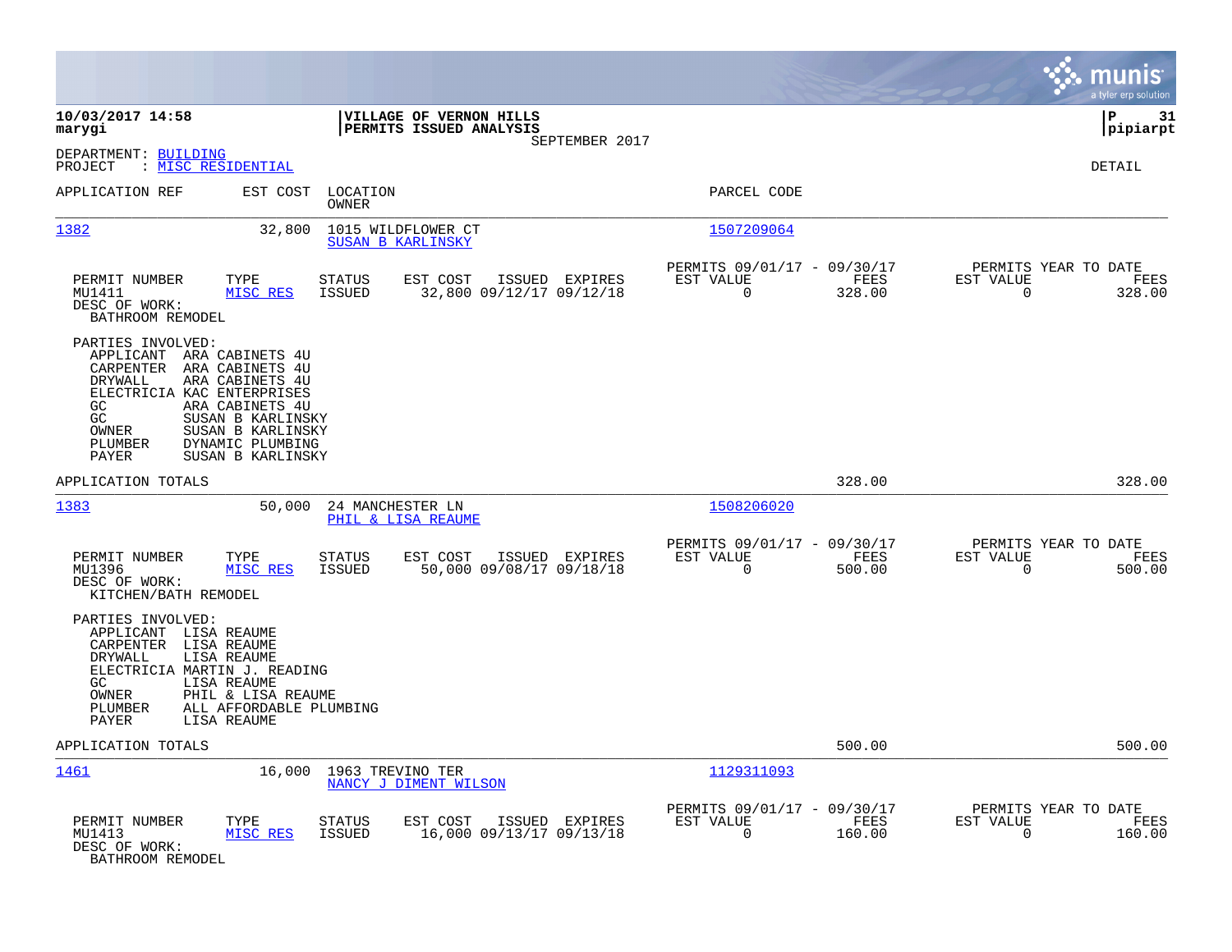10/03/2017 14:58
marygi

**VILLAGE OF VERNON HILLS**
**PERMITS ISSUED ANALYSIS**
SEPTEMBER 2017

P 31
pipiarpt

DEPARTMENT: BUILDING
PROJECT : MISC RESIDENTIAL

DETAIL

| APPLICATION REF | EST COST | LOCATION / OWNER | PARCEL CODE |
|---|---|---|---|
| 1382 | 32,800 | 1015 WILDFLOWER CT / SUSAN B KARLINSKY | 1507209064 |

| PERMIT NUMBER | TYPE | STATUS | EST COST | ISSUED | EXPIRES | PERMITS 09/01/17 - 09/30/17 EST VALUE | FEES | PERMITS YEAR TO DATE EST VALUE | FEES |
|---|---|---|---|---|---|---|---|---|---|
| MU1411 | MISC RES | ISSUED | 32,800 | 09/12/17 | 09/12/18 | 0 | 328.00 | 0 | 328.00 |

DESC OF WORK:
BATHROOM REMODEL

PARTIES INVOLVED:
- APPLICANT ARA CABINETS 4U
- CARPENTER ARA CABINETS 4U
- DRYWALL ARA CABINETS 4U
- ELECTRICIA KAC ENTERPRISES
- GC ARA CABINETS 4U
- GC SUSAN B KARLINSKY
- OWNER SUSAN B KARLINSKY
- PLUMBER DYNAMIC PLUMBING
- PAYER SUSAN B KARLINSKY

APPLICATION TOTALS 328.00 328.00

| APPLICATION REF | EST COST | LOCATION / OWNER | PARCEL CODE |
|---|---|---|---|
| 1383 | 50,000 | 24 MANCHESTER LN / PHIL & LISA REAUME | 1508206020 |

| PERMIT NUMBER | TYPE | STATUS | EST COST | ISSUED | EXPIRES | PERMITS 09/01/17 - 09/30/17 EST VALUE | FEES | PERMITS YEAR TO DATE EST VALUE | FEES |
|---|---|---|---|---|---|---|---|---|---|
| MU1396 | MISC RES | ISSUED | 50,000 | 09/08/17 | 09/18/18 | 0 | 500.00 | 0 | 500.00 |

DESC OF WORK:
KITCHEN/BATH REMODEL

PARTIES INVOLVED:
- APPLICANT LISA REAUME
- CARPENTER LISA REAUME
- DRYWALL LISA REAUME
- ELECTRICIA MARTIN J. READING
- GC LISA REAUME
- OWNER PHIL & LISA REAUME
- PLUMBER ALL AFFORDABLE PLUMBING
- PAYER LISA REAUME

APPLICATION TOTALS 500.00 500.00

| APPLICATION REF | EST COST | LOCATION / OWNER | PARCEL CODE |
|---|---|---|---|
| 1461 | 16,000 | 1963 TREVINO TER / NANCY J DIMENT WILSON | 1129311093 |

| PERMIT NUMBER | TYPE | STATUS | EST COST | ISSUED | EXPIRES | PERMITS 09/01/17 - 09/30/17 EST VALUE | FEES | PERMITS YEAR TO DATE EST VALUE | FEES |
|---|---|---|---|---|---|---|---|---|---|
| MU1413 | MISC RES | ISSUED | 16,000 | 09/13/17 | 09/13/18 | 0 | 160.00 | 0 | 160.00 |

DESC OF WORK:
BATHROOM REMODEL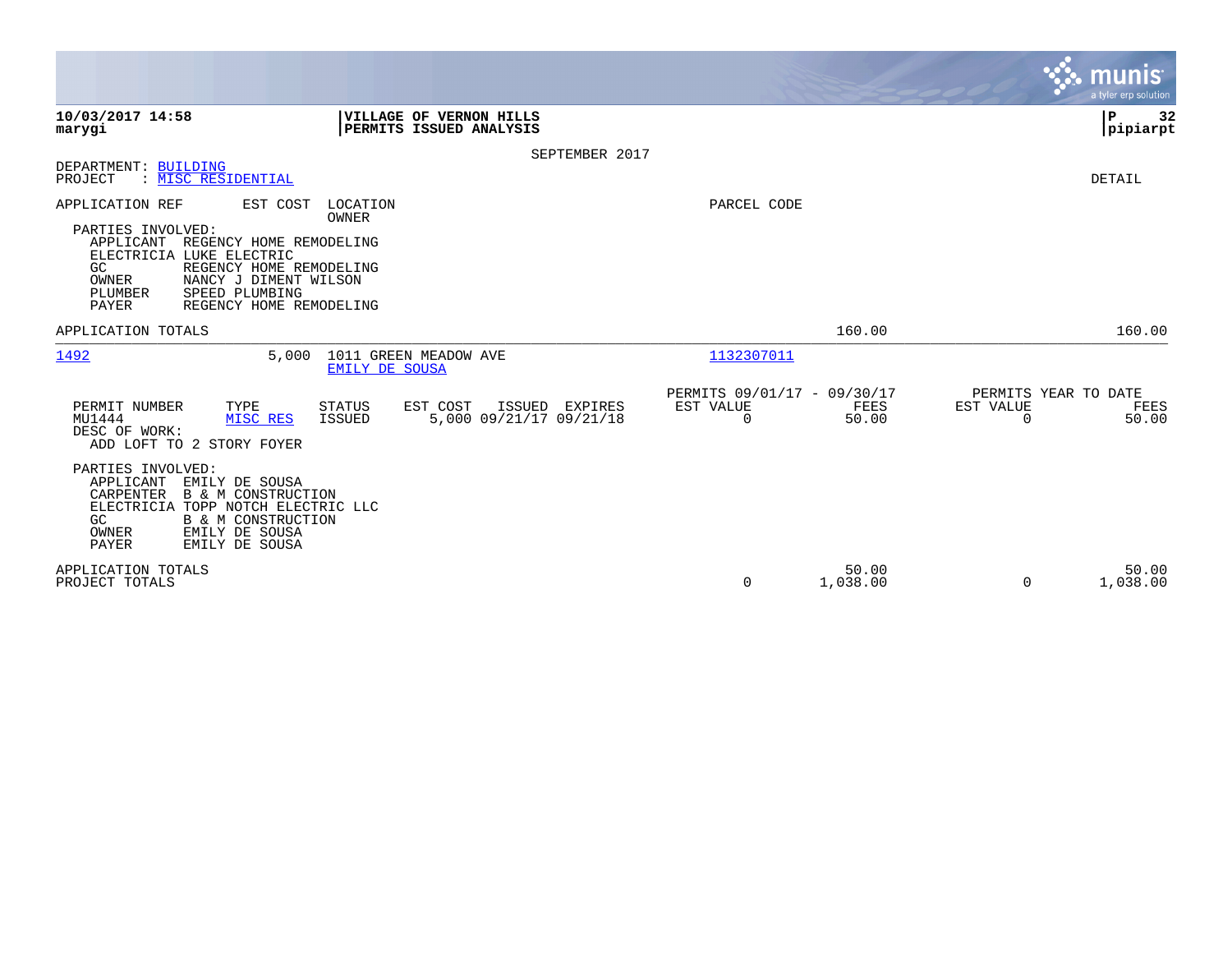**10/03/2017 14:58** | **VILLAGE OF VERNON HILLS** | **P 32**
**marygi** | **PERMITS ISSUED ANALYSIS** | **pipiarpt**

SEPTEMBER 2017

DEPARTMENT: BUILDING
PROJECT : MISC RESIDENTIAL

DETAIL

APPLICATION REF    EST COST    LOCATION / OWNER    PARCEL CODE

PARTIES INVOLVED:
- APPLICANT REGENCY HOME REMODELING
- ELECTRICIA LUKE ELECTRIC
- GC REGENCY HOME REMODELING
- OWNER NANCY J DIMENT WILSON
- PLUMBER SPEED PLUMBING
- PAYER REGENCY HOME REMODELING

| | | | |
|---|---|---|---|
| APPLICATION TOTALS | | 160.00 | 160.00 |

---

1492    5,000    1011 GREEN MEADOW AVE    1132307011
EMILY DE SOUSA

| PERMIT NUMBER | TYPE | STATUS | EST COST | ISSUED | EXPIRES | PERMITS 09/01/17 - 09/30/17 EST VALUE | FEES | PERMITS YEAR TO DATE EST VALUE | FEES |
|---|---|---|---|---|---|---|---|---|---|
| MU1444 | MISC RES | ISSUED | 5,000 | 09/21/17 | 09/21/18 | 0 | 50.00 | 0 | 50.00 |

DESC OF WORK:
ADD LOFT TO 2 STORY FOYER

PARTIES INVOLVED:
- APPLICANT EMILY DE SOUSA
- CARPENTER B & M CONSTRUCTION
- ELECTRICIA TOPP NOTCH ELECTRIC LLC
- GC B & M CONSTRUCTION
- OWNER EMILY DE SOUSA
- PAYER EMILY DE SOUSA

| | EST VALUE | FEES | EST VALUE | FEES |
|---|---|---|---|---|
| APPLICATION TOTALS | | 50.00 | | 50.00 |
| PROJECT TOTALS | 0 | 1,038.00 | 0 | 1,038.00 |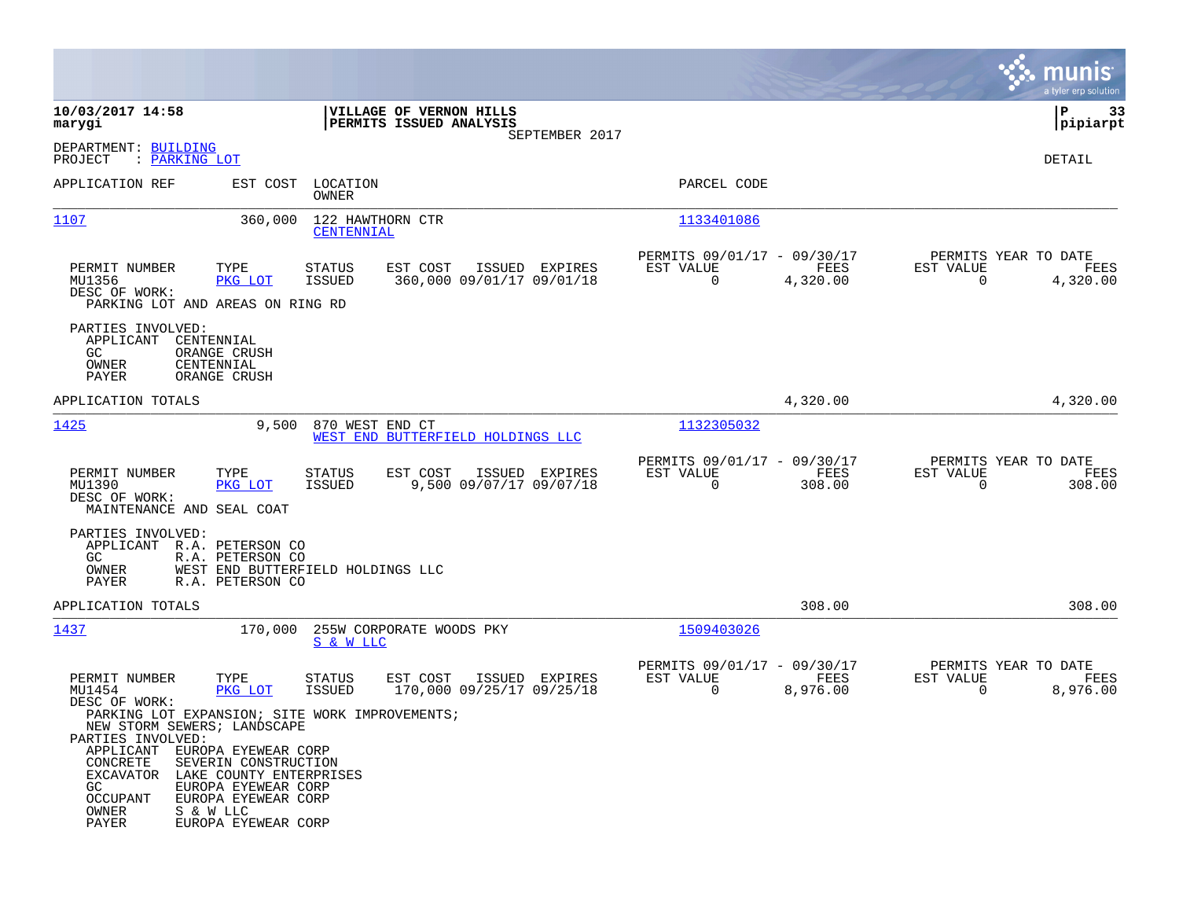**10/03/2017 14:58**
**marygi**

**VILLAGE OF VERNON HILLS**
**PERMITS ISSUED ANALYSIS**
SEPTEMBER 2017

**P 33**
**pipiarpt**

DEPARTMENT: BUILDING
PROJECT : PARKING LOT

DETAIL

| APPLICATION REF | EST COST | LOCATION / OWNER | PARCEL CODE |
|---|---|---|---|
| 1107 | 360,000 | 122 HAWTHORN CTR / CENTENNIAL | 1133401086 |

| PERMIT NUMBER | TYPE | STATUS | EST COST | ISSUED | EXPIRES | PERMITS 09/01/17 - 09/30/17 EST VALUE | FEES | PERMITS YEAR TO DATE EST VALUE | FEES |
|---|---|---|---|---|---|---|---|---|---|
| MU1356 | PKG LOT | ISSUED | 360,000 | 09/01/17 | 09/01/18 | 0 | 4,320.00 | 0 | 4,320.00 |

DESC OF WORK:
PARKING LOT AND AREAS ON RING RD

PARTIES INVOLVED:
APPLICANT CENTENNIAL
GC ORANGE CRUSH
OWNER CENTENNIAL
PAYER ORANGE CRUSH

APPLICATION TOTALS 4,320.00 4,320.00

| APPLICATION REF | EST COST | LOCATION / OWNER | PARCEL CODE |
|---|---|---|---|
| 1425 | 9,500 | 870 WEST END CT / WEST END BUTTERFIELD HOLDINGS LLC | 1132305032 |

| PERMIT NUMBER | TYPE | STATUS | EST COST | ISSUED | EXPIRES | PERMITS 09/01/17 - 09/30/17 EST VALUE | FEES | PERMITS YEAR TO DATE EST VALUE | FEES |
|---|---|---|---|---|---|---|---|---|---|
| MU1390 | PKG LOT | ISSUED | 9,500 | 09/07/17 | 09/07/18 | 0 | 308.00 | 0 | 308.00 |

DESC OF WORK:
MAINTENANCE AND SEAL COAT

PARTIES INVOLVED:
APPLICANT R.A. PETERSON CO
GC R.A. PETERSON CO
OWNER WEST END BUTTERFIELD HOLDINGS LLC
PAYER R.A. PETERSON CO

APPLICATION TOTALS 308.00 308.00

| APPLICATION REF | EST COST | LOCATION / OWNER | PARCEL CODE |
|---|---|---|---|
| 1437 | 170,000 | 255W CORPORATE WOODS PKY / S & W LLC | 1509403026 |

| PERMIT NUMBER | TYPE | STATUS | EST COST | ISSUED | EXPIRES | PERMITS 09/01/17 - 09/30/17 EST VALUE | FEES | PERMITS YEAR TO DATE EST VALUE | FEES |
|---|---|---|---|---|---|---|---|---|---|
| MU1454 | PKG LOT | ISSUED | 170,000 | 09/25/17 | 09/25/18 | 0 | 8,976.00 | 0 | 8,976.00 |

DESC OF WORK:
PARKING LOT EXPANSION; SITE WORK IMPROVEMENTS;
NEW STORM SEWERS; LANDSCAPE

PARTIES INVOLVED:
APPLICANT EUROPA EYEWEAR CORP
CONCRETE SEVERIN CONSTRUCTION
EXCAVATOR LAKE COUNTY ENTERPRISES
GC EUROPA EYEWEAR CORP
OCCUPANT EUROPA EYEWEAR CORP
OWNER S & W LLC
PAYER EUROPA EYEWEAR CORP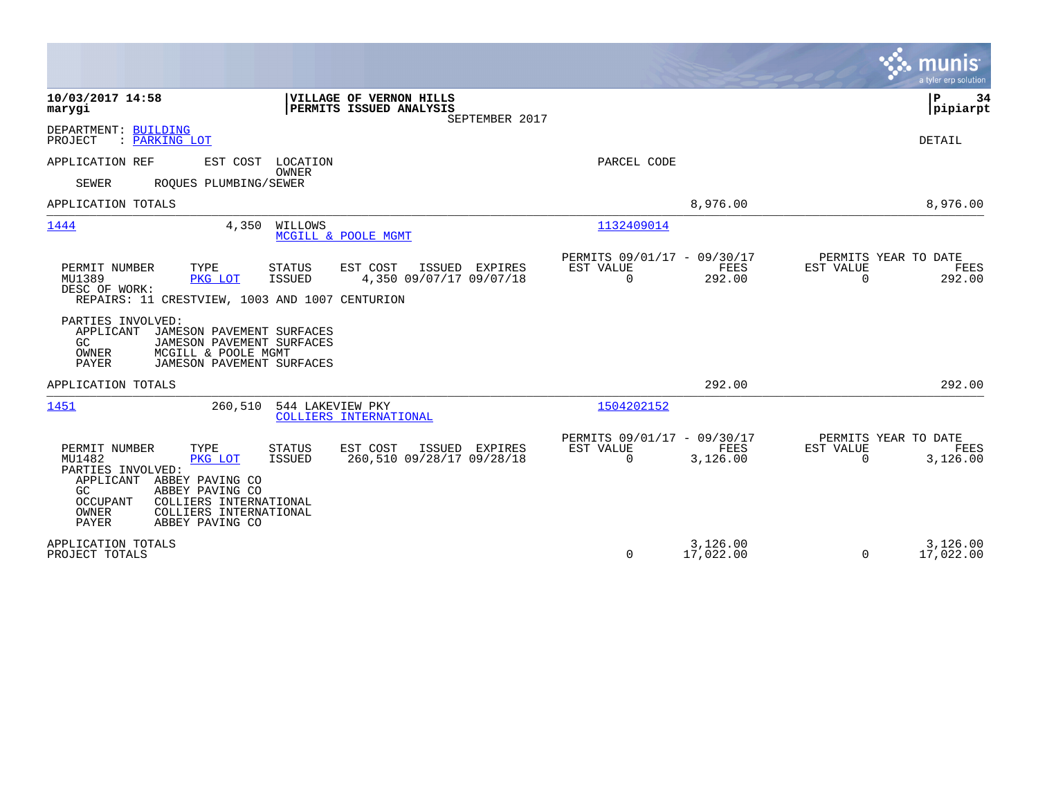**10/03/2017 14:58**
**marygi**

**VILLAGE OF VERNON HILLS**
**PERMITS ISSUED ANALYSIS**
SEPTEMBER 2017

**pipiarpt**

DEPARTMENT: BUILDING
PROJECT : PARKING LOT

DETAIL

APPLICATION REF | EST COST | LOCATION / OWNER | PARCEL CODE

SEWER ROQUES PLUMBING/SEWER

APPLICATION TOTALS — 8,976.00 — 8,976.00

---

**1444** — 4,350 — WILLOWS — MCGILL & POOLE MGMT — 1132409014

| PERMIT NUMBER | TYPE | STATUS | EST COST | ISSUED | EXPIRES | PERMITS 09/01/17 - 09/30/17 EST VALUE | FEES | PERMITS YEAR TO DATE EST VALUE | FEES |
|---|---|---|---|---|---|---|---|---|---|
| MU1389 | PKG LOT | ISSUED | 4,350 | 09/07/17 | 09/07/18 | 0 | 292.00 | 0 | 292.00 |

DESC OF WORK:
REPAIRS: 11 CRESTVIEW, 1003 AND 1007 CENTURION

PARTIES INVOLVED:
- APPLICANT JAMESON PAVEMENT SURFACES
- GC JAMESON PAVEMENT SURFACES
- OWNER MCGILL & POOLE MGMT
- PAYER JAMESON PAVEMENT SURFACES

APPLICATION TOTALS — 292.00 — 292.00

---

**1451** — 260,510 — 544 LAKEVIEW PKY — COLLIERS INTERNATIONAL — 1504202152

| PERMIT NUMBER | TYPE | STATUS | EST COST | ISSUED | EXPIRES | PERMITS 09/01/17 - 09/30/17 EST VALUE | FEES | PERMITS YEAR TO DATE EST VALUE | FEES |
|---|---|---|---|---|---|---|---|---|---|
| MU1482 | PKG LOT | ISSUED | 260,510 | 09/28/17 | 09/28/18 | 0 | 3,126.00 | 0 | 3,126.00 |

PARTIES INVOLVED:
- APPLICANT ABBEY PAVING CO
- GC ABBEY PAVING CO
- OCCUPANT COLLIERS INTERNATIONAL
- OWNER COLLIERS INTERNATIONAL
- PAYER ABBEY PAVING CO

| | EST VALUE | FEES | EST VALUE | FEES |
|---|---|---|---|---|
| APPLICATION TOTALS | | 3,126.00 | | 3,126.00 |
| PROJECT TOTALS | 0 | 17,022.00 | 0 | 17,022.00 |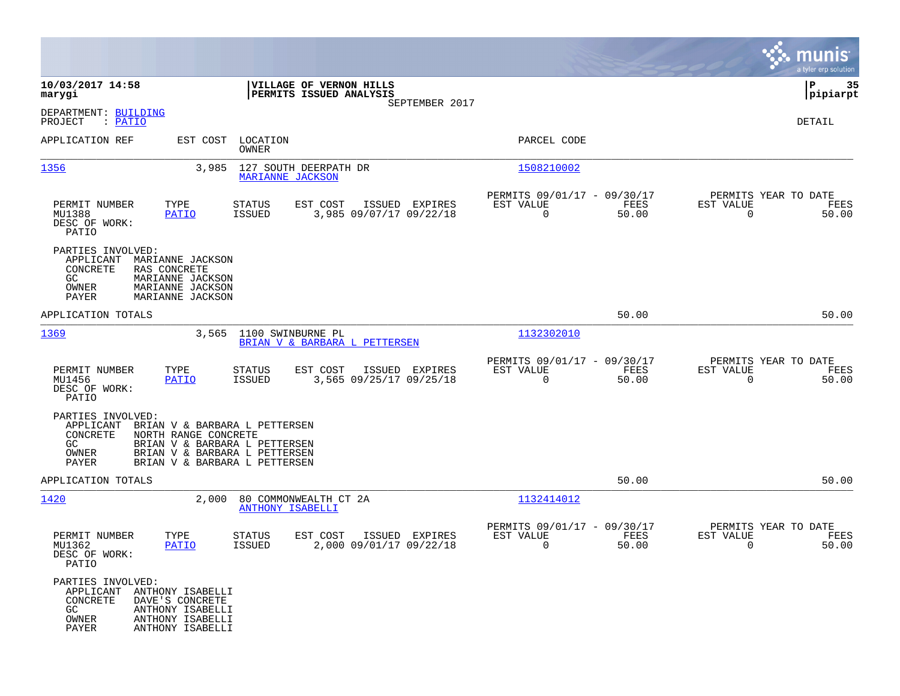10/03/2017 14:58 **VILLAGE OF VERNON HILLS**
marygi **PERMITS ISSUED ANALYSIS**
SEPTEMBER 2017

DEPARTMENT: BUILDING
PROJECT : PATIO

DETAIL

| APPLICATION REF | EST COST | LOCATION / OWNER | PARCEL CODE |
|---|---|---|---|
| 1356 | 3,985 | 127 SOUTH DEERPATH DR / MARIANNE JACKSON | 1508210002 |

| PERMIT NUMBER | TYPE | STATUS | EST COST | ISSUED | EXPIRES | PERMITS 09/01/17 - 09/30/17 EST VALUE | FEES | PERMITS YEAR TO DATE EST VALUE | FEES |
|---|---|---|---|---|---|---|---|---|---|
| MU1388 | PATIO | ISSUED | 3,985 | 09/07/17 | 09/22/18 | 0 | 50.00 | 0 | 50.00 |

DESC OF WORK:
PATIO

PARTIES INVOLVED:
APPLICANT MARIANNE JACKSON
CONCRETE RAS CONCRETE
GC MARIANNE JACKSON
OWNER MARIANNE JACKSON
PAYER MARIANNE JACKSON

APPLICATION TOTALS 50.00 50.00

| APPLICATION REF | EST COST | LOCATION / OWNER | PARCEL CODE |
|---|---|---|---|
| 1369 | 3,565 | 1100 SWINBURNE PL / BRIAN V & BARBARA L PETTERSEN | 1132302010 |

| PERMIT NUMBER | TYPE | STATUS | EST COST | ISSUED | EXPIRES | PERMITS 09/01/17 - 09/30/17 EST VALUE | FEES | PERMITS YEAR TO DATE EST VALUE | FEES |
|---|---|---|---|---|---|---|---|---|---|
| MU1456 | PATIO | ISSUED | 3,565 | 09/25/17 | 09/25/18 | 0 | 50.00 | 0 | 50.00 |

DESC OF WORK:
PATIO

PARTIES INVOLVED:
APPLICANT BRIAN V & BARBARA L PETTERSEN
CONCRETE NORTH RANGE CONCRETE
GC BRIAN V & BARBARA L PETTERSEN
OWNER BRIAN V & BARBARA L PETTERSEN
PAYER BRIAN V & BARBARA L PETTERSEN

APPLICATION TOTALS 50.00 50.00

| APPLICATION REF | EST COST | LOCATION / OWNER | PARCEL CODE |
|---|---|---|---|
| 1420 | 2,000 | 80 COMMONWEALTH CT 2A / ANTHONY ISABELLI | 1132414012 |

| PERMIT NUMBER | TYPE | STATUS | EST COST | ISSUED | EXPIRES | PERMITS 09/01/17 - 09/30/17 EST VALUE | FEES | PERMITS YEAR TO DATE EST VALUE | FEES |
|---|---|---|---|---|---|---|---|---|---|
| MU1362 | PATIO | ISSUED | 2,000 | 09/01/17 | 09/22/18 | 0 | 50.00 | 0 | 50.00 |

DESC OF WORK:
PATIO

PARTIES INVOLVED:
APPLICANT ANTHONY ISABELLI
CONCRETE DAVE'S CONCRETE
GC ANTHONY ISABELLI
OWNER ANTHONY ISABELLI
PAYER ANTHONY ISABELLI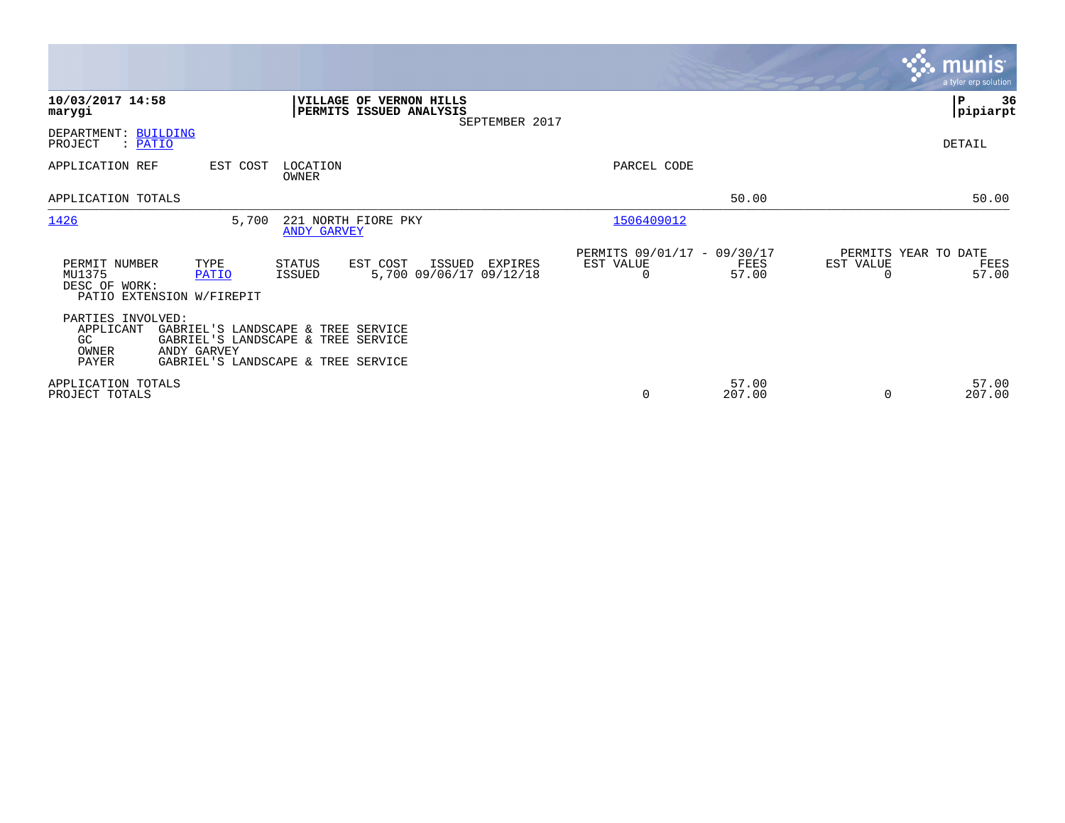**10/03/2017 14:58**
**marygi**

**VILLAGE OF VERNON HILLS**
**PERMITS ISSUED ANALYSIS**
SEPTEMBER 2017

**P 36**
**pipiarpt**

DEPARTMENT: BUILDING
PROJECT : PATIO

DETAIL

| APPLICATION REF | EST COST | LOCATION / OWNER | PARCEL CODE | | | |
|---|---|---|---|---|---|---|
| APPLICATION TOTALS | | | | 50.00 | | 50.00 |
| 1426 | 5,700 | 221 NORTH FIORE PKY / ANDY GARVEY | 1506409012 | | | |

| PERMIT NUMBER | TYPE | STATUS | EST COST | ISSUED | EXPIRES | PERMITS 09/01/17 - 09/30/17 EST VALUE | FEES | PERMITS YEAR TO DATE EST VALUE | FEES |
|---|---|---|---|---|---|---|---|---|---|
| MU1375 | PATIO | ISSUED | 5,700 | 09/06/17 | 09/12/18 | 0 | 57.00 | 0 | 57.00 |

DESC OF WORK:
PATIO EXTENSION W/FIREPIT

PARTIES INVOLVED:

| | |
|---|---|
| APPLICANT | GABRIEL'S LANDSCAPE & TREE SERVICE |
| GC | GABRIEL'S LANDSCAPE & TREE SERVICE |
| OWNER | ANDY GARVEY |
| PAYER | GABRIEL'S LANDSCAPE & TREE SERVICE |

| | EST VALUE | FEES | EST VALUE | FEES |
|---|---|---|---|---|
| APPLICATION TOTALS | | 57.00 | | 57.00 |
| PROJECT TOTALS | 0 | 207.00 | 0 | 207.00 |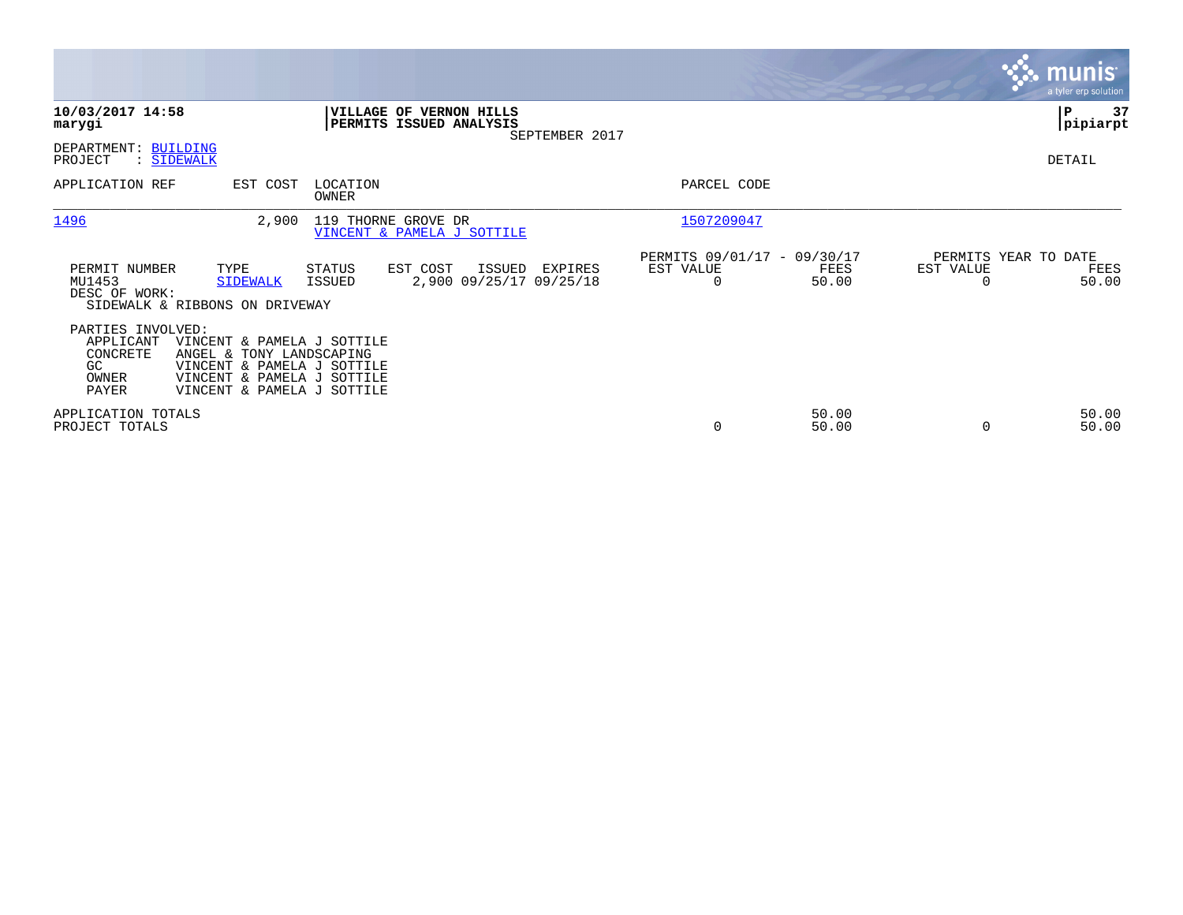**10/03/2017 14:58**
**marygi**

**VILLAGE OF VERNON HILLS**
**PERMITS ISSUED ANALYSIS**
SEPTEMBER 2017

**P 37**
**pipiarpt**

DEPARTMENT: BUILDING
PROJECT : SIDEWALK

DETAIL

| APPLICATION REF | EST COST | LOCATION / OWNER | PARCEL CODE |
|---|---|---|---|
| 1496 | 2,900 | 119 THORNE GROVE DR / VINCENT & PAMELA J SOTTILE | 1507209047 |

| PERMIT NUMBER | TYPE | STATUS | EST COST | ISSUED | EXPIRES | PERMITS 09/01/17 - 09/30/17 EST VALUE | FEES | PERMITS YEAR TO DATE EST VALUE | FEES |
|---|---|---|---|---|---|---|---|---|---|
| MU1453 | SIDEWALK | ISSUED | 2,900 | 09/25/17 | 09/25/18 | 0 | 50.00 | 0 | 50.00 |

DESC OF WORK:
SIDEWALK & RIBBONS ON DRIVEWAY

PARTIES INVOLVED:

| | |
|---|---|
| APPLICANT | VINCENT & PAMELA J SOTTILE |
| CONCRETE | ANGEL & TONY LANDSCAPING |
| GC | VINCENT & PAMELA J SOTTILE |
| OWNER | VINCENT & PAMELA J SOTTILE |
| PAYER | VINCENT & PAMELA J SOTTILE |

| | EST VALUE | FEES | EST VALUE | FEES |
|---|---|---|---|---|
| APPLICATION TOTALS | | 50.00 | | 50.00 |
| PROJECT TOTALS | 0 | 50.00 | 0 | 50.00 |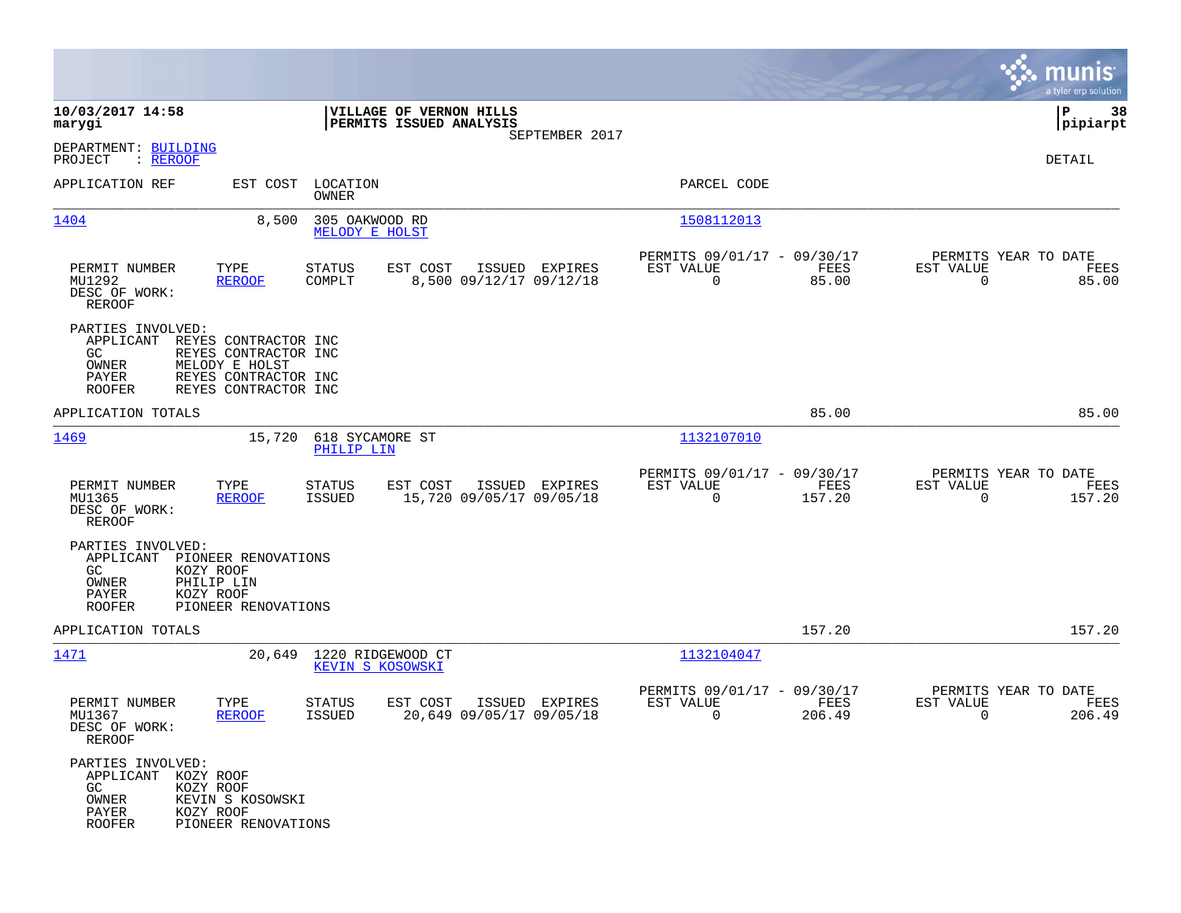10/03/2017 14:58
marygi

**VILLAGE OF VERNON HILLS**
**PERMITS ISSUED ANALYSIS**
SEPTEMBER 2017

P 38
pipiarpt

DEPARTMENT: BUILDING
PROJECT : REROOF

DETAIL

| APPLICATION REF | EST COST | LOCATION / OWNER | PARCEL CODE |
|---|---|---|---|
| 1404 | 8,500 | 305 OAKWOOD RD / MELODY E HOLST | 1508112013 |

| PERMIT NUMBER | TYPE | STATUS | EST COST | ISSUED | EXPIRES | PERMITS 09/01/17 - 09/30/17 EST VALUE | FEES | PERMITS YEAR TO DATE EST VALUE | FEES |
|---|---|---|---|---|---|---|---|---|---|
| MU1292 | REROOF | COMPLT | 8,500 | 09/12/17 | 09/12/18 | 0 | 85.00 | 0 | 85.00 |

DESC OF WORK:
REROOF

PARTIES INVOLVED:
- APPLICANT REYES CONTRACTOR INC
- GC REYES CONTRACTOR INC
- OWNER MELODY E HOLST
- PAYER REYES CONTRACTOR INC
- ROOFER REYES CONTRACTOR INC

APPLICATION TOTALS: 85.00 — 85.00

| APPLICATION REF | EST COST | LOCATION / OWNER | PARCEL CODE |
|---|---|---|---|
| 1469 | 15,720 | 618 SYCAMORE ST / PHILIP LIN | 1132107010 |

| PERMIT NUMBER | TYPE | STATUS | EST COST | ISSUED | EXPIRES | PERMITS 09/01/17 - 09/30/17 EST VALUE | FEES | PERMITS YEAR TO DATE EST VALUE | FEES |
|---|---|---|---|---|---|---|---|---|---|
| MU1365 | REROOF | ISSUED | 15,720 | 09/05/17 | 09/05/18 | 0 | 157.20 | 0 | 157.20 |

DESC OF WORK:
REROOF

PARTIES INVOLVED:
- APPLICANT PIONEER RENOVATIONS
- GC KOZY ROOF
- OWNER PHILIP LIN
- PAYER KOZY ROOF
- ROOFER PIONEER RENOVATIONS

APPLICATION TOTALS: 157.20 — 157.20

| APPLICATION REF | EST COST | LOCATION / OWNER | PARCEL CODE |
|---|---|---|---|
| 1471 | 20,649 | 1220 RIDGEWOOD CT / KEVIN S KOSOWSKI | 1132104047 |

| PERMIT NUMBER | TYPE | STATUS | EST COST | ISSUED | EXPIRES | PERMITS 09/01/17 - 09/30/17 EST VALUE | FEES | PERMITS YEAR TO DATE EST VALUE | FEES |
|---|---|---|---|---|---|---|---|---|---|
| MU1367 | REROOF | ISSUED | 20,649 | 09/05/17 | 09/05/18 | 0 | 206.49 | 0 | 206.49 |

DESC OF WORK:
REROOF

PARTIES INVOLVED:
- APPLICANT KOZY ROOF
- GC KOZY ROOF
- OWNER KEVIN S KOSOWSKI
- PAYER KOZY ROOF
- ROOFER PIONEER RENOVATIONS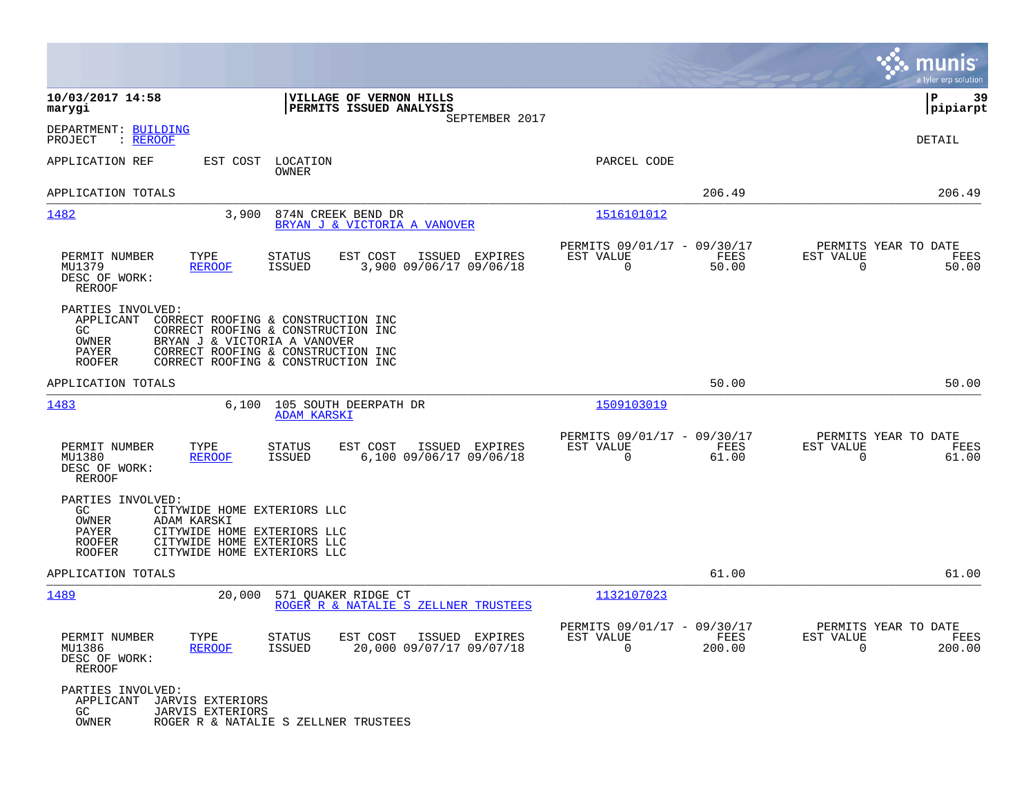**10/03/2017 14:58**
**marygi**

**VILLAGE OF VERNON HILLS**
**PERMITS ISSUED ANALYSIS**
SEPTEMBER 2017

**P 39**
**pipiarpt**

DEPARTMENT: BUILDING
PROJECT : REROOF

DETAIL

| APPLICATION REF | EST COST | LOCATION / OWNER | PARCEL CODE | | |
|---|---|---|---|---|---|
| APPLICATION TOTALS | | | | 206.49 | 206.49 |

---

**1482** — 3,900 — 874N CREEK BEND DR — BRYAN J & VICTORIA A VANOVER — Parcel: 1516101012

| PERMIT NUMBER | TYPE | STATUS | EST COST | ISSUED | EXPIRES | PERMITS 09/01/17 - 09/30/17 EST VALUE | FEES | PERMITS YEAR TO DATE EST VALUE | FEES |
|---|---|---|---|---|---|---|---|---|---|
| MU1379 | REROOF | ISSUED | 3,900 | 09/06/17 | 09/06/18 | 0 | 50.00 | 0 | 50.00 |

DESC OF WORK:
REROOF

PARTIES INVOLVED:
- APPLICANT CORRECT ROOFING & CONSTRUCTION INC
- GC CORRECT ROOFING & CONSTRUCTION INC
- OWNER BRYAN J & VICTORIA A VANOVER
- PAYER CORRECT ROOFING & CONSTRUCTION INC
- ROOFER CORRECT ROOFING & CONSTRUCTION INC

APPLICATION TOTALS: 50.00 — 50.00

---

**1483** — 6,100 — 105 SOUTH DEERPATH DR — ADAM KARSKI — Parcel: 1509103019

| PERMIT NUMBER | TYPE | STATUS | EST COST | ISSUED | EXPIRES | PERMITS 09/01/17 - 09/30/17 EST VALUE | FEES | PERMITS YEAR TO DATE EST VALUE | FEES |
|---|---|---|---|---|---|---|---|---|---|
| MU1380 | REROOF | ISSUED | 6,100 | 09/06/17 | 09/06/18 | 0 | 61.00 | 0 | 61.00 |

DESC OF WORK:
REROOF

PARTIES INVOLVED:
- GC CITYWIDE HOME EXTERIORS LLC
- OWNER ADAM KARSKI
- PAYER CITYWIDE HOME EXTERIORS LLC
- ROOFER CITYWIDE HOME EXTERIORS LLC
- ROOFER CITYWIDE HOME EXTERIORS LLC

APPLICATION TOTALS: 61.00 — 61.00

---

**1489** — 20,000 — 571 QUAKER RIDGE CT — ROGER R & NATALIE S ZELLNER TRUSTEES — Parcel: 1132107023

| PERMIT NUMBER | TYPE | STATUS | EST COST | ISSUED | EXPIRES | PERMITS 09/01/17 - 09/30/17 EST VALUE | FEES | PERMITS YEAR TO DATE EST VALUE | FEES |
|---|---|---|---|---|---|---|---|---|---|
| MU1386 | REROOF | ISSUED | 20,000 | 09/07/17 | 09/07/18 | 0 | 200.00 | 0 | 200.00 |

DESC OF WORK:
REROOF

PARTIES INVOLVED:
- APPLICANT JARVIS EXTERIORS
- GC JARVIS EXTERIORS
- OWNER ROGER R & NATALIE S ZELLNER TRUSTEES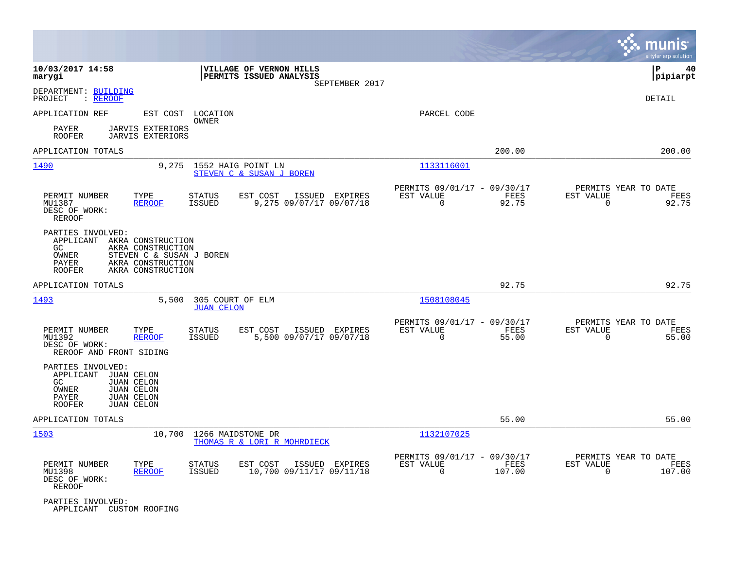10/03/2017 14:58
marygi

**VILLAGE OF VERNON HILLS**
**PERMITS ISSUED ANALYSIS**
SEPTEMBER 2017

P 40
pipiarpt

DEPARTMENT: BUILDING
PROJECT : REROOF

DETAIL

APPLICATION REF    EST COST    LOCATION / OWNER    PARCEL CODE

PAYER    JARVIS EXTERIORS
ROOFER    JARVIS EXTERIORS

APPLICATION TOTALS    200.00    200.00

---

**1490**    9,275    1552 HAIG POINT LN
STEVEN C & SUSAN J BOREN    1133116001

| PERMIT NUMBER | TYPE | STATUS | EST COST | ISSUED | EXPIRES | PERMITS 09/01/17 - 09/30/17 EST VALUE | FEES | PERMITS YEAR TO DATE EST VALUE | FEES |
|---|---|---|---|---|---|---|---|---|---|
| MU1387 | REROOF | ISSUED | 9,275 | 09/07/17 | 09/07/18 | 0 | 92.75 | 0 | 92.75 |

DESC OF WORK:
REROOF

PARTIES INVOLVED:
APPLICANT    AKRA CONSTRUCTION
GC    AKRA CONSTRUCTION
OWNER    STEVEN C & SUSAN J BOREN
PAYER    AKRA CONSTRUCTION
ROOFER    AKRA CONSTRUCTION

APPLICATION TOTALS    92.75    92.75

---

**1493**    5,500    305 COURT OF ELM
JUAN CELON    1508108045

| PERMIT NUMBER | TYPE | STATUS | EST COST | ISSUED | EXPIRES | PERMITS 09/01/17 - 09/30/17 EST VALUE | FEES | PERMITS YEAR TO DATE EST VALUE | FEES |
|---|---|---|---|---|---|---|---|---|---|
| MU1392 | REROOF | ISSUED | 5,500 | 09/07/17 | 09/07/18 | 0 | 55.00 | 0 | 55.00 |

DESC OF WORK:
REROOF AND FRONT SIDING

PARTIES INVOLVED:
APPLICANT    JUAN CELON
GC    JUAN CELON
OWNER    JUAN CELON
PAYER    JUAN CELON
ROOFER    JUAN CELON

APPLICATION TOTALS    55.00    55.00

---

**1503**    10,700    1266 MAIDSTONE DR
THOMAS R & LORI R MOHRDIECK    1132107025

| PERMIT NUMBER | TYPE | STATUS | EST COST | ISSUED | EXPIRES | PERMITS 09/01/17 - 09/30/17 EST VALUE | FEES | PERMITS YEAR TO DATE EST VALUE | FEES |
|---|---|---|---|---|---|---|---|---|---|
| MU1398 | REROOF | ISSUED | 10,700 | 09/11/17 | 09/11/18 | 0 | 107.00 | 0 | 107.00 |

DESC OF WORK:
REROOF

PARTIES INVOLVED:
APPLICANT    CUSTOM ROOFING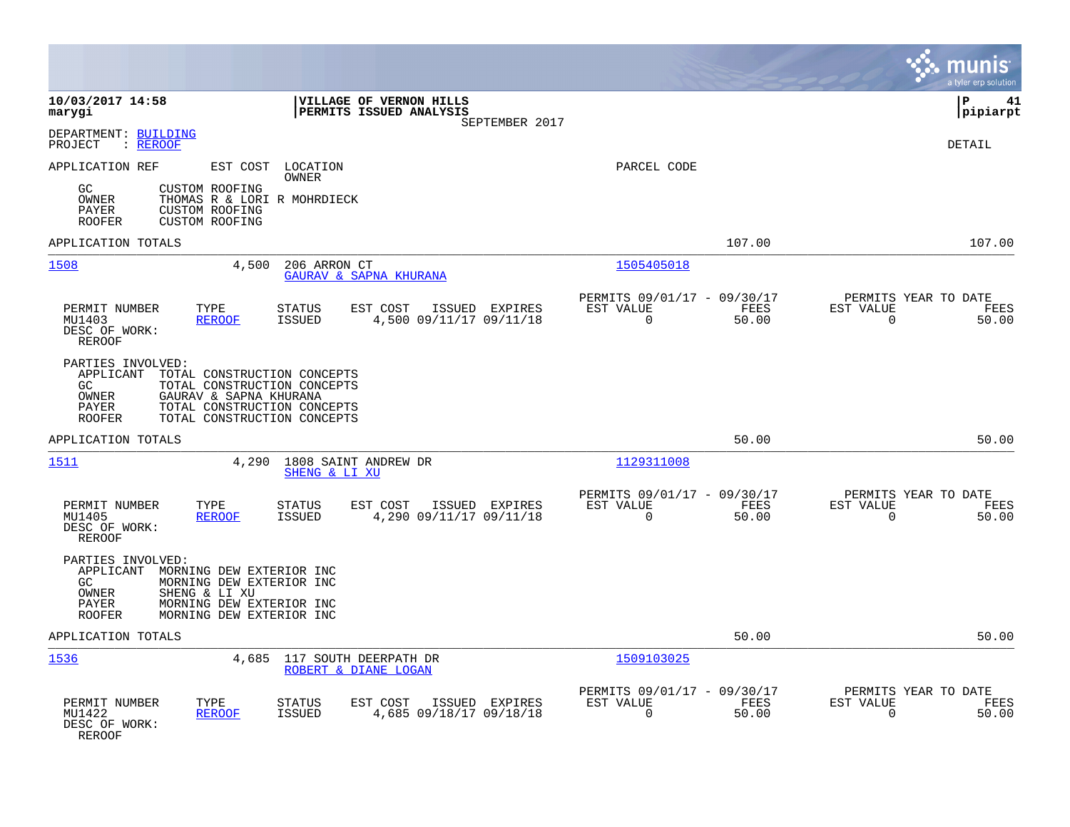10/03/2017 14:58 | VILLAGE OF VERNON HILLS
marygi | PERMITS ISSUED ANALYSIS
SEPTEMBER 2017

DEPARTMENT: BUILDING
PROJECT : REROOF

DETAIL

APPLICATION REF | EST COST | LOCATION / OWNER | PARCEL CODE

GC CUSTOM ROOFING
OWNER THOMAS R & LORI R MOHRDIECK
PAYER CUSTOM ROOFING
ROOFER CUSTOM ROOFING

APPLICATION TOTALS 107.00 107.00

---

**1508** 4,500 206 ARRON CT — GAURAV & SAPNA KHURANA — 1505405018

| PERMIT NUMBER | TYPE | STATUS | EST COST | ISSUED | EXPIRES | PERMITS 09/01/17 - 09/30/17 EST VALUE | FEES | PERMITS YEAR TO DATE EST VALUE | FEES |
|---|---|---|---|---|---|---|---|---|---|
| MU1403 | REROOF | ISSUED | 4,500 | 09/11/17 | 09/11/18 | 0 | 50.00 | 0 | 50.00 |

DESC OF WORK:
REROOF

PARTIES INVOLVED:
APPLICANT TOTAL CONSTRUCTION CONCEPTS
GC TOTAL CONSTRUCTION CONCEPTS
OWNER GAURAV & SAPNA KHURANA
PAYER TOTAL CONSTRUCTION CONCEPTS
ROOFER TOTAL CONSTRUCTION CONCEPTS

APPLICATION TOTALS 50.00 50.00

---

**1511** 4,290 1808 SAINT ANDREW DR — SHENG & LI XU — 1129311008

| PERMIT NUMBER | TYPE | STATUS | EST COST | ISSUED | EXPIRES | PERMITS 09/01/17 - 09/30/17 EST VALUE | FEES | PERMITS YEAR TO DATE EST VALUE | FEES |
|---|---|---|---|---|---|---|---|---|---|
| MU1405 | REROOF | ISSUED | 4,290 | 09/11/17 | 09/11/18 | 0 | 50.00 | 0 | 50.00 |

DESC OF WORK:
REROOF

PARTIES INVOLVED:
APPLICANT MORNING DEW EXTERIOR INC
GC MORNING DEW EXTERIOR INC
OWNER SHENG & LI XU
PAYER MORNING DEW EXTERIOR INC
ROOFER MORNING DEW EXTERIOR INC

APPLICATION TOTALS 50.00 50.00

---

**1536** 4,685 117 SOUTH DEERPATH DR — ROBERT & DIANE LOGAN — 1509103025

| PERMIT NUMBER | TYPE | STATUS | EST COST | ISSUED | EXPIRES | PERMITS 09/01/17 - 09/30/17 EST VALUE | FEES | PERMITS YEAR TO DATE EST VALUE | FEES |
|---|---|---|---|---|---|---|---|---|---|
| MU1422 | REROOF | ISSUED | 4,685 | 09/18/17 | 09/18/18 | 0 | 50.00 | 0 | 50.00 |

DESC OF WORK:
REROOF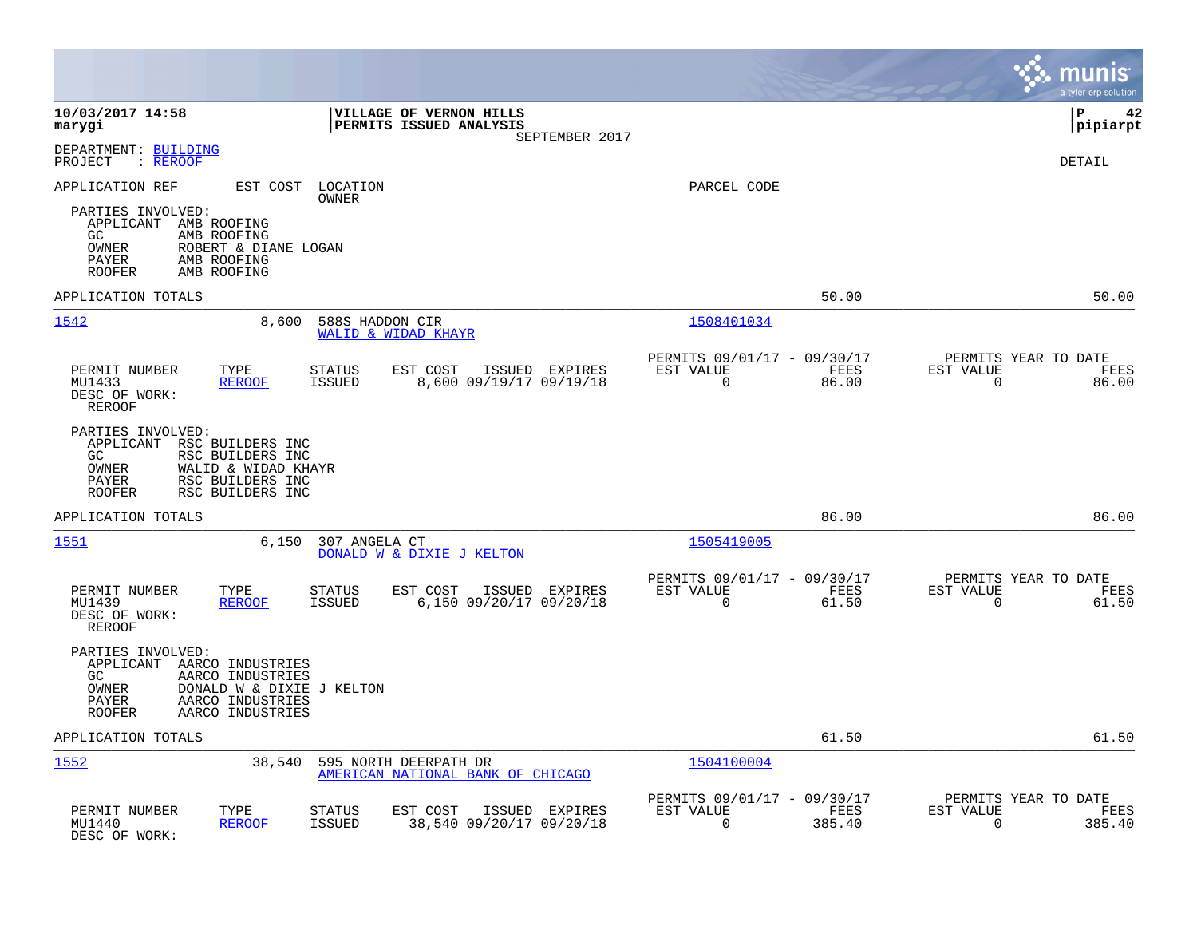10/03/2017 14:58 marygi

**VILLAGE OF VERNON HILLS**
**PERMITS ISSUED ANALYSIS**
SEPTEMBER 2017

P 42 pipiarpt

DEPARTMENT: BUILDING
PROJECT : REROOF

DETAIL

APPLICATION REF | EST COST | LOCATION / OWNER | PARCEL CODE

PARTIES INVOLVED:
APPLICANT AMB ROOFING
GC AMB ROOFING
OWNER ROBERT & DIANE LOGAN
PAYER AMB ROOFING
ROOFER AMB ROOFING

APPLICATION TOTALS 50.00 50.00

---

**1542** 8,600 588S HADDON CIR
WALID & WIDAD KHAYR
1508401034

| PERMIT NUMBER | TYPE | STATUS | EST COST | ISSUED | EXPIRES | PERMITS 09/01/17 - 09/30/17 EST VALUE | FEES | PERMITS YEAR TO DATE EST VALUE | FEES |
|---|---|---|---|---|---|---|---|---|---|
| MU1433 | REROOF | ISSUED | 8,600 | 09/19/17 | 09/19/18 | 0 | 86.00 | 0 | 86.00 |

DESC OF WORK:
REROOF

PARTIES INVOLVED:
APPLICANT RSC BUILDERS INC
GC RSC BUILDERS INC
OWNER WALID & WIDAD KHAYR
PAYER RSC BUILDERS INC
ROOFER RSC BUILDERS INC

APPLICATION TOTALS 86.00 86.00

---

**1551** 6,150 307 ANGELA CT
DONALD W & DIXIE J KELTON
1505419005

| PERMIT NUMBER | TYPE | STATUS | EST COST | ISSUED | EXPIRES | PERMITS 09/01/17 - 09/30/17 EST VALUE | FEES | PERMITS YEAR TO DATE EST VALUE | FEES |
|---|---|---|---|---|---|---|---|---|---|
| MU1439 | REROOF | ISSUED | 6,150 | 09/20/17 | 09/20/18 | 0 | 61.50 | 0 | 61.50 |

DESC OF WORK:
REROOF

PARTIES INVOLVED:
APPLICANT AARCO INDUSTRIES
GC AARCO INDUSTRIES
OWNER DONALD W & DIXIE J KELTON
PAYER AARCO INDUSTRIES
ROOFER AARCO INDUSTRIES

APPLICATION TOTALS 61.50 61.50

---

**1552** 38,540 595 NORTH DEERPATH DR
AMERICAN NATIONAL BANK OF CHICAGO
1504100004

| PERMIT NUMBER | TYPE | STATUS | EST COST | ISSUED | EXPIRES | PERMITS 09/01/17 - 09/30/17 EST VALUE | FEES | PERMITS YEAR TO DATE EST VALUE | FEES |
|---|---|---|---|---|---|---|---|---|---|
| MU1440 | REROOF | ISSUED | 38,540 | 09/20/17 | 09/20/18 | 0 | 385.40 | 0 | 385.40 |

DESC OF WORK: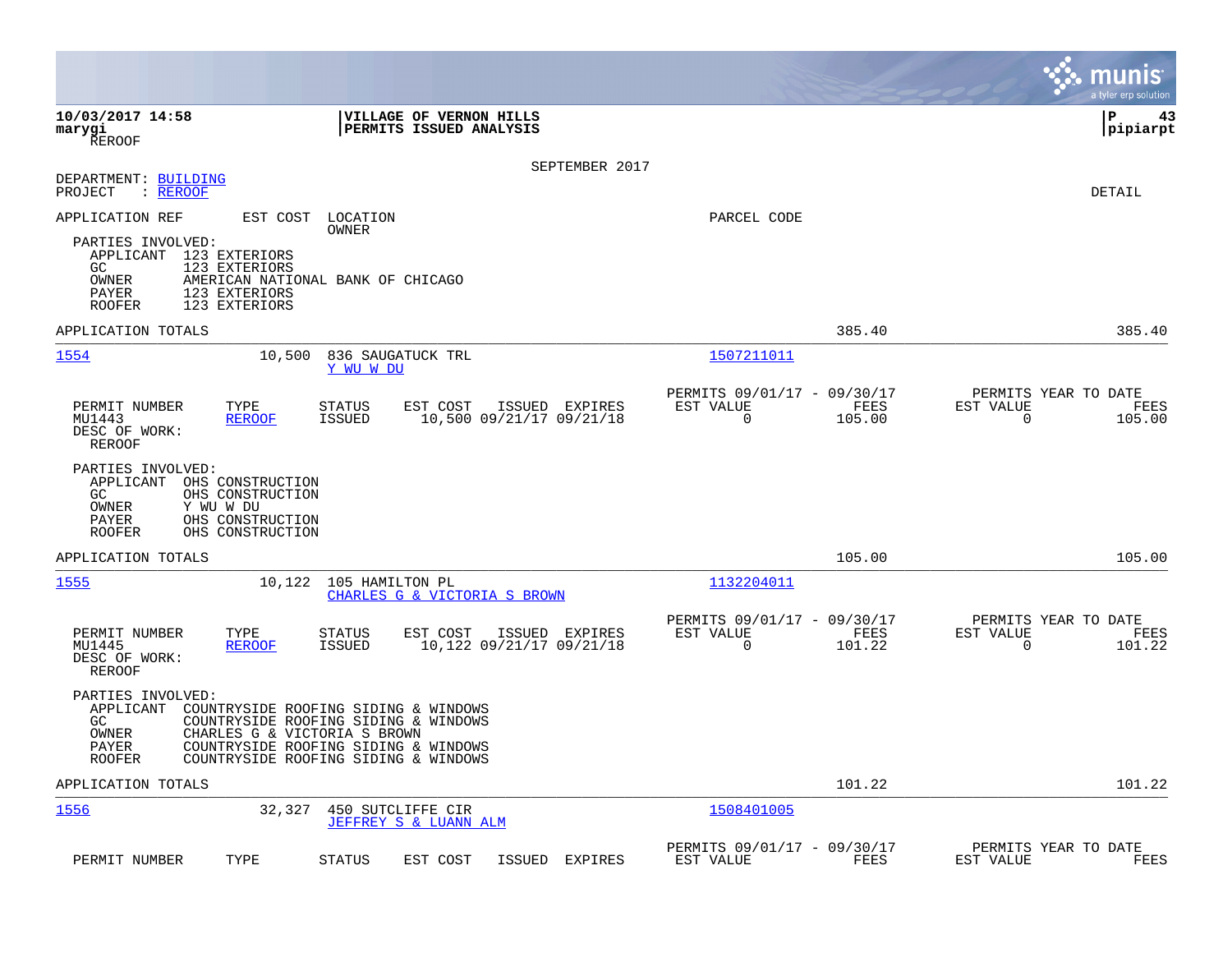10/03/2017 14:58 | VILLAGE OF VERNON HILLS | P 43
marygi | PERMITS ISSUED ANALYSIS | pipiarpt
REROOF

SEPTEMBER 2017

DEPARTMENT: BUILDING
PROJECT : REROOF

DETAIL

APPLICATION REF    EST COST    LOCATION    PARCEL CODE
OWNER

PARTIES INVOLVED:
- APPLICANT 123 EXTERIORS
- GC 123 EXTERIORS
- OWNER AMERICAN NATIONAL BANK OF CHICAGO
- PAYER 123 EXTERIORS
- ROOFER 123 EXTERIORS

APPLICATION TOTALS 385.40 385.40

---

**1554**    10,500    836 SAUGATUCK TRL    1507211011
Y WU W DU

| PERMIT NUMBER | TYPE | STATUS | EST COST | ISSUED | EXPIRES | PERMITS 09/01/17 - 09/30/17 EST VALUE | FEES | PERMITS YEAR TO DATE EST VALUE | FEES |
|---|---|---|---|---|---|---|---|---|---|
| MU1443 | REROOF | ISSUED | 10,500 | 09/21/17 | 09/21/18 | 0 | 105.00 | 0 | 105.00 |

DESC OF WORK:
REROOF

PARTIES INVOLVED:
- APPLICANT OHS CONSTRUCTION
- GC OHS CONSTRUCTION
- OWNER Y WU W DU
- PAYER OHS CONSTRUCTION
- ROOFER OHS CONSTRUCTION

APPLICATION TOTALS 105.00 105.00

---

**1555**    10,122    105 HAMILTON PL    1132204011
CHARLES G & VICTORIA S BROWN

| PERMIT NUMBER | TYPE | STATUS | EST COST | ISSUED | EXPIRES | PERMITS 09/01/17 - 09/30/17 EST VALUE | FEES | PERMITS YEAR TO DATE EST VALUE | FEES |
|---|---|---|---|---|---|---|---|---|---|
| MU1445 | REROOF | ISSUED | 10,122 | 09/21/17 | 09/21/18 | 0 | 101.22 | 0 | 101.22 |

DESC OF WORK:
REROOF

PARTIES INVOLVED:
- APPLICANT COUNTRYSIDE ROOFING SIDING & WINDOWS
- GC COUNTRYSIDE ROOFING SIDING & WINDOWS
- OWNER CHARLES G & VICTORIA S BROWN
- PAYER COUNTRYSIDE ROOFING SIDING & WINDOWS
- ROOFER COUNTRYSIDE ROOFING SIDING & WINDOWS

APPLICATION TOTALS 101.22 101.22

---

**1556**    32,327    450 SUTCLIFFE CIR    1508401005
JEFFREY S & LUANN ALM

| PERMIT NUMBER | TYPE | STATUS | EST COST | ISSUED | EXPIRES | PERMITS 09/01/17 - 09/30/17 EST VALUE | FEES | PERMITS YEAR TO DATE EST VALUE | FEES |
|---|---|---|---|---|---|---|---|---|---|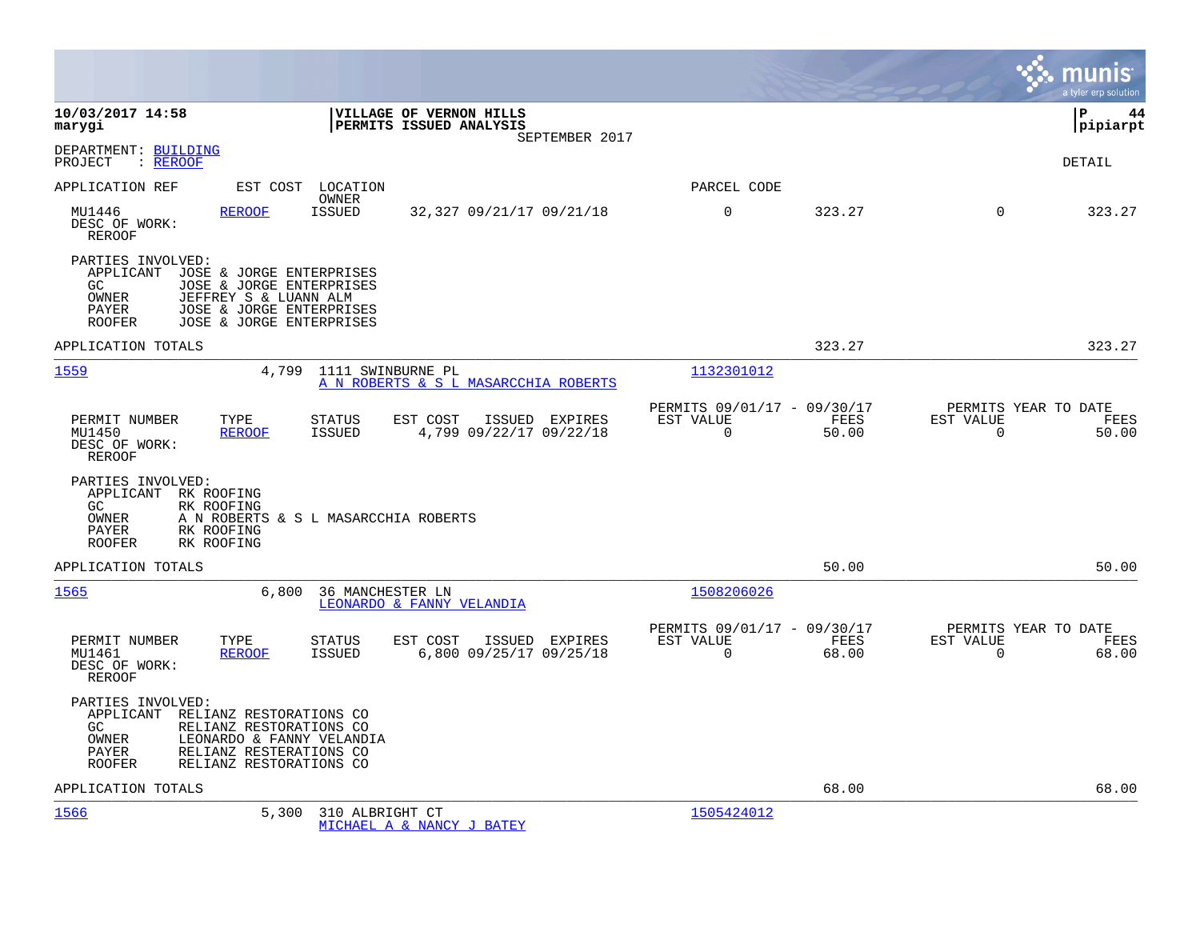**10/03/2017 14:58** | **VILLAGE OF VERNON HILLS** | **P 44**
**marygi** | **PERMITS ISSUED ANALYSIS** | **pipiarpt**

SEPTEMBER 2017

DEPARTMENT: BUILDING
PROJECT : REROOF

DETAIL

APPLICATION REF | EST COST | LOCATION / OWNER | PARCEL CODE

| MU1446 | REROOF | ISSUED | 32,327 09/21/17 09/21/18 | 0 | 323.27 | 0 | 323.27 |
|---|---|---|---|---|---|---|---|

DESC OF WORK:
REROOF

PARTIES INVOLVED:
- APPLICANT JOSE & JORGE ENTERPRISES
- GC JOSE & JORGE ENTERPRISES
- OWNER JEFFREY S & LUANN ALM
- PAYER JOSE & JORGE ENTERPRISES
- ROOFER JOSE & JORGE ENTERPRISES

APPLICATION TOTALS 323.27 323.27

---

1559 | 4,799 | 1111 SWINBURNE PL | 1132301012
A N ROBERTS & S L MASARCCHIA ROBERTS

| PERMIT NUMBER | TYPE | STATUS | EST COST | ISSUED | EXPIRES | PERMITS 09/01/17 - 09/30/17 EST VALUE | FEES | PERMITS YEAR TO DATE EST VALUE | FEES |
|---|---|---|---|---|---|---|---|---|---|
| MU1450 | REROOF | ISSUED | 4,799 | 09/22/17 | 09/22/18 | 0 | 50.00 | 0 | 50.00 |

DESC OF WORK:
REROOF

PARTIES INVOLVED:
- APPLICANT RK ROOFING
- GC RK ROOFING
- OWNER A N ROBERTS & S L MASARCCHIA ROBERTS
- PAYER RK ROOFING
- ROOFER RK ROOFING

APPLICATION TOTALS 50.00 50.00

---

1565 | 6,800 | 36 MANCHESTER LN | 1508206026
LEONARDO & FANNY VELANDIA

| PERMIT NUMBER | TYPE | STATUS | EST COST | ISSUED | EXPIRES | PERMITS 09/01/17 - 09/30/17 EST VALUE | FEES | PERMITS YEAR TO DATE EST VALUE | FEES |
|---|---|---|---|---|---|---|---|---|---|
| MU1461 | REROOF | ISSUED | 6,800 | 09/25/17 | 09/25/18 | 0 | 68.00 | 0 | 68.00 |

DESC OF WORK:
REROOF

PARTIES INVOLVED:
- APPLICANT RELIANZ RESTORATIONS CO
- GC RELIANZ RESTORATIONS CO
- OWNER LEONARDO & FANNY VELANDIA
- PAYER RELIANZ RESTERATIONS CO
- ROOFER RELIANZ RESTORATIONS CO

APPLICATION TOTALS 68.00 68.00

---

1566 | 5,300 | 310 ALBRIGHT CT | 1505424012
MICHAEL A & NANCY J BATEY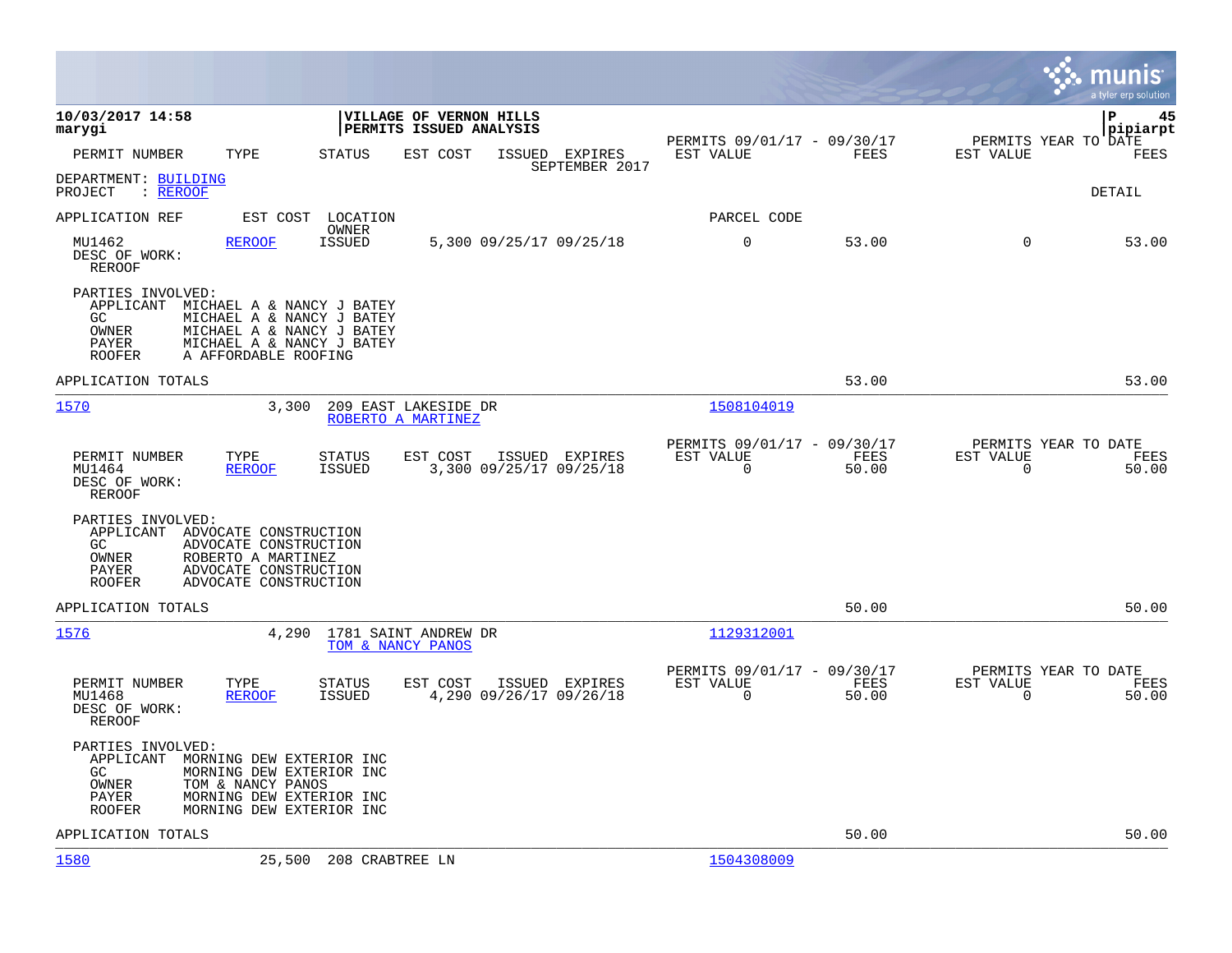**10/03/2017 14:58**
**marygi**

**VILLAGE OF VERNON HILLS**
**PERMITS ISSUED ANALYSIS**

**P 45**
**pipiarpt**

| PERMIT NUMBER | TYPE | STATUS | EST COST | ISSUED | EXPIRES | PERMITS 09/01/17 - 09/30/17 EST VALUE | FEES | PERMITS YEAR TO DATE EST VALUE | FEES |
|---|---|---|---|---|---|---|---|---|---|

SEPTEMBER 2017

DEPARTMENT: BUILDING
PROJECT : REROOF

DETAIL

APPLICATION REF    EST COST    LOCATION    OWNER    PARCEL CODE

| PERMIT NUMBER | TYPE | STATUS | EST COST | ISSUED | EXPIRES | EST VALUE | FEES | EST VALUE | FEES |
|---|---|---|---|---|---|---|---|---|---|
| MU1462 | REROOF | ISSUED | 5,300 | 09/25/17 | 09/25/18 | 0 | 53.00 | 0 | 53.00 |

DESC OF WORK:
REROOF

PARTIES INVOLVED:
- APPLICANT MICHAEL A & NANCY J BATEY
- GC MICHAEL A & NANCY J BATEY
- OWNER MICHAEL A & NANCY J BATEY
- PAYER MICHAEL A & NANCY J BATEY
- ROOFER A AFFORDABLE ROOFING

APPLICATION TOTALS 53.00 53.00

---

1570    3,300    209 EAST LAKESIDE DR    ROBERTO A MARTINEZ    1508104019

| PERMIT NUMBER | TYPE | STATUS | EST COST | ISSUED | EXPIRES | PERMITS 09/01/17 - 09/30/17 EST VALUE | FEES | PERMITS YEAR TO DATE EST VALUE | FEES |
|---|---|---|---|---|---|---|---|---|---|
| MU1464 | REROOF | ISSUED | 3,300 | 09/25/17 | 09/25/18 | 0 | 50.00 | 0 | 50.00 |

DESC OF WORK:
REROOF

PARTIES INVOLVED:
- APPLICANT ADVOCATE CONSTRUCTION
- GC ADVOCATE CONSTRUCTION
- OWNER ROBERTO A MARTINEZ
- PAYER ADVOCATE CONSTRUCTION
- ROOFER ADVOCATE CONSTRUCTION

APPLICATION TOTALS 50.00 50.00

---

1576    4,290    1781 SAINT ANDREW DR    TOM & NANCY PANOS    1129312001

| PERMIT NUMBER | TYPE | STATUS | EST COST | ISSUED | EXPIRES | PERMITS 09/01/17 - 09/30/17 EST VALUE | FEES | PERMITS YEAR TO DATE EST VALUE | FEES |
|---|---|---|---|---|---|---|---|---|---|
| MU1468 | REROOF | ISSUED | 4,290 | 09/26/17 | 09/26/18 | 0 | 50.00 | 0 | 50.00 |

DESC OF WORK:
REROOF

PARTIES INVOLVED:
- APPLICANT MORNING DEW EXTERIOR INC
- GC MORNING DEW EXTERIOR INC
- OWNER TOM & NANCY PANOS
- PAYER MORNING DEW EXTERIOR INC
- ROOFER MORNING DEW EXTERIOR INC

APPLICATION TOTALS 50.00 50.00

---

1580    25,500    208 CRABTREE LN    1504308009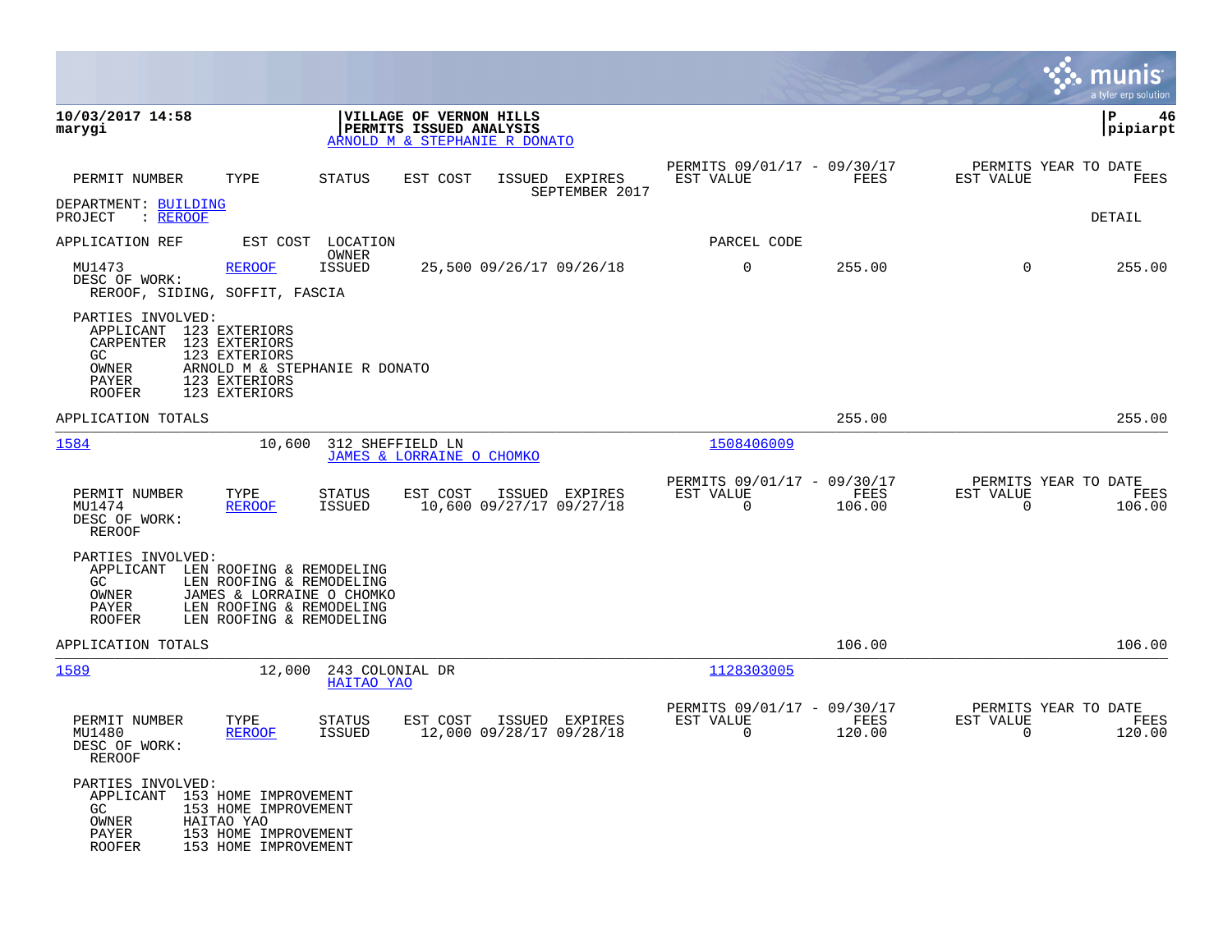10/03/2017 14:58
marygi

**VILLAGE OF VERNON HILLS**
**PERMITS ISSUED ANALYSIS**
ARNOLD M & STEPHANIE R DONATO

P 46
pipiarpt

| PERMIT NUMBER | TYPE | STATUS | EST COST | ISSUED | EXPIRES | PERMITS 09/01/17 - 09/30/17 EST VALUE | FEES | PERMITS YEAR TO DATE EST VALUE | FEES |
|---|---|---|---|---|---|---|---|---|---|
| | | | | SEPTEMBER 2017 | | | | | |

DEPARTMENT: BUILDING
PROJECT : REROOF

DETAIL

APPLICATION REF | EST COST | LOCATION OWNER | PARCEL CODE

| PERMIT NUMBER | TYPE | STATUS | EST COST | ISSUED | EXPIRES | EST VALUE | FEES | EST VALUE | FEES |
|---|---|---|---|---|---|---|---|---|---|
| MU1473 | REROOF | ISSUED | 25,500 | 09/26/17 | 09/26/18 | 0 | 255.00 | 0 | 255.00 |

DESC OF WORK:
REROOF, SIDING, SOFFIT, FASCIA

PARTIES INVOLVED:
- APPLICANT 123 EXTERIORS
- CARPENTER 123 EXTERIORS
- GC 123 EXTERIORS
- OWNER ARNOLD M & STEPHANIE R DONATO
- PAYER 123 EXTERIORS
- ROOFER 123 EXTERIORS

APPLICATION TOTALS: 255.00 | 255.00

---

1584 | 10,600 | 312 SHEFFIELD LN, JAMES & LORRAINE O CHOMKO | 1508406009

| PERMIT NUMBER | TYPE | STATUS | EST COST | ISSUED | EXPIRES | PERMITS 09/01/17 - 09/30/17 EST VALUE | FEES | PERMITS YEAR TO DATE EST VALUE | FEES |
|---|---|---|---|---|---|---|---|---|---|
| MU1474 | REROOF | ISSUED | 10,600 | 09/27/17 | 09/27/18 | 0 | 106.00 | 0 | 106.00 |

DESC OF WORK:
REROOF

PARTIES INVOLVED:
- APPLICANT LEN ROOFING & REMODELING
- GC LEN ROOFING & REMODELING
- OWNER JAMES & LORRAINE O CHOMKO
- PAYER LEN ROOFING & REMODELING
- ROOFER LEN ROOFING & REMODELING

APPLICATION TOTALS: 106.00 | 106.00

---

1589 | 12,000 | 243 COLONIAL DR, HAITAO YAO | 1128303005

| PERMIT NUMBER | TYPE | STATUS | EST COST | ISSUED | EXPIRES | PERMITS 09/01/17 - 09/30/17 EST VALUE | FEES | PERMITS YEAR TO DATE EST VALUE | FEES |
|---|---|---|---|---|---|---|---|---|---|
| MU1480 | REROOF | ISSUED | 12,000 | 09/28/17 | 09/28/18 | 0 | 120.00 | 0 | 120.00 |

DESC OF WORK:
REROOF

PARTIES INVOLVED:
- APPLICANT 153 HOME IMPROVEMENT
- GC 153 HOME IMPROVEMENT
- OWNER HAITAO YAO
- PAYER 153 HOME IMPROVEMENT
- ROOFER 153 HOME IMPROVEMENT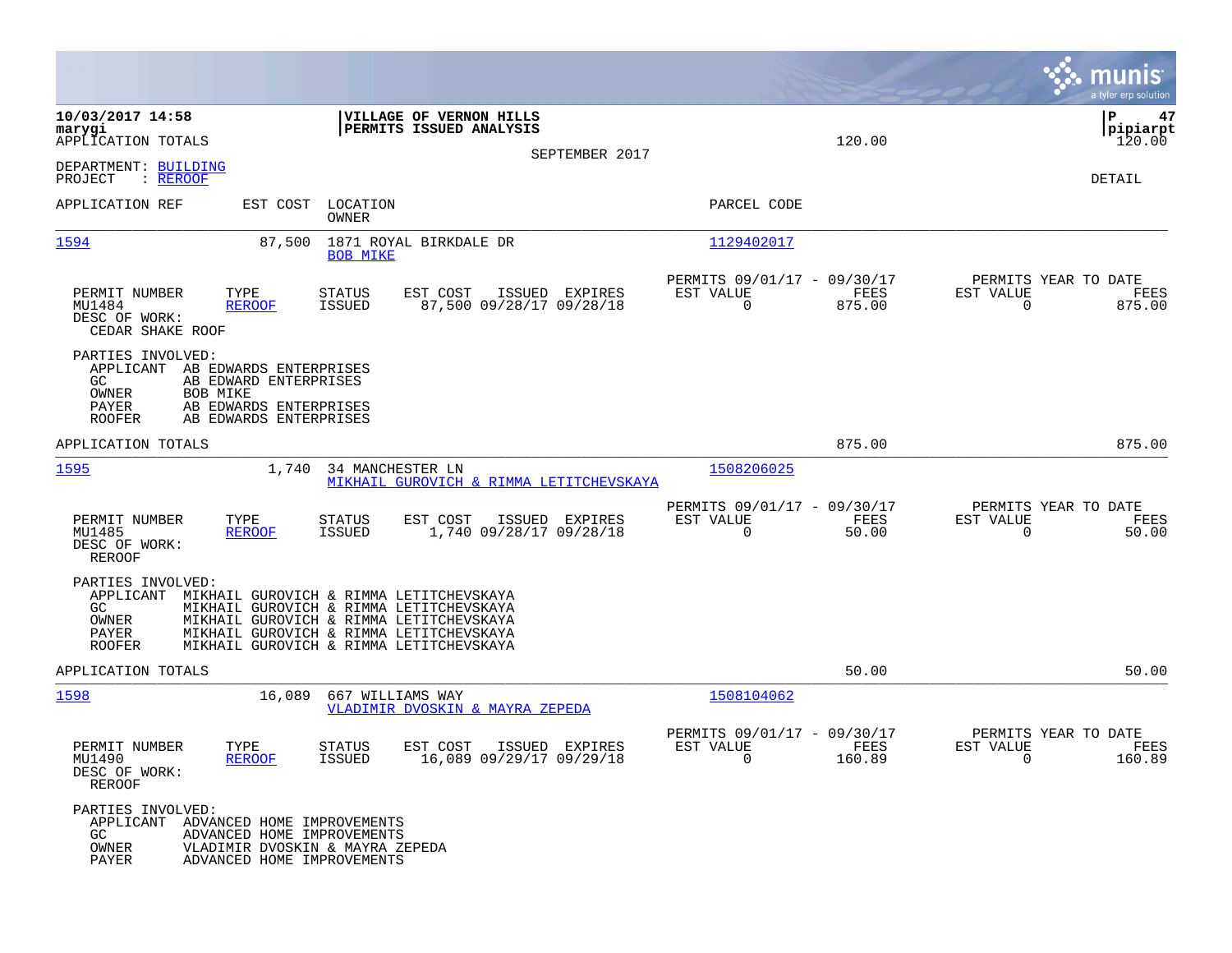10/03/2017 14:58
marygi
APPLICATION TOTALS

**VILLAGE OF VERNON HILLS**
**PERMITS ISSUED ANALYSIS**

SEPTEMBER 2017

120.00 | 120.00

P 47
pipiarpt

DEPARTMENT: BUILDING
PROJECT : REROOF

DETAIL

| APPLICATION REF | EST COST | LOCATION / OWNER | PARCEL CODE |
|---|---|---|---|
| 1594 | 87,500 | 1871 ROYAL BIRKDALE DR / BOB MIKE | 1129402017 |

| PERMIT NUMBER | TYPE | STATUS | EST COST | ISSUED | EXPIRES | PERMITS 09/01/17 - 09/30/17 EST VALUE | FEES | PERMITS YEAR TO DATE EST VALUE | FEES |
|---|---|---|---|---|---|---|---|---|---|
| MU1484 | REROOF | ISSUED | 87,500 | 09/28/17 | 09/28/18 | 0 | 875.00 | 0 | 875.00 |

DESC OF WORK:
CEDAR SHAKE ROOF

PARTIES INVOLVED:
- APPLICANT AB EDWARDS ENTERPRISES
- GC AB EDWARD ENTERPRISES
- OWNER BOB MIKE
- PAYER AB EDWARDS ENTERPRISES
- ROOFER AB EDWARDS ENTERPRISES

APPLICATION TOTALS 875.00 875.00

| APPLICATION REF | EST COST | LOCATION / OWNER | PARCEL CODE |
|---|---|---|---|
| 1595 | 1,740 | 34 MANCHESTER LN / MIKHAIL GUROVICH & RIMMA LETITCHEVSKAYA | 1508206025 |

| PERMIT NUMBER | TYPE | STATUS | EST COST | ISSUED | EXPIRES | PERMITS 09/01/17 - 09/30/17 EST VALUE | FEES | PERMITS YEAR TO DATE EST VALUE | FEES |
|---|---|---|---|---|---|---|---|---|---|
| MU1485 | REROOF | ISSUED | 1,740 | 09/28/17 | 09/28/18 | 0 | 50.00 | 0 | 50.00 |

DESC OF WORK:
REROOF

PARTIES INVOLVED:
- APPLICANT MIKHAIL GUROVICH & RIMMA LETITCHEVSKAYA
- GC MIKHAIL GUROVICH & RIMMA LETITCHEVSKAYA
- OWNER MIKHAIL GUROVICH & RIMMA LETITCHEVSKAYA
- PAYER MIKHAIL GUROVICH & RIMMA LETITCHEVSKAYA
- ROOFER MIKHAIL GUROVICH & RIMMA LETITCHEVSKAYA

APPLICATION TOTALS 50.00 50.00

| APPLICATION REF | EST COST | LOCATION / OWNER | PARCEL CODE |
|---|---|---|---|
| 1598 | 16,089 | 667 WILLIAMS WAY / VLADIMIR DVOSKIN & MAYRA ZEPEDA | 1508104062 |

| PERMIT NUMBER | TYPE | STATUS | EST COST | ISSUED | EXPIRES | PERMITS 09/01/17 - 09/30/17 EST VALUE | FEES | PERMITS YEAR TO DATE EST VALUE | FEES |
|---|---|---|---|---|---|---|---|---|---|
| MU1490 | REROOF | ISSUED | 16,089 | 09/29/17 | 09/29/18 | 0 | 160.89 | 0 | 160.89 |

DESC OF WORK:
REROOF

PARTIES INVOLVED:
- APPLICANT ADVANCED HOME IMPROVEMENTS
- GC ADVANCED HOME IMPROVEMENTS
- OWNER VLADIMIR DVOSKIN & MAYRA ZEPEDA
- PAYER ADVANCED HOME IMPROVEMENTS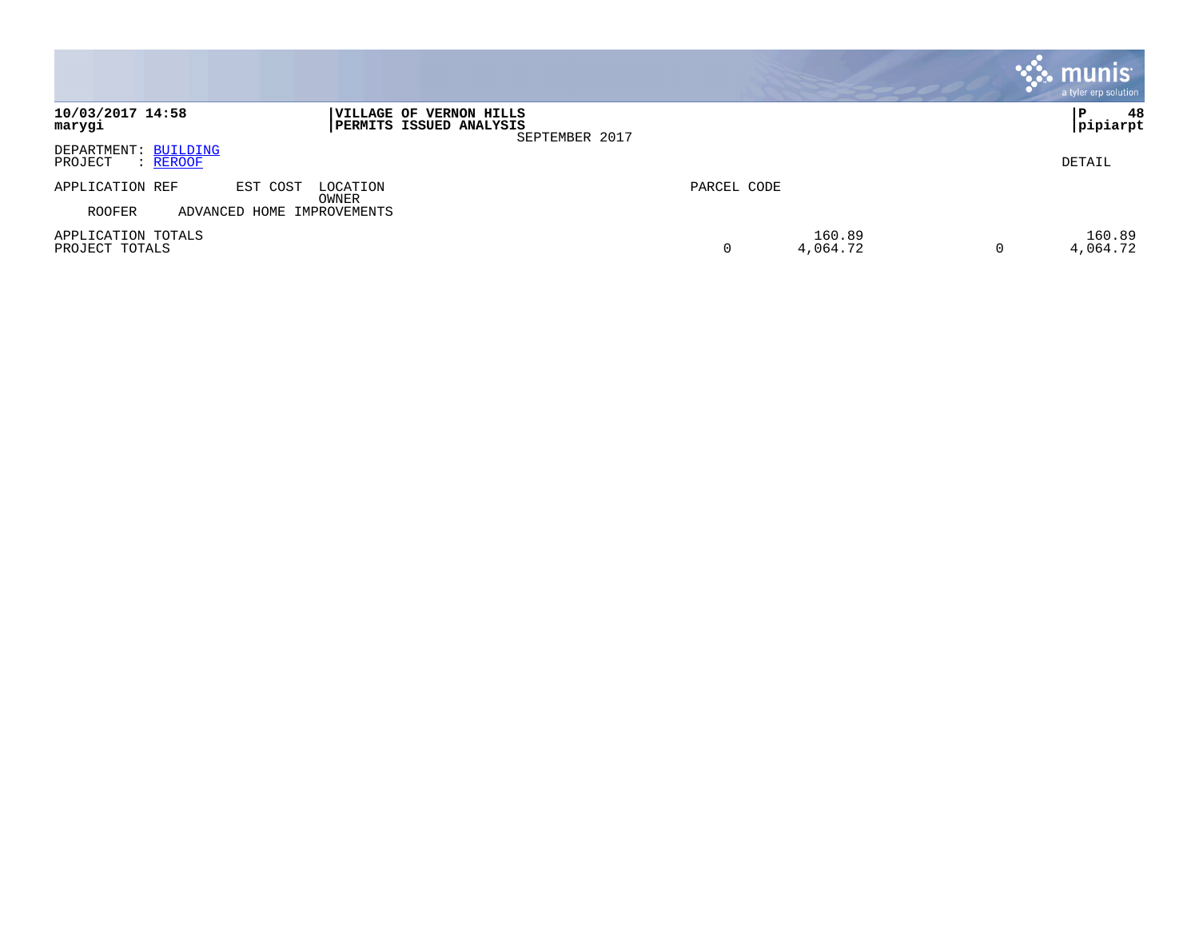**10/03/2017 14:58**
**marygi**

**VILLAGE OF VERNON HILLS**
**PERMITS ISSUED ANALYSIS**
SEPTEMBER 2017

**P 48**
**pipiarpt**

DEPARTMENT: BUILDING
PROJECT : REROOF

DETAIL

| APPLICATION REF | EST COST | LOCATION / OWNER | PARCEL CODE | | | |
|---|---|---|---|---|---|---|
| ROOFER | ADVANCED HOME IMPROVEMENTS | | | | | |
| APPLICATION TOTALS | | | | 160.89 | | 160.89 |
| PROJECT TOTALS | | | 0 | 4,064.72 | 0 | 4,064.72 |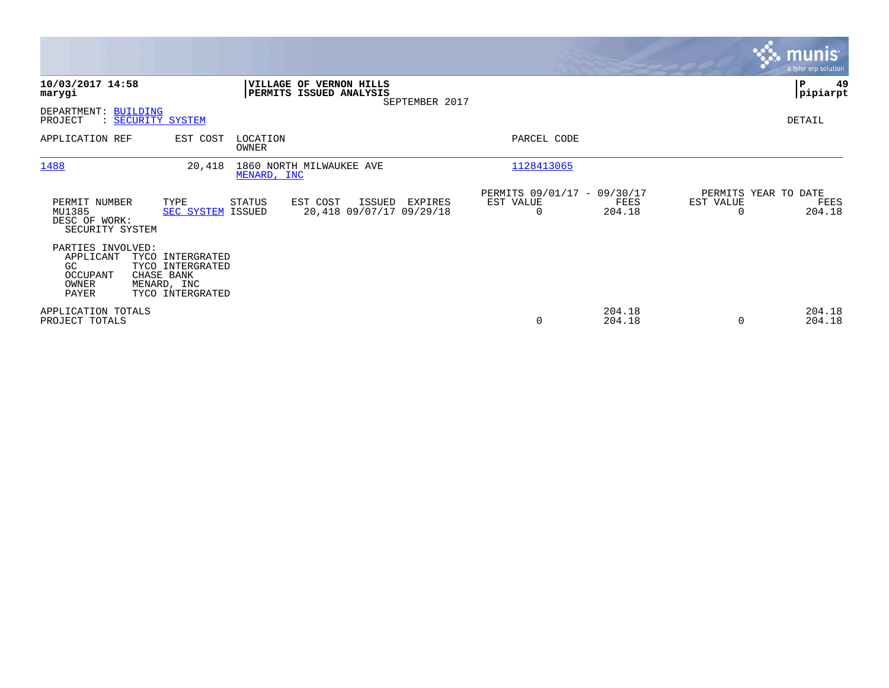**10/03/2017 14:58**
**marygi**

**VILLAGE OF VERNON HILLS**
**PERMITS ISSUED ANALYSIS**
SEPTEMBER 2017

**pipiarpt**

DEPARTMENT: BUILDING
PROJECT : SECURITY SYSTEM

DETAIL

| APPLICATION REF | EST COST | LOCATION / OWNER | PARCEL CODE |
|---|---|---|---|
| 1488 | 20,418 | 1860 NORTH MILWAUKEE AVE / MENARD, INC | 1128413065 |

| PERMIT NUMBER | TYPE | STATUS | EST COST | ISSUED | EXPIRES | PERMITS 09/01/17 - 09/30/17 EST VALUE | FEES | PERMITS YEAR TO DATE EST VALUE | FEES |
|---|---|---|---|---|---|---|---|---|---|
| MU1385 | SEC SYSTEM | ISSUED | 20,418 | 09/07/17 | 09/29/18 | 0 | 204.18 | 0 | 204.18 |

DESC OF WORK:
SECURITY SYSTEM

PARTIES INVOLVED:

| Role | Name |
|---|---|
| APPLICANT | TYCO INTERGRATED |
| GC | TYCO INTERGRATED |
| OCCUPANT | CHASE BANK |
| OWNER | MENARD, INC |
| PAYER | TYCO INTERGRATED |

| | EST VALUE | FEES | YTD EST VALUE | YTD FEES |
|---|---|---|---|---|
| APPLICATION TOTALS | | 204.18 | | 204.18 |
| PROJECT TOTALS | 0 | 204.18 | 0 | 204.18 |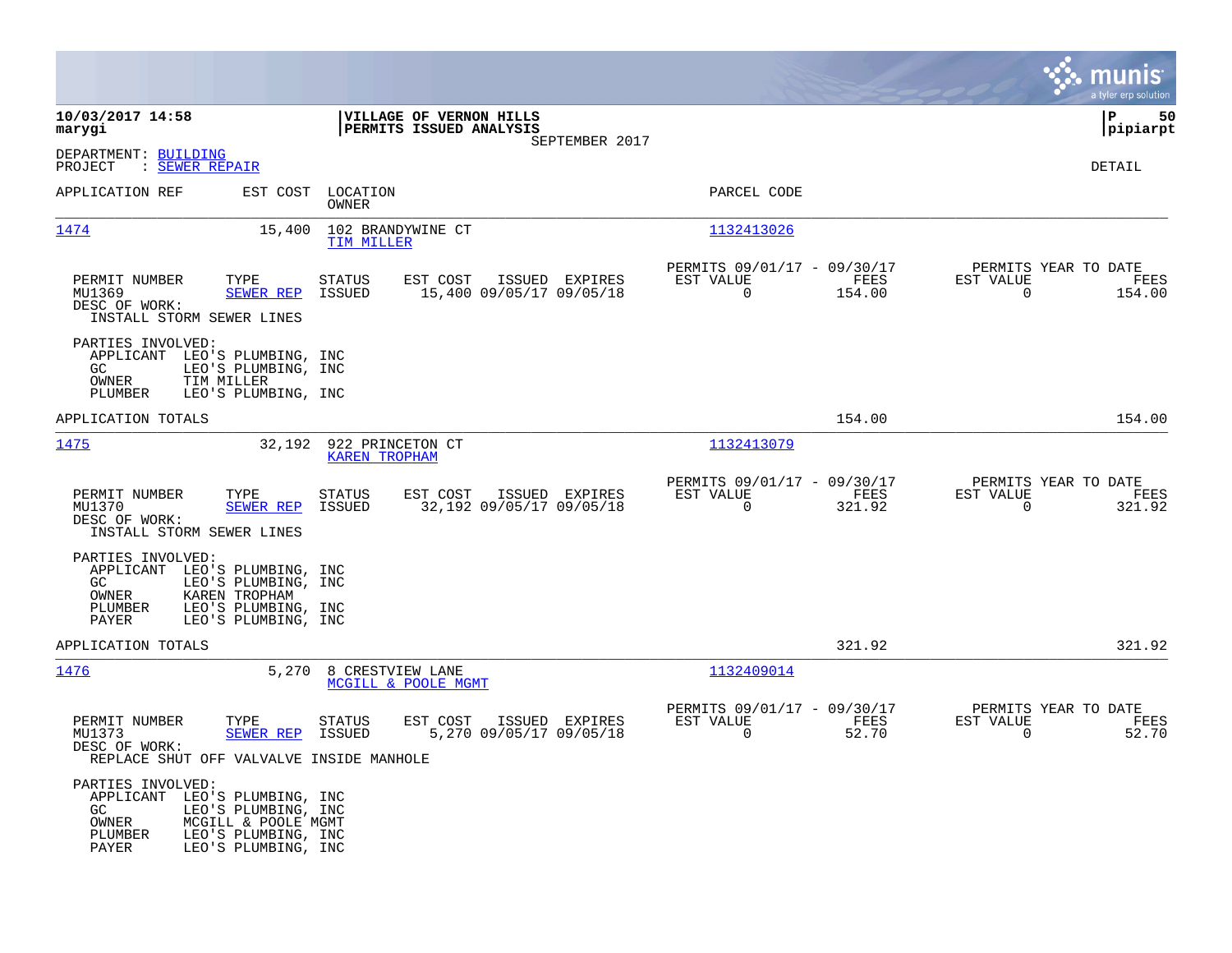**10/03/2017 14:58**
**marygi**

**VILLAGE OF VERNON HILLS**
**PERMITS ISSUED ANALYSIS**
SEPTEMBER 2017

**P 50**
**pipiarpt**

DEPARTMENT: BUILDING
PROJECT : SEWER REPAIR

DETAIL

| APPLICATION REF | EST COST | LOCATION / OWNER | PARCEL CODE |
|---|---|---|---|
| 1474 | 15,400 | 102 BRANDYWINE CT / TIM MILLER | 1132413026 |

| PERMIT NUMBER | TYPE | STATUS | EST COST | ISSUED | EXPIRES | PERMITS 09/01/17 - 09/30/17 EST VALUE | FEES | PERMITS YEAR TO DATE EST VALUE | FEES |
|---|---|---|---|---|---|---|---|---|---|
| MU1369 | SEWER REP | ISSUED | 15,400 | 09/05/17 | 09/05/18 | 0 | 154.00 | 0 | 154.00 |

DESC OF WORK:
INSTALL STORM SEWER LINES

PARTIES INVOLVED:
- APPLICANT LEO'S PLUMBING, INC
- GC LEO'S PLUMBING, INC
- OWNER TIM MILLER
- PLUMBER LEO'S PLUMBING, INC

APPLICATION TOTALS 154.00 154.00

| APPLICATION REF | EST COST | LOCATION / OWNER | PARCEL CODE |
|---|---|---|---|
| 1475 | 32,192 | 922 PRINCETON CT / KAREN TROPHAM | 1132413079 |

| PERMIT NUMBER | TYPE | STATUS | EST COST | ISSUED | EXPIRES | PERMITS 09/01/17 - 09/30/17 EST VALUE | FEES | PERMITS YEAR TO DATE EST VALUE | FEES |
|---|---|---|---|---|---|---|---|---|---|
| MU1370 | SEWER REP | ISSUED | 32,192 | 09/05/17 | 09/05/18 | 0 | 321.92 | 0 | 321.92 |

DESC OF WORK:
INSTALL STORM SEWER LINES

PARTIES INVOLVED:
- APPLICANT LEO'S PLUMBING, INC
- GC LEO'S PLUMBING, INC
- OWNER KAREN TROPHAM
- PLUMBER LEO'S PLUMBING, INC
- PAYER LEO'S PLUMBING, INC

APPLICATION TOTALS 321.92 321.92

| APPLICATION REF | EST COST | LOCATION / OWNER | PARCEL CODE |
|---|---|---|---|
| 1476 | 5,270 | 8 CRESTVIEW LANE / MCGILL & POOLE MGMT | 1132409014 |

| PERMIT NUMBER | TYPE | STATUS | EST COST | ISSUED | EXPIRES | PERMITS 09/01/17 - 09/30/17 EST VALUE | FEES | PERMITS YEAR TO DATE EST VALUE | FEES |
|---|---|---|---|---|---|---|---|---|---|
| MU1373 | SEWER REP | ISSUED | 5,270 | 09/05/17 | 09/05/18 | 0 | 52.70 | 0 | 52.70 |

DESC OF WORK:
REPLACE SHUT OFF VALVALVE INSIDE MANHOLE

PARTIES INVOLVED:
- APPLICANT LEO'S PLUMBING, INC
- GC LEO'S PLUMBING, INC
- OWNER MCGILL & POOLE MGMT
- PLUMBER LEO'S PLUMBING, INC
- PAYER LEO'S PLUMBING, INC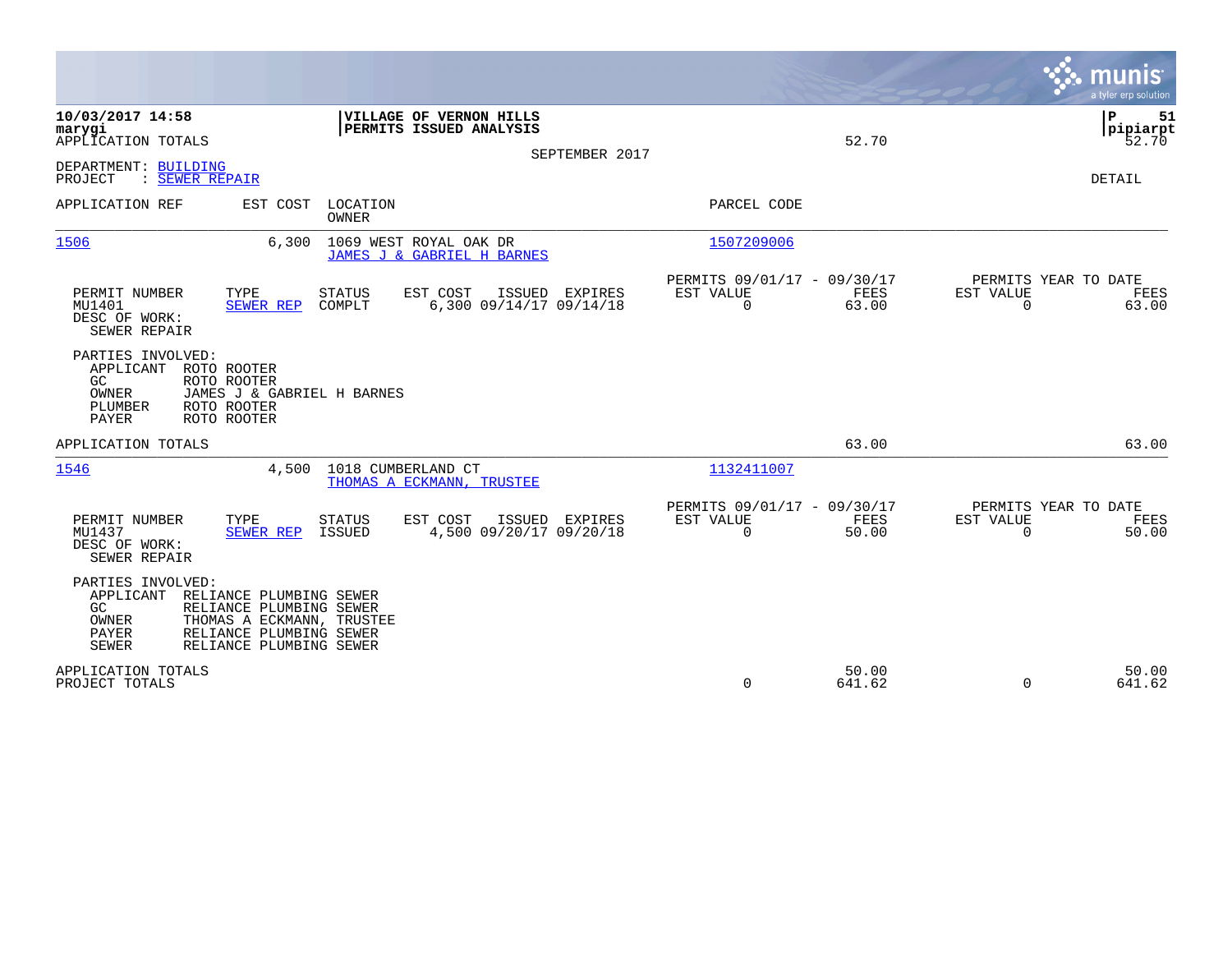10/03/2017 14:58 | VILLAGE OF VERNON HILLS | P 51
marygi | PERMITS ISSUED ANALYSIS | pipiarpt

APPLICATION TOTALS 52.70 52.70

SEPTEMBER 2017

DEPARTMENT: BUILDING
PROJECT : SEWER REPAIR

DETAIL

| APPLICATION REF | EST COST | LOCATION / OWNER | PARCEL CODE |
|---|---|---|---|
| 1506 | 6,300 | 1069 WEST ROYAL OAK DR / JAMES J & GABRIEL H BARNES | 1507209006 |

| PERMIT NUMBER | TYPE | STATUS | EST COST | ISSUED | EXPIRES | PERMITS 09/01/17 - 09/30/17 EST VALUE | FEES | PERMITS YEAR TO DATE EST VALUE | FEES |
|---|---|---|---|---|---|---|---|---|---|
| MU1401 | SEWER REP | COMPLT | 6,300 | 09/14/17 | 09/14/18 | 0 | 63.00 | 0 | 63.00 |

DESC OF WORK:
SEWER REPAIR

PARTIES INVOLVED:
- APPLICANT ROTO ROOTER
- GC ROTO ROOTER
- OWNER JAMES J & GABRIEL H BARNES
- PLUMBER ROTO ROOTER
- PAYER ROTO ROOTER

APPLICATION TOTALS 63.00 63.00

| APPLICATION REF | EST COST | LOCATION / OWNER | PARCEL CODE |
|---|---|---|---|
| 1546 | 4,500 | 1018 CUMBERLAND CT / THOMAS A ECKMANN, TRUSTEE | 1132411007 |

| PERMIT NUMBER | TYPE | STATUS | EST COST | ISSUED | EXPIRES | PERMITS 09/01/17 - 09/30/17 EST VALUE | FEES | PERMITS YEAR TO DATE EST VALUE | FEES |
|---|---|---|---|---|---|---|---|---|---|
| MU1437 | SEWER REP | ISSUED | 4,500 | 09/20/17 | 09/20/18 | 0 | 50.00 | 0 | 50.00 |

DESC OF WORK:
SEWER REPAIR

PARTIES INVOLVED:
- APPLICANT RELIANCE PLUMBING SEWER
- GC RELIANCE PLUMBING SEWER
- OWNER THOMAS A ECKMANN, TRUSTEE
- PAYER RELIANCE PLUMBING SEWER
- SEWER RELIANCE PLUMBING SEWER

| | EST VALUE | FEES | EST VALUE | FEES |
|---|---|---|---|---|
| APPLICATION TOTALS | | 50.00 | | 50.00 |
| PROJECT TOTALS | 0 | 641.62 | 0 | 641.62 |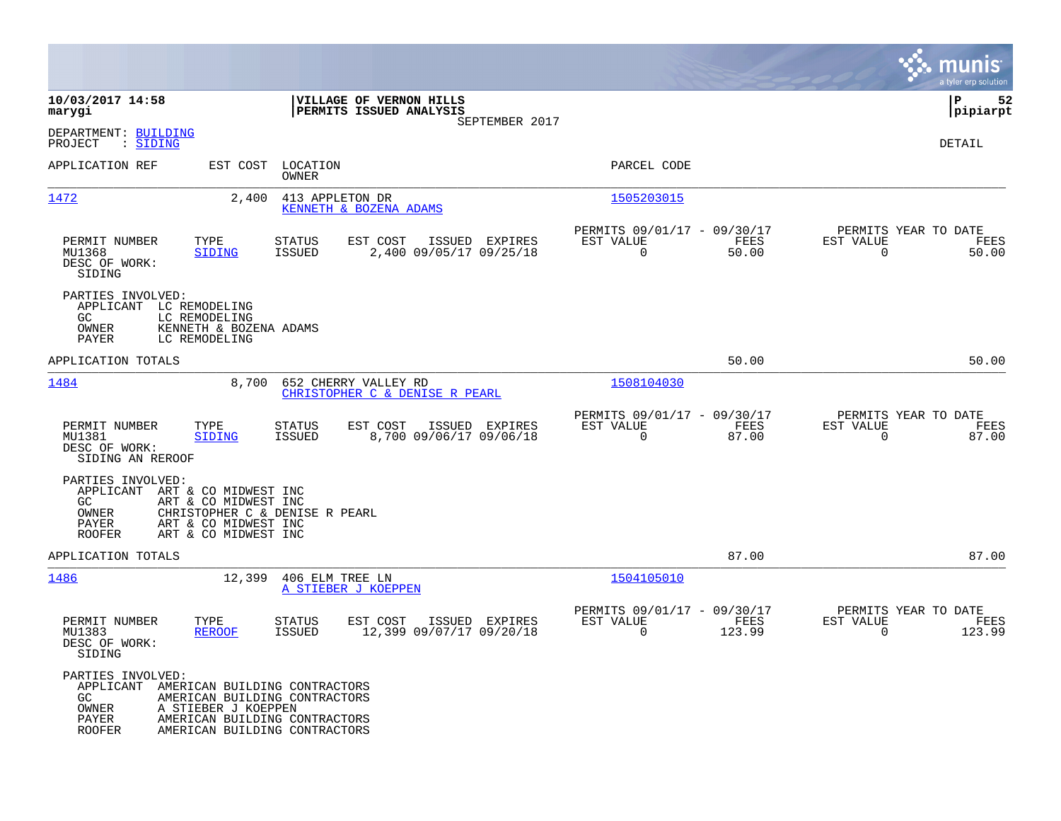10/03/2017 14:58
marygi

VILLAGE OF VERNON HILLS
PERMITS ISSUED ANALYSIS
SEPTEMBER 2017

P 52
pipiarpt

DEPARTMENT: BUILDING
PROJECT : SIDING

DETAIL

| APPLICATION REF | EST COST | LOCATION / OWNER | PARCEL CODE |
|---|---|---|---|
| 1472 | 2,400 | 413 APPLETON DR / KENNETH & BOZENA ADAMS | 1505203015 |

| PERMIT NUMBER | TYPE | STATUS | EST COST | ISSUED | EXPIRES | PERMITS 09/01/17 - 09/30/17 EST VALUE | FEES | PERMITS YEAR TO DATE EST VALUE | FEES |
|---|---|---|---|---|---|---|---|---|---|
| MU1368 | SIDING | ISSUED | 2,400 | 09/05/17 | 09/25/18 | 0 | 50.00 | 0 | 50.00 |

DESC OF WORK:
SIDING

PARTIES INVOLVED:
- APPLICANT LC REMODELING
- GC LC REMODELING
- OWNER KENNETH & BOZENA ADAMS
- PAYER LC REMODELING

APPLICATION TOTALS 50.00 50.00

| APPLICATION REF | EST COST | LOCATION / OWNER | PARCEL CODE |
|---|---|---|---|
| 1484 | 8,700 | 652 CHERRY VALLEY RD / CHRISTOPHER C & DENISE R PEARL | 1508104030 |

| PERMIT NUMBER | TYPE | STATUS | EST COST | ISSUED | EXPIRES | PERMITS 09/01/17 - 09/30/17 EST VALUE | FEES | PERMITS YEAR TO DATE EST VALUE | FEES |
|---|---|---|---|---|---|---|---|---|---|
| MU1381 | SIDING | ISSUED | 8,700 | 09/06/17 | 09/06/18 | 0 | 87.00 | 0 | 87.00 |

DESC OF WORK:
SIDING AN REROOF

PARTIES INVOLVED:
- APPLICANT ART & CO MIDWEST INC
- GC ART & CO MIDWEST INC
- OWNER CHRISTOPHER C & DENISE R PEARL
- PAYER ART & CO MIDWEST INC
- ROOFER ART & CO MIDWEST INC

APPLICATION TOTALS 87.00 87.00

| APPLICATION REF | EST COST | LOCATION / OWNER | PARCEL CODE |
|---|---|---|---|
| 1486 | 12,399 | 406 ELM TREE LN / A STIEBER J KOEPPEN | 1504105010 |

| PERMIT NUMBER | TYPE | STATUS | EST COST | ISSUED | EXPIRES | PERMITS 09/01/17 - 09/30/17 EST VALUE | FEES | PERMITS YEAR TO DATE EST VALUE | FEES |
|---|---|---|---|---|---|---|---|---|---|
| MU1383 | REROOF | ISSUED | 12,399 | 09/07/17 | 09/20/18 | 0 | 123.99 | 0 | 123.99 |

DESC OF WORK:
SIDING

PARTIES INVOLVED:
- APPLICANT AMERICAN BUILDING CONTRACTORS
- GC AMERICAN BUILDING CONTRACTORS
- OWNER A STIEBER J KOEPPEN
- PAYER AMERICAN BUILDING CONTRACTORS
- ROOFER AMERICAN BUILDING CONTRACTORS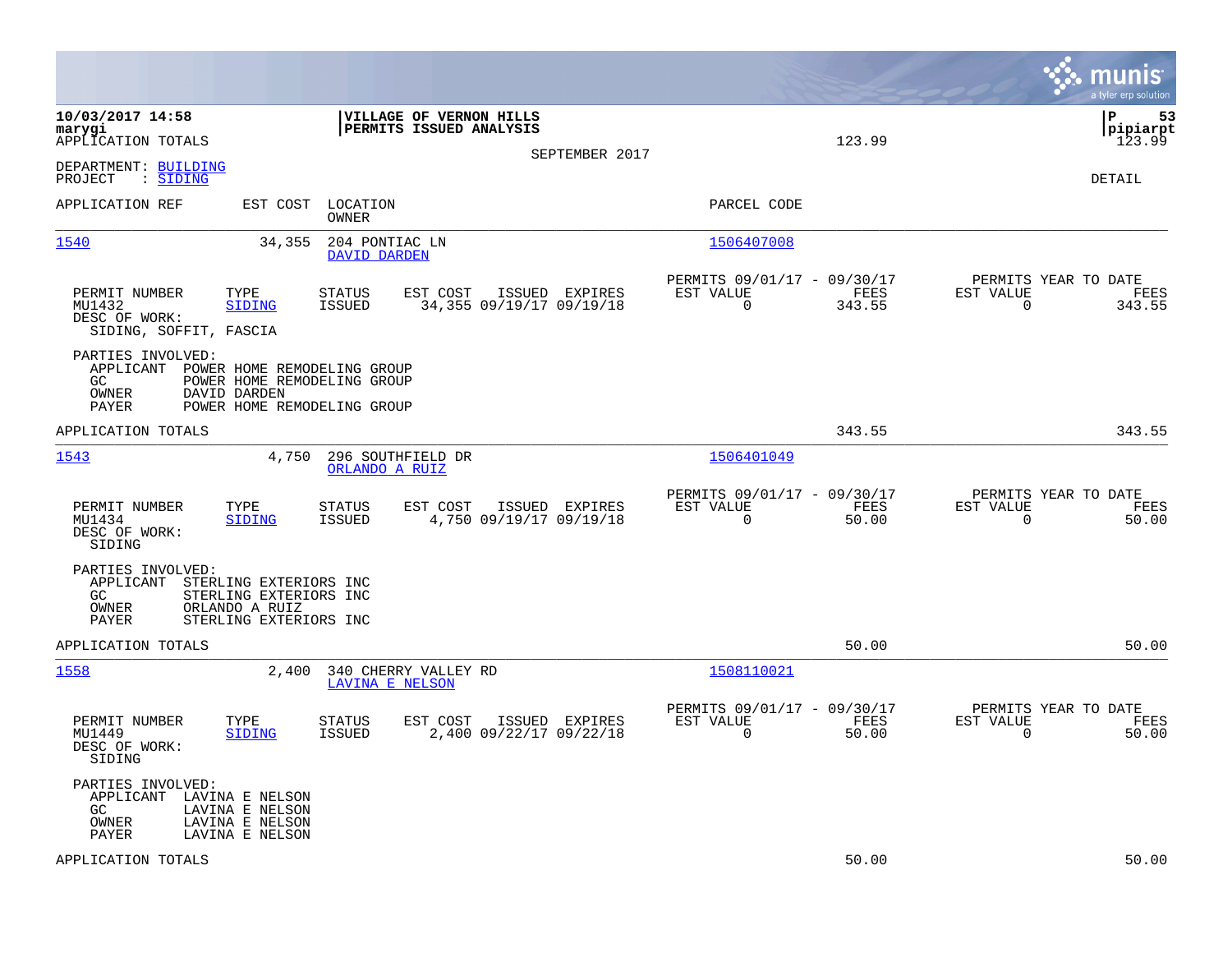10/03/2017 14:58 | VILLAGE OF VERNON HILLS | P 53
marygi | PERMITS ISSUED ANALYSIS | pipiarpt

APPLICATION TOTALS 123.99 123.99

SEPTEMBER 2017

DEPARTMENT: BUILDING
PROJECT : SIDING

DETAIL

| APPLICATION REF | EST COST | LOCATION / OWNER | PARCEL CODE |
|---|---|---|---|
| 1540 | 34,355 | 204 PONTIAC LN / DAVID DARDEN | 1506407008 |

| PERMIT NUMBER | TYPE | STATUS | EST COST | ISSUED | EXPIRES | PERMITS 09/01/17 - 09/30/17 EST VALUE | FEES | PERMITS YEAR TO DATE EST VALUE | FEES |
|---|---|---|---|---|---|---|---|---|---|
| MU1432 | SIDING | ISSUED | 34,355 | 09/19/17 | 09/19/18 | 0 | 343.55 | 0 | 343.55 |

DESC OF WORK:
SIDING, SOFFIT, FASCIA

PARTIES INVOLVED:
- APPLICANT POWER HOME REMODELING GROUP
- GC POWER HOME REMODELING GROUP
- OWNER DAVID DARDEN
- PAYER POWER HOME REMODELING GROUP

APPLICATION TOTALS 343.55 343.55

| APPLICATION REF | EST COST | LOCATION / OWNER | PARCEL CODE |
|---|---|---|---|
| 1543 | 4,750 | 296 SOUTHFIELD DR / ORLANDO A RUIZ | 1506401049 |

| PERMIT NUMBER | TYPE | STATUS | EST COST | ISSUED | EXPIRES | PERMITS 09/01/17 - 09/30/17 EST VALUE | FEES | PERMITS YEAR TO DATE EST VALUE | FEES |
|---|---|---|---|---|---|---|---|---|---|
| MU1434 | SIDING | ISSUED | 4,750 | 09/19/17 | 09/19/18 | 0 | 50.00 | 0 | 50.00 |

DESC OF WORK:
SIDING

PARTIES INVOLVED:
- APPLICANT STERLING EXTERIORS INC
- GC STERLING EXTERIORS INC
- OWNER ORLANDO A RUIZ
- PAYER STERLING EXTERIORS INC

APPLICATION TOTALS 50.00 50.00

| APPLICATION REF | EST COST | LOCATION / OWNER | PARCEL CODE |
|---|---|---|---|
| 1558 | 2,400 | 340 CHERRY VALLEY RD / LAVINA E NELSON | 1508110021 |

| PERMIT NUMBER | TYPE | STATUS | EST COST | ISSUED | EXPIRES | PERMITS 09/01/17 - 09/30/17 EST VALUE | FEES | PERMITS YEAR TO DATE EST VALUE | FEES |
|---|---|---|---|---|---|---|---|---|---|
| MU1449 | SIDING | ISSUED | 2,400 | 09/22/17 | 09/22/18 | 0 | 50.00 | 0 | 50.00 |

DESC OF WORK:
SIDING

PARTIES INVOLVED:
- APPLICANT LAVINA E NELSON
- GC LAVINA E NELSON
- OWNER LAVINA E NELSON
- PAYER LAVINA E NELSON

APPLICATION TOTALS 50.00 50.00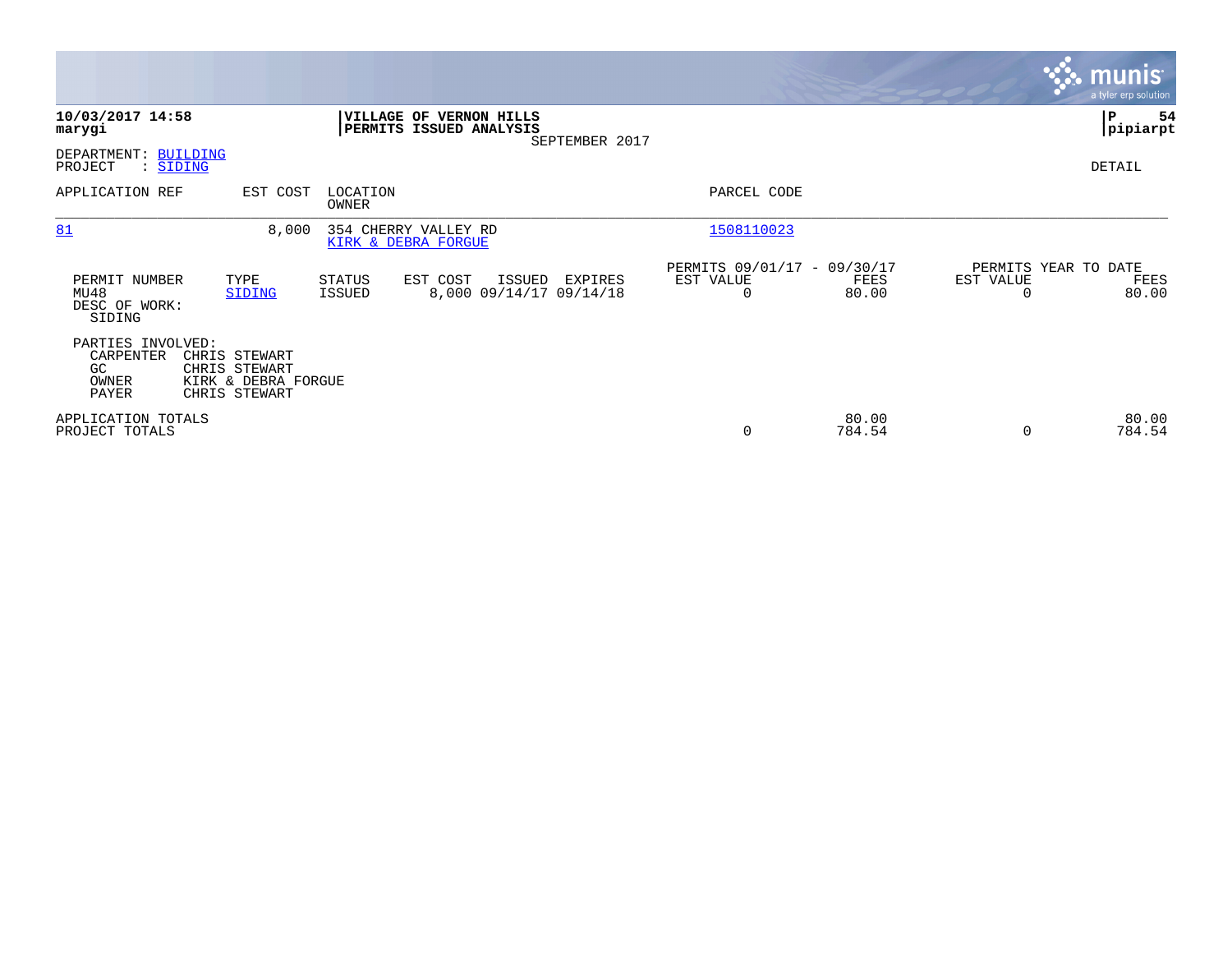**10/03/2017 14:58**
**marygi**

**VILLAGE OF VERNON HILLS**
**PERMITS ISSUED ANALYSIS**
SEPTEMBER 2017

**P 54**
**pipiarpt**

DEPARTMENT: BUILDING
PROJECT : SIDING

DETAIL

| APPLICATION REF | EST COST | LOCATION / OWNER | PARCEL CODE |
|---|---|---|---|
| 81 | 8,000 | 354 CHERRY VALLEY RD / KIRK & DEBRA FORGUE | 1508110023 |

| PERMIT NUMBER | TYPE | STATUS | EST COST | ISSUED | EXPIRES | PERMITS 09/01/17 - 09/30/17 EST VALUE | FEES | PERMITS YEAR TO DATE EST VALUE | FEES |
|---|---|---|---|---|---|---|---|---|---|
| MU48 | SIDING | ISSUED | 8,000 | 09/14/17 | 09/14/18 | 0 | 80.00 | 0 | 80.00 |

DESC OF WORK:
SIDING

PARTIES INVOLVED:

| | |
|---|---|
| CARPENTER | CHRIS STEWART |
| GC | CHRIS STEWART |
| OWNER | KIRK & DEBRA FORGUE |
| PAYER | CHRIS STEWART |

| | EST VALUE | FEES | YTD EST VALUE | YTD FEES |
|---|---|---|---|---|
| APPLICATION TOTALS | | 80.00 | | 80.00 |
| PROJECT TOTALS | 0 | 784.54 | 0 | 784.54 |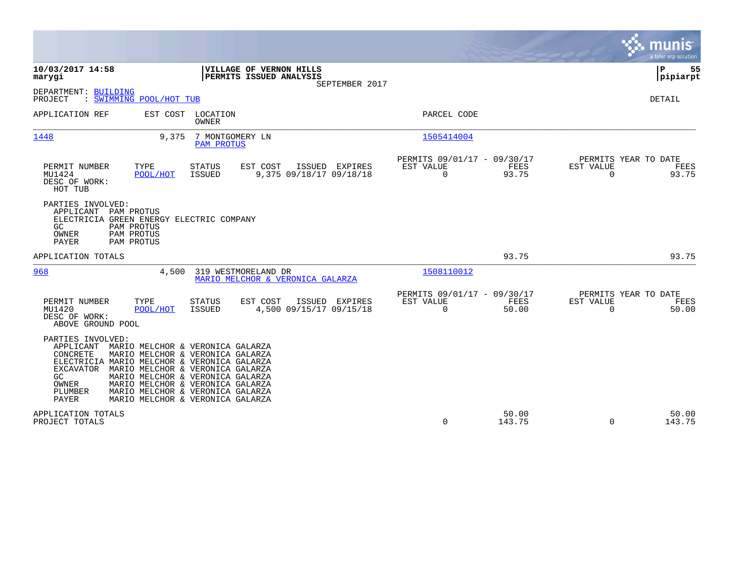10/03/2017 14:58
marygi

**VILLAGE OF VERNON HILLS**
**PERMITS ISSUED ANALYSIS**
SEPTEMBER 2017

P 55
pipiarpt

DEPARTMENT: BUILDING
PROJECT : SWIMMING POOL/HOT TUB

DETAIL

| APPLICATION REF | EST COST | LOCATION / OWNER | PARCEL CODE |
|---|---|---|---|
| 1448 | 9,375 | 7 MONTGOMERY LN / PAM PROTUS | 1505414004 |

| PERMIT NUMBER | TYPE | STATUS | EST COST | ISSUED | EXPIRES | PERMITS 09/01/17 - 09/30/17 EST VALUE | FEES | PERMITS YEAR TO DATE EST VALUE | FEES |
|---|---|---|---|---|---|---|---|---|---|
| MU1424 | POOL/HOT | ISSUED | 9,375 | 09/18/17 | 09/18/18 | 0 | 93.75 | 0 | 93.75 |

DESC OF WORK:
HOT TUB

PARTIES INVOLVED:
APPLICANT PAM PROTUS
ELECTRICIA GREEN ENERGY ELECTRIC COMPANY
GC PAM PROTUS
OWNER PAM PROTUS
PAYER PAM PROTUS

APPLICATION TOTALS 93.75 93.75

| APPLICATION REF | EST COST | LOCATION / OWNER | PARCEL CODE |
|---|---|---|---|
| 968 | 4,500 | 319 WESTMORELAND DR / MARIO MELCHOR & VERONICA GALARZA | 1508110012 |

| PERMIT NUMBER | TYPE | STATUS | EST COST | ISSUED | EXPIRES | PERMITS 09/01/17 - 09/30/17 EST VALUE | FEES | PERMITS YEAR TO DATE EST VALUE | FEES |
|---|---|---|---|---|---|---|---|---|---|
| MU1420 | POOL/HOT | ISSUED | 4,500 | 09/15/17 | 09/15/18 | 0 | 50.00 | 0 | 50.00 |

DESC OF WORK:
ABOVE GROUND POOL

PARTIES INVOLVED:
APPLICANT MARIO MELCHOR & VERONICA GALARZA
CONCRETE MARIO MELCHOR & VERONICA GALARZA
ELECTRICIA MARIO MELCHOR & VERONICA GALARZA
EXCAVATOR MARIO MELCHOR & VERONICA GALARZA
GC MARIO MELCHOR & VERONICA GALARZA
OWNER MARIO MELCHOR & VERONICA GALARZA
PLUMBER MARIO MELCHOR & VERONICA GALARZA
PAYER MARIO MELCHOR & VERONICA GALARZA

| | EST VALUE | FEES | YTD EST VALUE | YTD FEES |
|---|---|---|---|---|
| APPLICATION TOTALS | | 50.00 | | 50.00 |
| PROJECT TOTALS | 0 | 143.75 | 0 | 143.75 |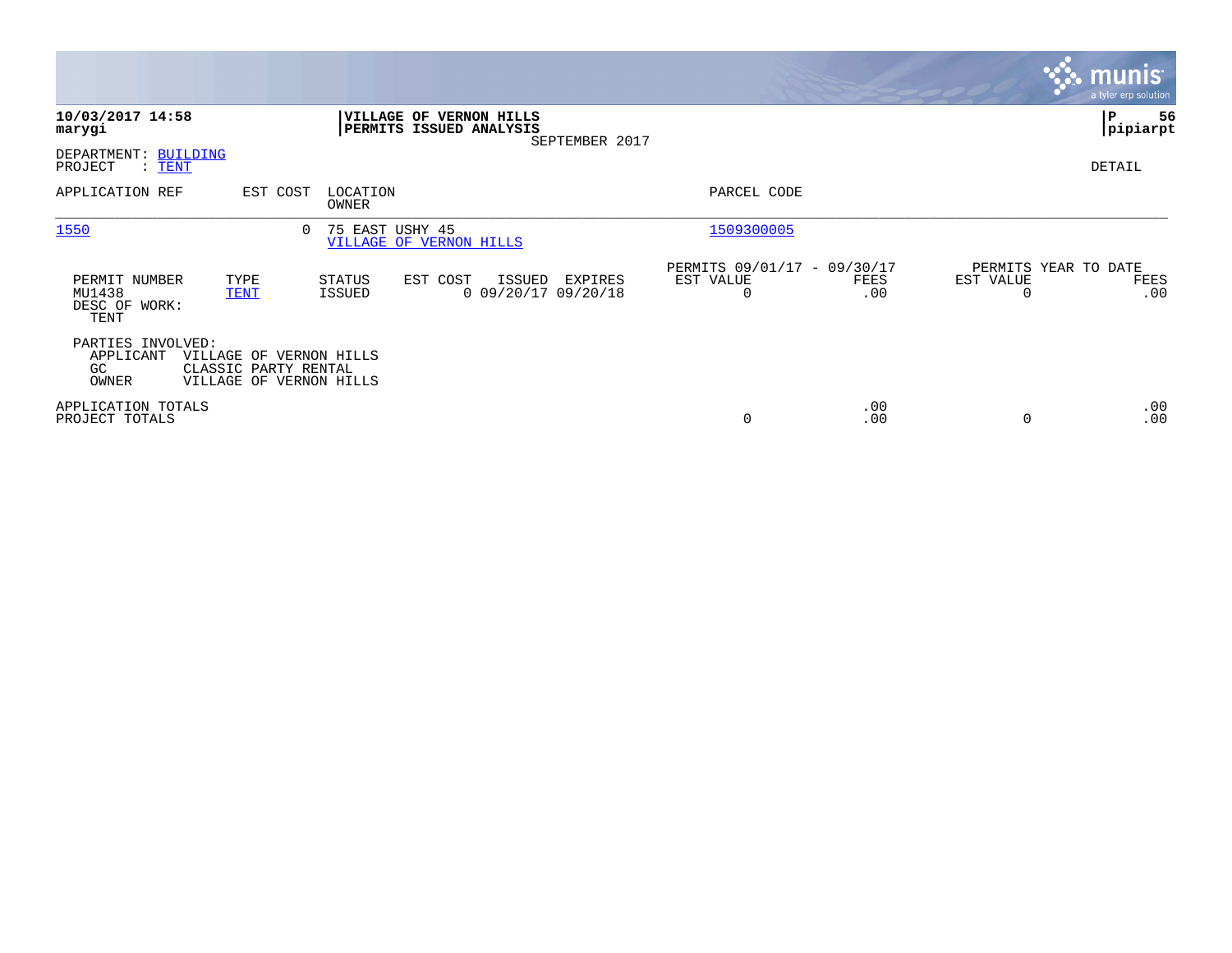**10/03/2017 14:58**
**marygi**

**VILLAGE OF VERNON HILLS**
**PERMITS ISSUED ANALYSIS**
SEPTEMBER 2017

**P 56**
**pipiarpt**

DEPARTMENT: BUILDING
PROJECT : TENT

DETAIL

| APPLICATION REF | EST COST | LOCATION / OWNER | PARCEL CODE |
|---|---|---|---|
| 1550 | 0 | 75 EAST USHY 45 / VILLAGE OF VERNON HILLS | 1509300005 |

| PERMIT NUMBER | TYPE | STATUS | EST COST | ISSUED | EXPIRES | PERMITS 09/01/17 - 09/30/17 EST VALUE | FEES | PERMITS YEAR TO DATE EST VALUE | FEES |
|---|---|---|---|---|---|---|---|---|---|
| MU1438 | TENT | ISSUED | 0 | 09/20/17 | 09/20/18 | 0 | .00 | 0 | .00 |

DESC OF WORK:
TENT

PARTIES INVOLVED:
APPLICANT VILLAGE OF VERNON HILLS
GC CLASSIC PARTY RENTAL
OWNER VILLAGE OF VERNON HILLS

| | EST VALUE | FEES | EST VALUE | FEES |
|---|---|---|---|---|
| APPLICATION TOTALS | | .00 | | .00 |
| PROJECT TOTALS | 0 | .00 | 0 | .00 |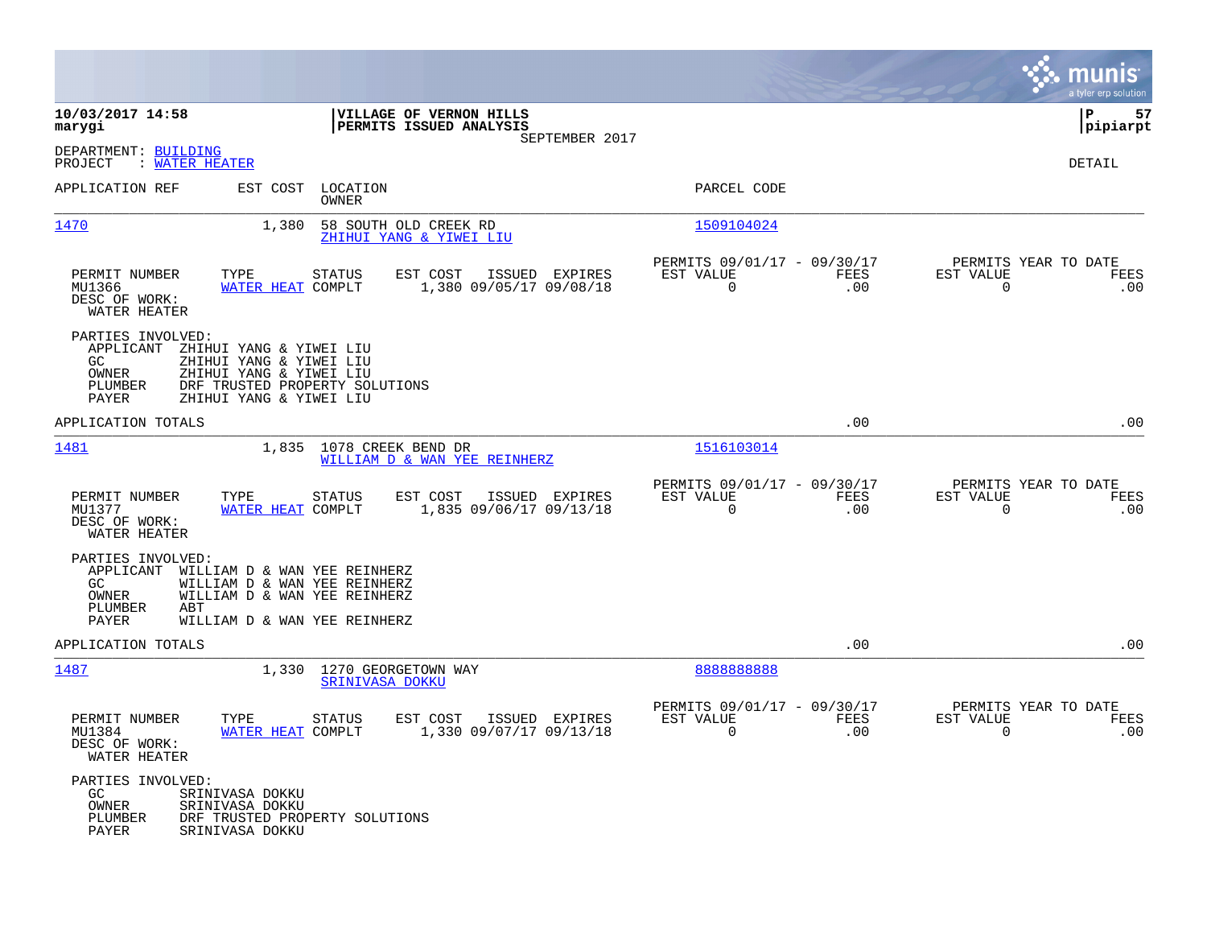**10/03/2017 14:58** | **VILLAGE OF VERNON HILLS** | **P 57**
**marygi** | **PERMITS ISSUED ANALYSIS** | **pipiarpt**
SEPTEMBER 2017

DEPARTMENT: BUILDING
PROJECT : WATER HEATER

DETAIL

| APPLICATION REF | EST COST | LOCATION / OWNER | PARCEL CODE |
|---|---|---|---|
| 1470 | 1,380 | 58 SOUTH OLD CREEK RD / ZHIHUI YANG & YIWEI LIU | 1509104024 |

| PERMIT NUMBER | TYPE | STATUS | EST COST | ISSUED | EXPIRES | PERMITS 09/01/17 - 09/30/17 EST VALUE | FEES | PERMITS YEAR TO DATE EST VALUE | FEES |
|---|---|---|---|---|---|---|---|---|---|
| MU1366 | WATER HEAT | COMPLT | 1,380 | 09/05/17 | 09/08/18 | 0 | .00 | 0 | .00 |

DESC OF WORK:
WATER HEATER

PARTIES INVOLVED:
- APPLICANT ZHIHUI YANG & YIWEI LIU
- GC ZHIHUI YANG & YIWEI LIU
- OWNER ZHIHUI YANG & YIWEI LIU
- PLUMBER DRF TRUSTED PROPERTY SOLUTIONS
- PAYER ZHIHUI YANG & YIWEI LIU

APPLICATION TOTALS .00 .00

| APPLICATION REF | EST COST | LOCATION / OWNER | PARCEL CODE |
|---|---|---|---|
| 1481 | 1,835 | 1078 CREEK BEND DR / WILLIAM D & WAN YEE REINHERZ | 1516103014 |

| PERMIT NUMBER | TYPE | STATUS | EST COST | ISSUED | EXPIRES | PERMITS 09/01/17 - 09/30/17 EST VALUE | FEES | PERMITS YEAR TO DATE EST VALUE | FEES |
|---|---|---|---|---|---|---|---|---|---|
| MU1377 | WATER HEAT | COMPLT | 1,835 | 09/06/17 | 09/13/18 | 0 | .00 | 0 | .00 |

DESC OF WORK:
WATER HEATER

PARTIES INVOLVED:
- APPLICANT WILLIAM D & WAN YEE REINHERZ
- GC WILLIAM D & WAN YEE REINHERZ
- OWNER WILLIAM D & WAN YEE REINHERZ
- PLUMBER ABT
- PAYER WILLIAM D & WAN YEE REINHERZ

APPLICATION TOTALS .00 .00

| APPLICATION REF | EST COST | LOCATION / OWNER | PARCEL CODE |
|---|---|---|---|
| 1487 | 1,330 | 1270 GEORGETOWN WAY / SRINIVASA DOKKU | 8888888888 |

| PERMIT NUMBER | TYPE | STATUS | EST COST | ISSUED | EXPIRES | PERMITS 09/01/17 - 09/30/17 EST VALUE | FEES | PERMITS YEAR TO DATE EST VALUE | FEES |
|---|---|---|---|---|---|---|---|---|---|
| MU1384 | WATER HEAT | COMPLT | 1,330 | 09/07/17 | 09/13/18 | 0 | .00 | 0 | .00 |

DESC OF WORK:
WATER HEATER

PARTIES INVOLVED:
- GC SRINIVASA DOKKU
- OWNER SRINIVASA DOKKU
- PLUMBER DRF TRUSTED PROPERTY SOLUTIONS
- PAYER SRINIVASA DOKKU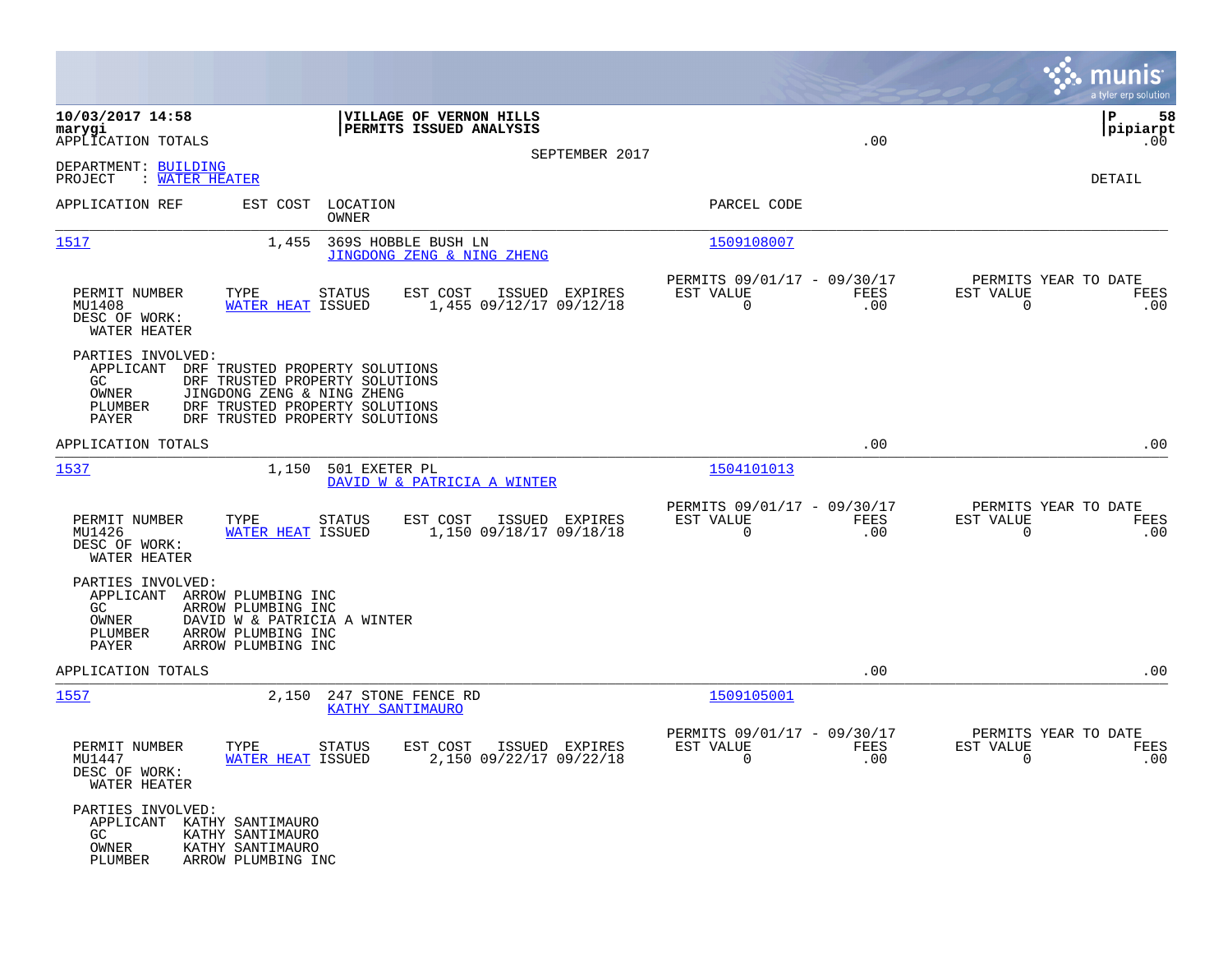10/03/2017 14:58
marygi
APPLICATION TOTALS

**VILLAGE OF VERNON HILLS**
**PERMITS ISSUED ANALYSIS**

SEPTEMBER 2017

.00

P 58
pipiarpt
.00

DEPARTMENT: BUILDING
PROJECT : WATER HEATER

DETAIL

| APPLICATION REF | EST COST | LOCATION / OWNER | PARCEL CODE |
|---|---|---|---|
| 1517 | 1,455 | 369S HOBBLE BUSH LN / JINGDONG ZENG & NING ZHENG | 1509108007 |

| PERMIT NUMBER | TYPE | STATUS | EST COST | ISSUED | EXPIRES | PERMITS 09/01/17 - 09/30/17 EST VALUE | FEES | PERMITS YEAR TO DATE EST VALUE | FEES |
|---|---|---|---|---|---|---|---|---|---|
| MU1408 | WATER HEAT | ISSUED | 1,455 | 09/12/17 | 09/12/18 | 0 | .00 | 0 | .00 |

DESC OF WORK:
WATER HEATER

PARTIES INVOLVED:
APPLICANT DRF TRUSTED PROPERTY SOLUTIONS
GC DRF TRUSTED PROPERTY SOLUTIONS
OWNER JINGDONG ZENG & NING ZHENG
PLUMBER DRF TRUSTED PROPERTY SOLUTIONS
PAYER DRF TRUSTED PROPERTY SOLUTIONS

APPLICATION TOTALS .00 .00

| APPLICATION REF | EST COST | LOCATION / OWNER | PARCEL CODE |
|---|---|---|---|
| 1537 | 1,150 | 501 EXETER PL / DAVID W & PATRICIA A WINTER | 1504101013 |

| PERMIT NUMBER | TYPE | STATUS | EST COST | ISSUED | EXPIRES | PERMITS 09/01/17 - 09/30/17 EST VALUE | FEES | PERMITS YEAR TO DATE EST VALUE | FEES |
|---|---|---|---|---|---|---|---|---|---|
| MU1426 | WATER HEAT | ISSUED | 1,150 | 09/18/17 | 09/18/18 | 0 | .00 | 0 | .00 |

DESC OF WORK:
WATER HEATER

PARTIES INVOLVED:
APPLICANT ARROW PLUMBING INC
GC ARROW PLUMBING INC
OWNER DAVID W & PATRICIA A WINTER
PLUMBER ARROW PLUMBING INC
PAYER ARROW PLUMBING INC

APPLICATION TOTALS .00 .00

| APPLICATION REF | EST COST | LOCATION / OWNER | PARCEL CODE |
|---|---|---|---|
| 1557 | 2,150 | 247 STONE FENCE RD / KATHY SANTIMAURO | 1509105001 |

| PERMIT NUMBER | TYPE | STATUS | EST COST | ISSUED | EXPIRES | PERMITS 09/01/17 - 09/30/17 EST VALUE | FEES | PERMITS YEAR TO DATE EST VALUE | FEES |
|---|---|---|---|---|---|---|---|---|---|
| MU1447 | WATER HEAT | ISSUED | 2,150 | 09/22/17 | 09/22/18 | 0 | .00 | 0 | .00 |

DESC OF WORK:
WATER HEATER

PARTIES INVOLVED:
APPLICANT KATHY SANTIMAURO
GC KATHY SANTIMAURO
OWNER KATHY SANTIMAURO
PLUMBER ARROW PLUMBING INC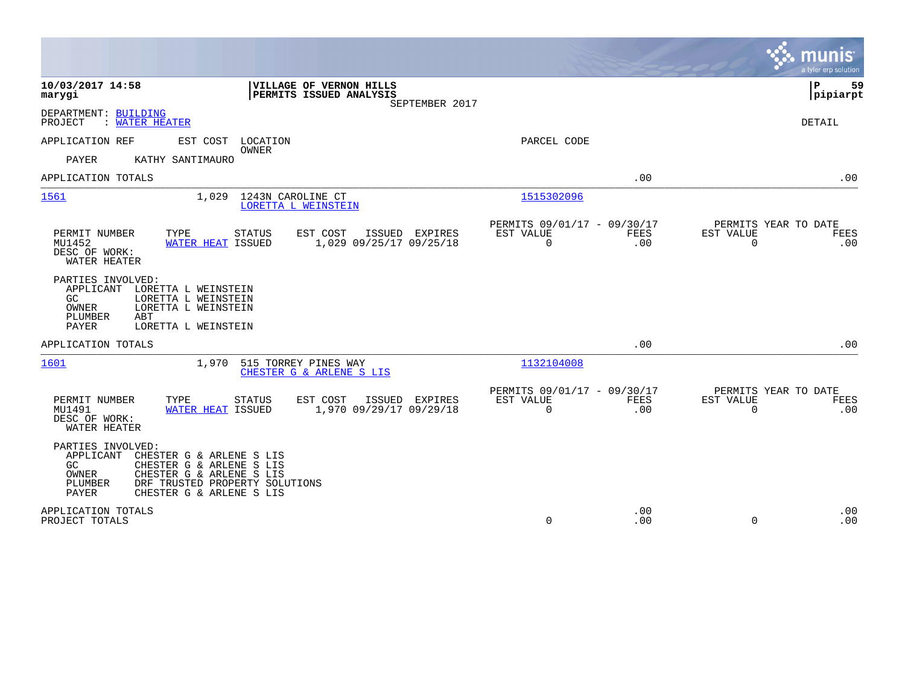**10/03/2017 14:58** | **VILLAGE OF VERNON HILLS** | **P 59**
**marygi** | **PERMITS ISSUED ANALYSIS** | **pipiarpt**

SEPTEMBER 2017

DEPARTMENT: BUILDING
PROJECT : WATER HEATER

DETAIL

APPLICATION REF &nbsp;&nbsp; EST COST &nbsp;&nbsp; LOCATION / OWNER &nbsp;&nbsp; PARCEL CODE

PAYER &nbsp;&nbsp; KATHY SANTIMAURO

APPLICATION TOTALS &nbsp;&nbsp; .00 &nbsp;&nbsp; .00

---

**1561** &nbsp;&nbsp; 1,029 &nbsp;&nbsp; 1243N CAROLINE CT &nbsp;&nbsp; 1515302096
LORETTA L WEINSTEIN

| PERMIT NUMBER | TYPE | STATUS | EST COST | ISSUED | EXPIRES | PERMITS 09/01/17 - 09/30/17 EST VALUE | FEES | PERMITS YEAR TO DATE EST VALUE | FEES |
|---|---|---|---|---|---|---|---|---|---|
| MU1452 | WATER HEAT | ISSUED | 1,029 | 09/25/17 | 09/25/18 | 0 | .00 | 0 | .00 |

DESC OF WORK:
WATER HEATER

PARTIES INVOLVED:
- APPLICANT &nbsp; LORETTA L WEINSTEIN
- GC &nbsp; LORETTA L WEINSTEIN
- OWNER &nbsp; LORETTA L WEINSTEIN
- PLUMBER &nbsp; ABT
- PAYER &nbsp; LORETTA L WEINSTEIN

APPLICATION TOTALS &nbsp;&nbsp; .00 &nbsp;&nbsp; .00

---

**1601** &nbsp;&nbsp; 1,970 &nbsp;&nbsp; 515 TORREY PINES WAY &nbsp;&nbsp; 1132104008
CHESTER G & ARLENE S LIS

| PERMIT NUMBER | TYPE | STATUS | EST COST | ISSUED | EXPIRES | PERMITS 09/01/17 - 09/30/17 EST VALUE | FEES | PERMITS YEAR TO DATE EST VALUE | FEES |
|---|---|---|---|---|---|---|---|---|---|
| MU1491 | WATER HEAT | ISSUED | 1,970 | 09/29/17 | 09/29/18 | 0 | .00 | 0 | .00 |

DESC OF WORK:
WATER HEATER

PARTIES INVOLVED:
- APPLICANT &nbsp; CHESTER G & ARLENE S LIS
- GC &nbsp; CHESTER G & ARLENE S LIS
- OWNER &nbsp; CHESTER G & ARLENE S LIS
- PLUMBER &nbsp; DRF TRUSTED PROPERTY SOLUTIONS
- PAYER &nbsp; CHESTER G & ARLENE S LIS

| | EST VALUE | FEES | EST VALUE | FEES |
|---|---|---|---|---|
| APPLICATION TOTALS | | .00 | | .00 |
| PROJECT TOTALS | 0 | .00 | 0 | .00 |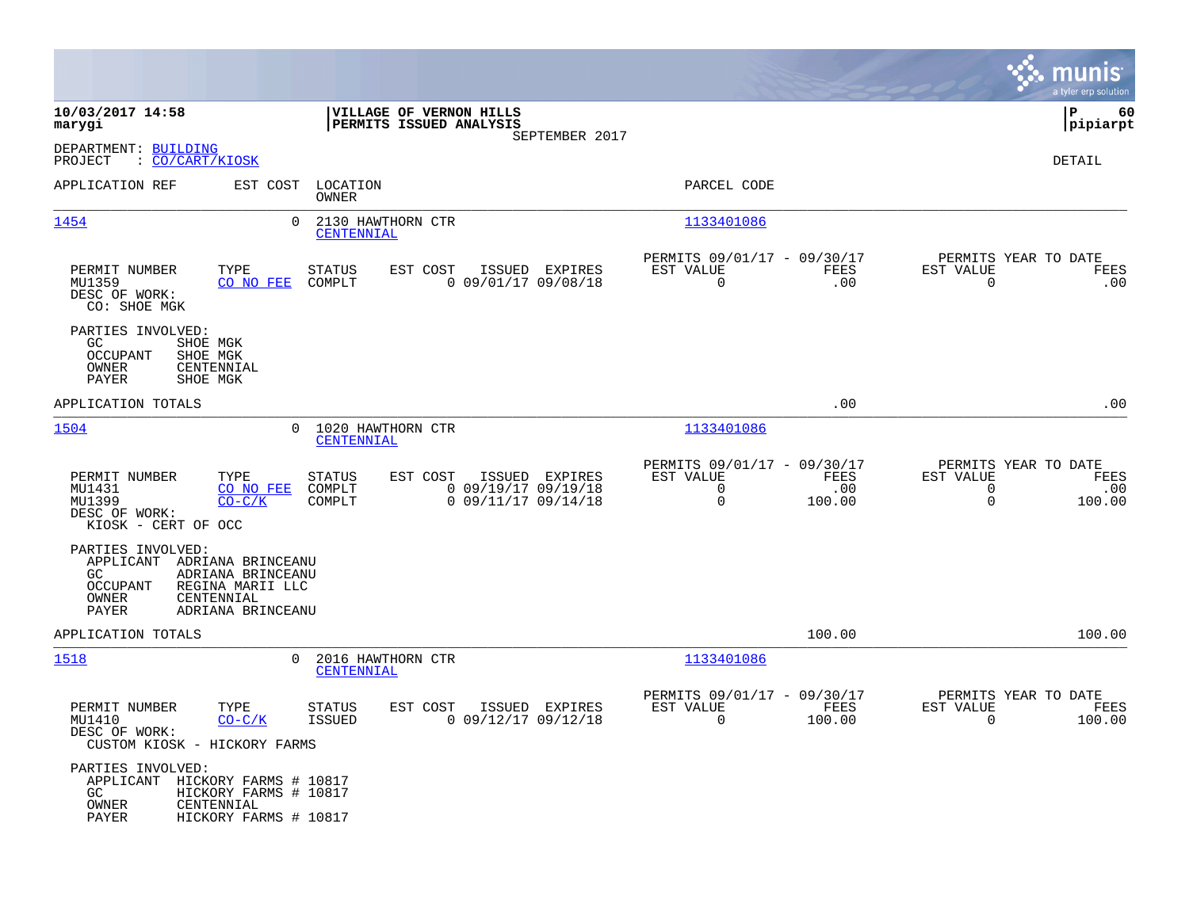**10/03/2017 14:58**
**marygi**

**VILLAGE OF VERNON HILLS**
**PERMITS ISSUED ANALYSIS**
SEPTEMBER 2017

**P 60**
**pipiarpt**

DEPARTMENT: BUILDING
PROJECT : CO/CART/KIOSK

DETAIL

| APPLICATION REF | EST COST | LOCATION / OWNER | PARCEL CODE |
|---|---|---|---|
| 1454 | 0 | 2130 HAWTHORN CTR / CENTENNIAL | 1133401086 |

| PERMIT NUMBER | TYPE | STATUS | EST COST | ISSUED | EXPIRES | PERMITS 09/01/17 - 09/30/17 EST VALUE | FEES | PERMITS YEAR TO DATE EST VALUE | FEES |
|---|---|---|---|---|---|---|---|---|---|
| MU1359 | CO NO FEE | COMPLT | 0 | 09/01/17 | 09/08/18 | 0 | .00 | 0 | .00 |

DESC OF WORK:
CO: SHOE MGK

PARTIES INVOLVED:
GC SHOE MGK
OCCUPANT SHOE MGK
OWNER CENTENNIAL
PAYER SHOE MGK

APPLICATION TOTALS .00 .00

| APPLICATION REF | EST COST | LOCATION / OWNER | PARCEL CODE |
|---|---|---|---|
| 1504 | 0 | 1020 HAWTHORN CTR / CENTENNIAL | 1133401086 |

| PERMIT NUMBER | TYPE | STATUS | EST COST | ISSUED | EXPIRES | PERMITS 09/01/17 - 09/30/17 EST VALUE | FEES | PERMITS YEAR TO DATE EST VALUE | FEES |
|---|---|---|---|---|---|---|---|---|---|
| MU1431 | CO NO FEE | COMPLT | 0 | 09/19/17 | 09/19/18 | 0 | .00 | 0 | .00 |
| MU1399 | CO-C/K | COMPLT | 0 | 09/11/17 | 09/14/18 | 0 | 100.00 | 0 | 100.00 |

DESC OF WORK:
KIOSK - CERT OF OCC

PARTIES INVOLVED:
APPLICANT ADRIANA BRINCEANU
GC ADRIANA BRINCEANU
OCCUPANT REGINA MARII LLC
OWNER CENTENNIAL
PAYER ADRIANA BRINCEANU

APPLICATION TOTALS 100.00 100.00

| APPLICATION REF | EST COST | LOCATION / OWNER | PARCEL CODE |
|---|---|---|---|
| 1518 | 0 | 2016 HAWTHORN CTR / CENTENNIAL | 1133401086 |

| PERMIT NUMBER | TYPE | STATUS | EST COST | ISSUED | EXPIRES | PERMITS 09/01/17 - 09/30/17 EST VALUE | FEES | PERMITS YEAR TO DATE EST VALUE | FEES |
|---|---|---|---|---|---|---|---|---|---|
| MU1410 | CO-C/K | ISSUED | 0 | 09/12/17 | 09/12/18 | 0 | 100.00 | 0 | 100.00 |

DESC OF WORK:
CUSTOM KIOSK - HICKORY FARMS

PARTIES INVOLVED:
APPLICANT HICKORY FARMS # 10817
GC HICKORY FARMS # 10817
OWNER CENTENNIAL
PAYER HICKORY FARMS # 10817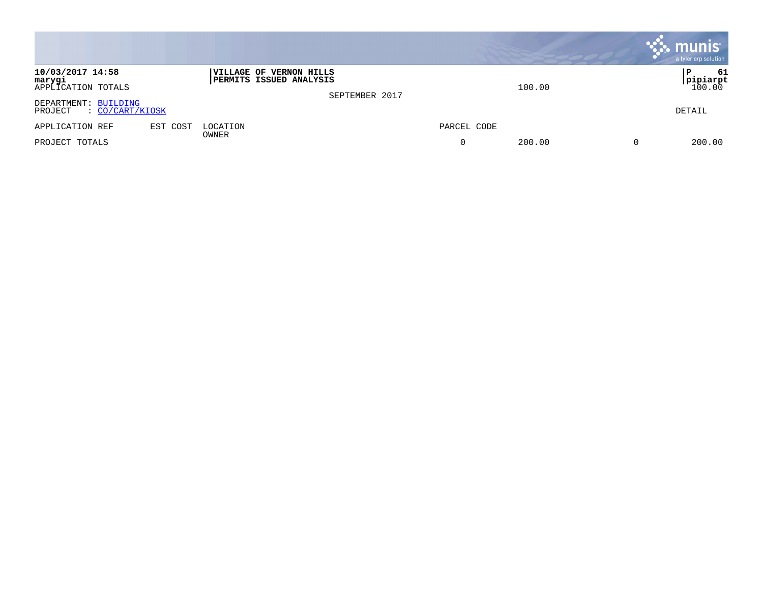**10/03/2017 14:58**
**marygi**
APPLICATION TOTALS

**VILLAGE OF VERNON HILLS**
**PERMITS ISSUED ANALYSIS**

SEPTEMBER 2017

| | | | | | | |
|---|---|---|---|---|---|---|
| APPLICATION TOTALS | | | | 100.00 | | 100.00 |

DEPARTMENT: BUILDING
PROJECT : CO/CART/KIOSK

DETAIL

| APPLICATION REF | EST COST | LOCATION OWNER | PARCEL CODE | | | |
|---|---|---|---|---|---|---|
| PROJECT TOTALS | | | 0 | 200.00 | 0 | 200.00 |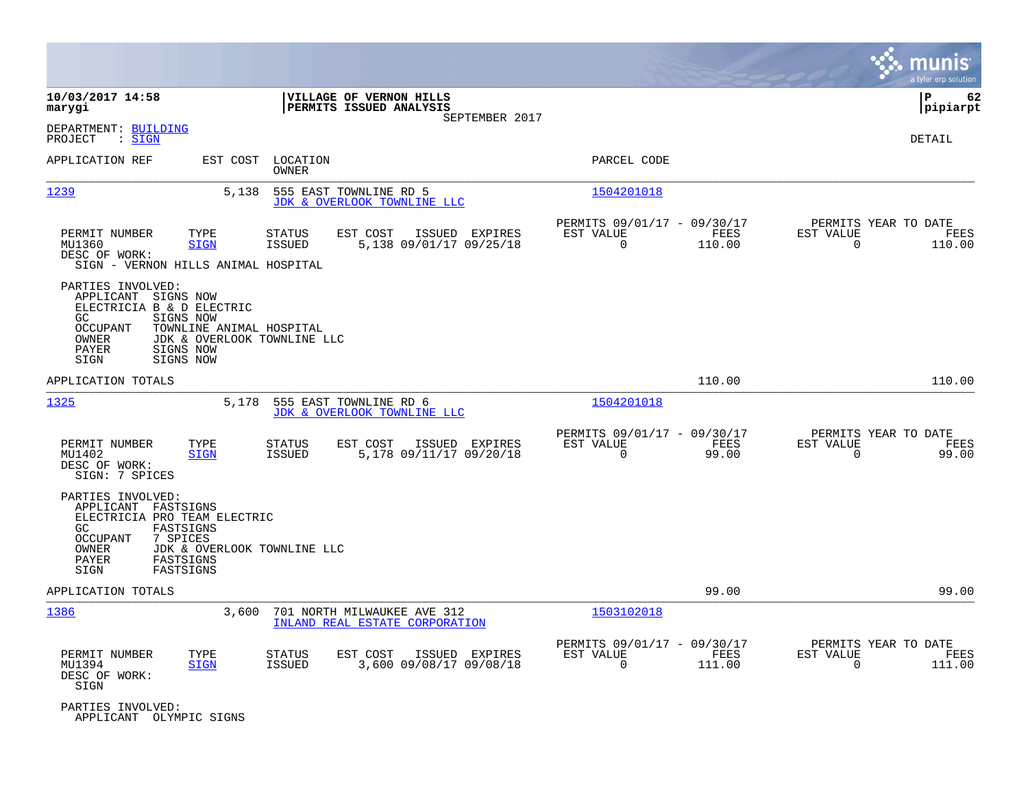10/03/2017 14:58
marygi

**VILLAGE OF VERNON HILLS**
**PERMITS ISSUED ANALYSIS**
SEPTEMBER 2017

P 62
pipiarpt

DEPARTMENT: BUILDING
PROJECT : SIGN

DETAIL

| APPLICATION REF | EST COST | LOCATION / OWNER | PARCEL CODE |
|---|---|---|---|
| 1239 | 5,138 | 555 EAST TOWNLINE RD 5 / JDK & OVERLOOK TOWNLINE LLC | 1504201018 |

| PERMIT NUMBER | TYPE | STATUS | EST COST | ISSUED | EXPIRES | PERMITS 09/01/17 - 09/30/17 EST VALUE | FEES | PERMITS YEAR TO DATE EST VALUE | FEES |
|---|---|---|---|---|---|---|---|---|---|
| MU1360 | SIGN | ISSUED | 5,138 | 09/01/17 | 09/25/18 | 0 | 110.00 | 0 | 110.00 |

DESC OF WORK:
SIGN - VERNON HILLS ANIMAL HOSPITAL

PARTIES INVOLVED:
- APPLICANT SIGNS NOW
- ELECTRICIA B & D ELECTRIC
- GC SIGNS NOW
- OCCUPANT TOWNLINE ANIMAL HOSPITAL
- OWNER JDK & OVERLOOK TOWNLINE LLC
- PAYER SIGNS NOW
- SIGN SIGNS NOW

APPLICATION TOTALS 110.00 110.00

| APPLICATION REF | EST COST | LOCATION / OWNER | PARCEL CODE |
|---|---|---|---|
| 1325 | 5,178 | 555 EAST TOWNLINE RD 6 / JDK & OVERLOOK TOWNLINE LLC | 1504201018 |

| PERMIT NUMBER | TYPE | STATUS | EST COST | ISSUED | EXPIRES | PERMITS 09/01/17 - 09/30/17 EST VALUE | FEES | PERMITS YEAR TO DATE EST VALUE | FEES |
|---|---|---|---|---|---|---|---|---|---|
| MU1402 | SIGN | ISSUED | 5,178 | 09/11/17 | 09/20/18 | 0 | 99.00 | 0 | 99.00 |

DESC OF WORK:
SIGN: 7 SPICES

PARTIES INVOLVED:
- APPLICANT FASTSIGNS
- ELECTRICIA PRO TEAM ELECTRIC
- GC FASTSIGNS
- OCCUPANT 7 SPICES
- OWNER JDK & OVERLOOK TOWNLINE LLC
- PAYER FASTSIGNS
- SIGN FASTSIGNS

APPLICATION TOTALS 99.00 99.00

| APPLICATION REF | EST COST | LOCATION / OWNER | PARCEL CODE |
|---|---|---|---|
| 1386 | 3,600 | 701 NORTH MILWAUKEE AVE 312 / INLAND REAL ESTATE CORPORATION | 1503102018 |

| PERMIT NUMBER | TYPE | STATUS | EST COST | ISSUED | EXPIRES | PERMITS 09/01/17 - 09/30/17 EST VALUE | FEES | PERMITS YEAR TO DATE EST VALUE | FEES |
|---|---|---|---|---|---|---|---|---|---|
| MU1394 | SIGN | ISSUED | 3,600 | 09/08/17 | 09/08/18 | 0 | 111.00 | 0 | 111.00 |

DESC OF WORK:
SIGN

PARTIES INVOLVED:
- APPLICANT OLYMPIC SIGNS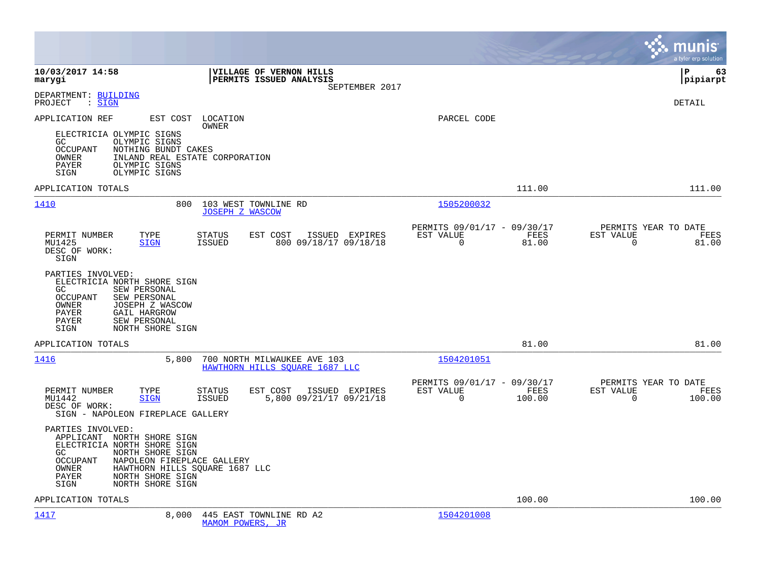10/03/2017 14:58
marygi

**VILLAGE OF VERNON HILLS**
**PERMITS ISSUED ANALYSIS**
SEPTEMBER 2017

P 63
pipiarpt

DEPARTMENT: BUILDING
PROJECT : SIGN

DETAIL

APPLICATION REF    EST COST   LOCATION / OWNER    PARCEL CODE

ELECTRICIA OLYMPIC SIGNS
GC OLYMPIC SIGNS
OCCUPANT NOTHING BUNDT CAKES
OWNER INLAND REAL ESTATE CORPORATION
PAYER OLYMPIC SIGNS
SIGN OLYMPIC SIGNS

APPLICATION TOTALS 111.00 111.00

---

**1410** — 800 — 103 WEST TOWNLINE RD — JOSEPH Z WASCOW — 1505200032

| PERMIT NUMBER | TYPE | STATUS | EST COST | ISSUED | EXPIRES | PERMITS 09/01/17 - 09/30/17 EST VALUE | FEES | PERMITS YEAR TO DATE EST VALUE | FEES |
|---|---|---|---|---|---|---|---|---|---|
| MU1425 | SIGN | ISSUED | 800 | 09/18/17 | 09/18/18 | 0 | 81.00 | 0 | 81.00 |

DESC OF WORK:
SIGN

PARTIES INVOLVED:
ELECTRICIA NORTH SHORE SIGN
GC SEW PERSONAL
OCCUPANT SEW PERSONAL
OWNER JOSEPH Z WASCOW
PAYER GAIL HARGROW
PAYER SEW PERSONAL
SIGN NORTH SHORE SIGN

APPLICATION TOTALS 81.00 81.00

---

**1416** — 5,800 — 700 NORTH MILWAUKEE AVE 103 — HAWTHORN HILLS SQUARE 1687 LLC — 1504201051

| PERMIT NUMBER | TYPE | STATUS | EST COST | ISSUED | EXPIRES | PERMITS 09/01/17 - 09/30/17 EST VALUE | FEES | PERMITS YEAR TO DATE EST VALUE | FEES |
|---|---|---|---|---|---|---|---|---|---|
| MU1442 | SIGN | ISSUED | 5,800 | 09/21/17 | 09/21/18 | 0 | 100.00 | 0 | 100.00 |

DESC OF WORK:
SIGN - NAPOLEON FIREPLACE GALLERY

PARTIES INVOLVED:
APPLICANT NORTH SHORE SIGN
ELECTRICIA NORTH SHORE SIGN
GC NORTH SHORE SIGN
OCCUPANT NAPOLEON FIREPLACE GALLERY
OWNER HAWTHORN HILLS SQUARE 1687 LLC
PAYER NORTH SHORE SIGN
SIGN NORTH SHORE SIGN

APPLICATION TOTALS 100.00 100.00

---

**1417** — 8,000 — 445 EAST TOWNLINE RD A2 — MAMOM POWERS, JR — 1504201008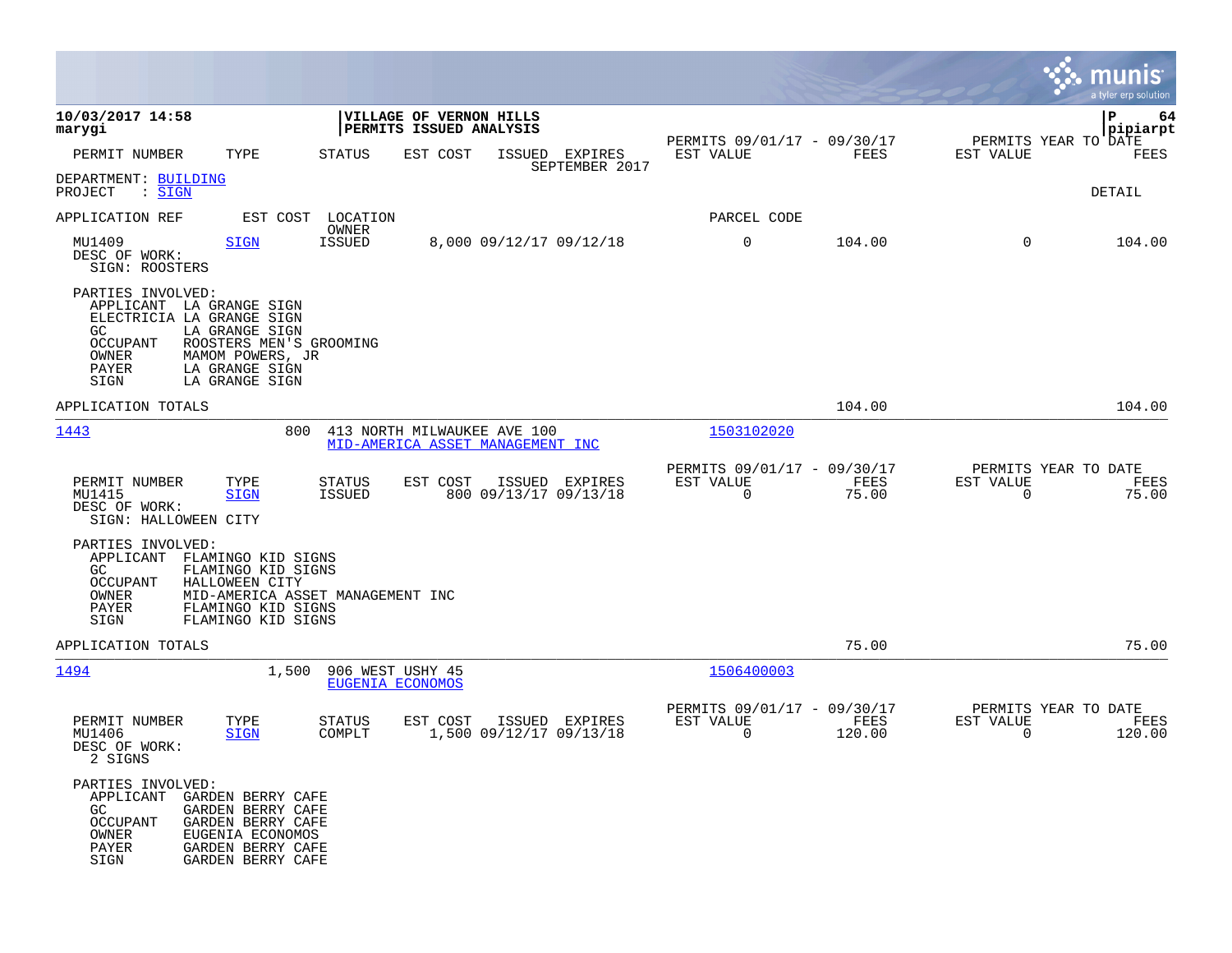**10/03/2017 14:58**
**marygi**

**VILLAGE OF VERNON HILLS**
**PERMITS ISSUED ANALYSIS**

**P 64**
**pipiarpt**

| PERMIT NUMBER | TYPE | STATUS | EST COST | ISSUED | EXPIRES | PERMITS 09/01/17 - 09/30/17 EST VALUE | FEES | PERMITS YEAR TO DATE EST VALUE | FEES |
|---|---|---|---|---|---|---|---|---|---|

SEPTEMBER 2017

DEPARTMENT: BUILDING
PROJECT : SIGN

DETAIL

APPLICATION REF | EST COST | LOCATION / OWNER | PARCEL CODE

| PERMIT NUMBER | TYPE | STATUS | EST COST | ISSUED | EXPIRES | EST VALUE | FEES | YTD EST VALUE | YTD FEES |
|---|---|---|---|---|---|---|---|---|---|
| MU1409 | SIGN | ISSUED | 8,000 | 09/12/17 | 09/12/18 | 0 | 104.00 | 0 | 104.00 |

DESC OF WORK:
SIGN: ROOSTERS

PARTIES INVOLVED:
- APPLICANT LA GRANGE SIGN
- ELECTRICIA LA GRANGE SIGN
- GC LA GRANGE SIGN
- OCCUPANT ROOSTERS MEN'S GROOMING
- OWNER MAMOM POWERS, JR
- PAYER LA GRANGE SIGN
- SIGN LA GRANGE SIGN

APPLICATION TOTALS 104.00 104.00

---

1443 | 800 | 413 NORTH MILWAUKEE AVE 100 | MID-AMERICA ASSET MANAGEMENT INC | 1503102020

| PERMIT NUMBER | TYPE | STATUS | EST COST | ISSUED | EXPIRES | PERMITS 09/01/17 - 09/30/17 EST VALUE | FEES | PERMITS YEAR TO DATE EST VALUE | FEES |
|---|---|---|---|---|---|---|---|---|---|
| MU1415 | SIGN | ISSUED | 800 | 09/13/17 | 09/13/18 | 0 | 75.00 | 0 | 75.00 |

DESC OF WORK:
SIGN: HALLOWEEN CITY

PARTIES INVOLVED:
- APPLICANT FLAMINGO KID SIGNS
- GC FLAMINGO KID SIGNS
- OCCUPANT HALLOWEEN CITY
- OWNER MID-AMERICA ASSET MANAGEMENT INC
- PAYER FLAMINGO KID SIGNS
- SIGN FLAMINGO KID SIGNS

APPLICATION TOTALS 75.00 75.00

---

1494 | 1,500 | 906 WEST USHY 45 | EUGENIA ECONOMOS | 1506400003

| PERMIT NUMBER | TYPE | STATUS | EST COST | ISSUED | EXPIRES | PERMITS 09/01/17 - 09/30/17 EST VALUE | FEES | PERMITS YEAR TO DATE EST VALUE | FEES |
|---|---|---|---|---|---|---|---|---|---|
| MU1406 | SIGN | COMPLT | 1,500 | 09/12/17 | 09/13/18 | 0 | 120.00 | 0 | 120.00 |

DESC OF WORK:
2 SIGNS

PARTIES INVOLVED:
- APPLICANT GARDEN BERRY CAFE
- GC GARDEN BERRY CAFE
- OCCUPANT GARDEN BERRY CAFE
- OWNER EUGENIA ECONOMOS
- PAYER GARDEN BERRY CAFE
- SIGN GARDEN BERRY CAFE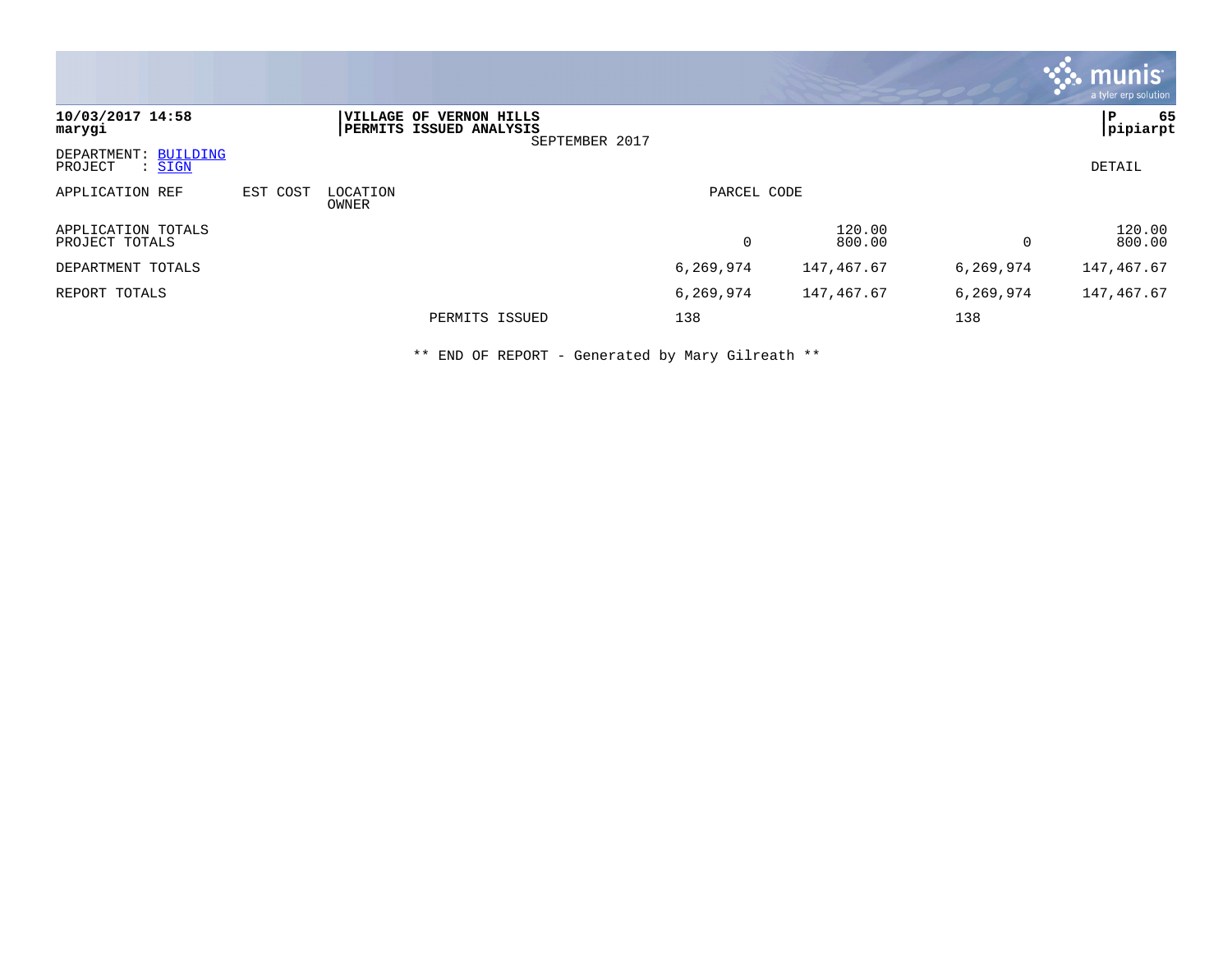**10/03/2017 14:58**
**marygi**

**VILLAGE OF VERNON HILLS**
**PERMITS ISSUED ANALYSIS**
SEPTEMBER 2017

**P 65**
**pipiarpt**

DEPARTMENT: BUILDING
PROJECT : SIGN

DETAIL

| APPLICATION REF | EST COST | LOCATION OWNER | PARCEL CODE | | | |
|---|---|---|---|---|---|---|
| APPLICATION TOTALS | | | | 120.00 | | 120.00 |
| PROJECT TOTALS | | | 0 | 800.00 | 0 | 800.00 |
| DEPARTMENT TOTALS | | | 6,269,974 | 147,467.67 | 6,269,974 | 147,467.67 |
| REPORT TOTALS | | | 6,269,974 | 147,467.67 | 6,269,974 | 147,467.67 |
| | | PERMITS ISSUED | 138 | | 138 | |

** END OF REPORT - Generated by Mary Gilreath **